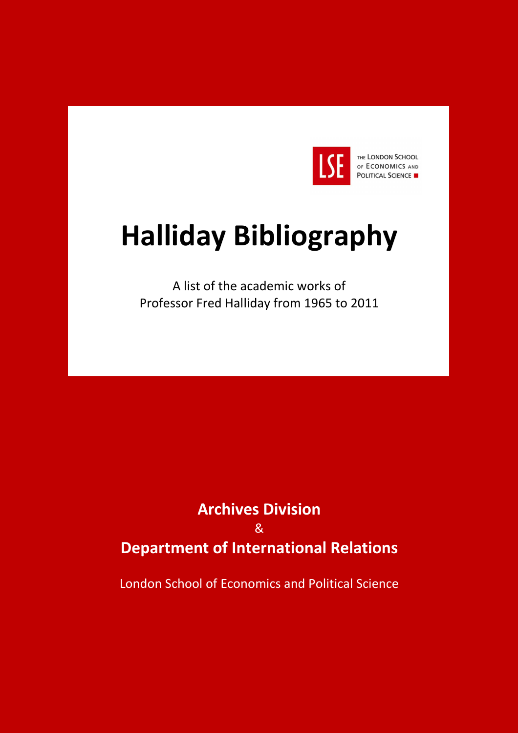THE LONDON SCHOOL OF ECONOMICS AND POLITICAL SCIENCE

# Halliday Bibliography

A list of the academic works of
Professor Fred Halliday from 1965 to 2011

**Archives Division**

&

**Department of International Relations**

London School of Economics and Political Science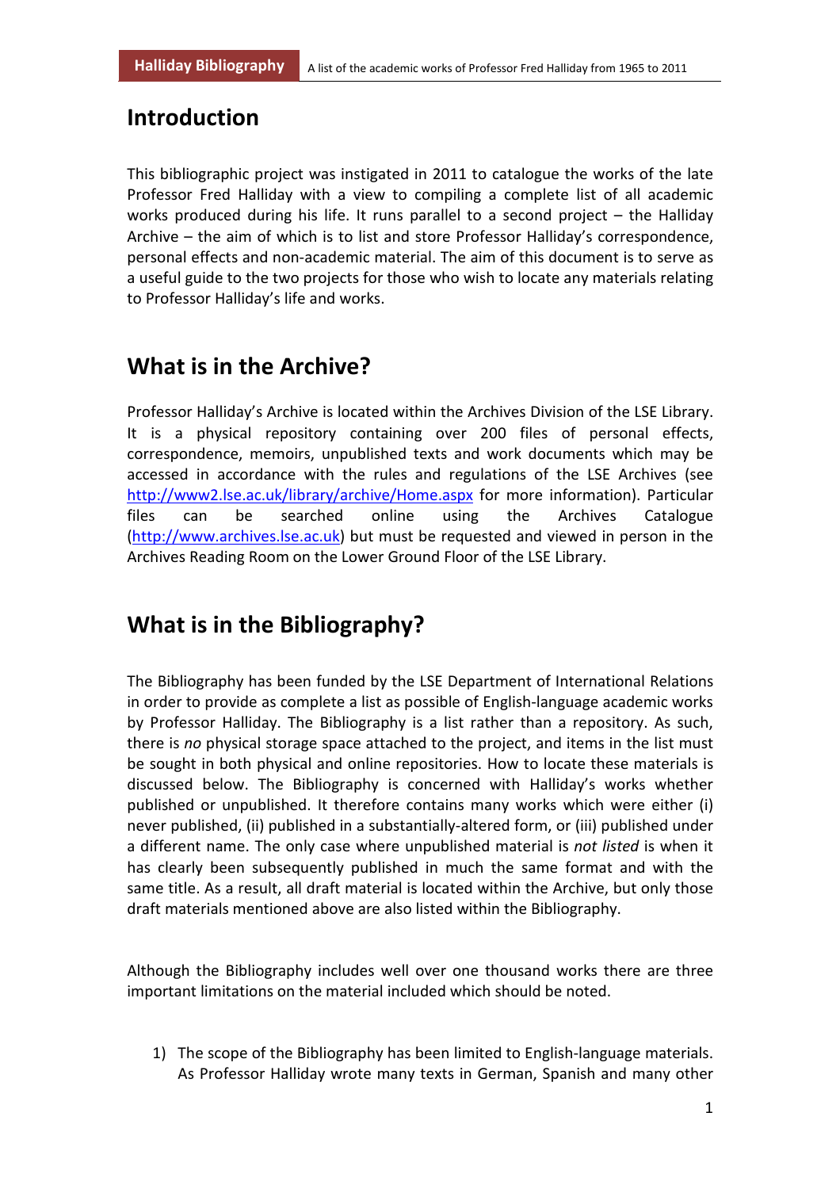# Introduction

This bibliographic project was instigated in 2011 to catalogue the works of the late Professor Fred Halliday with a view to compiling a complete list of all academic works produced during his life. It runs parallel to a second project – the Halliday Archive – the aim of which is to list and store Professor Halliday's correspondence, personal effects and non-academic material. The aim of this document is to serve as a useful guide to the two projects for those who wish to locate any materials relating to Professor Halliday's life and works.

# What is in the Archive?

Professor Halliday's Archive is located within the Archives Division of the LSE Library. It is a physical repository containing over 200 files of personal effects, correspondence, memoirs, unpublished texts and work documents which may be accessed in accordance with the rules and regulations of the LSE Archives (see http://www2.lse.ac.uk/library/archive/Home.aspx for more information). Particular files can be searched online using the Archives Catalogue (http://www.archives.lse.ac.uk) but must be requested and viewed in person in the Archives Reading Room on the Lower Ground Floor of the LSE Library.

# What is in the Bibliography?

The Bibliography has been funded by the LSE Department of International Relations in order to provide as complete a list as possible of English-language academic works by Professor Halliday. The Bibliography is a list rather than a repository. As such, there is *no* physical storage space attached to the project, and items in the list must be sought in both physical and online repositories. How to locate these materials is discussed below. The Bibliography is concerned with Halliday's works whether published or unpublished. It therefore contains many works which were either (i) never published, (ii) published in a substantially-altered form, or (iii) published under a different name. The only case where unpublished material is *not listed* is when it has clearly been subsequently published in much the same format and with the same title. As a result, all draft material is located within the Archive, but only those draft materials mentioned above are also listed within the Bibliography.

Although the Bibliography includes well over one thousand works there are three important limitations on the material included which should be noted.

1) The scope of the Bibliography has been limited to English-language materials. As Professor Halliday wrote many texts in German, Spanish and many other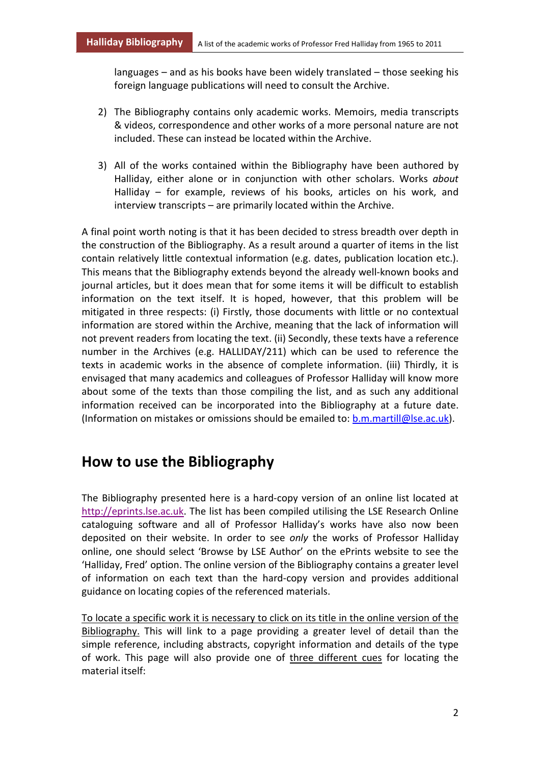languages – and as his books have been widely translated – those seeking his foreign language publications will need to consult the Archive.

2) The Bibliography contains only academic works. Memoirs, media transcripts & videos, correspondence and other works of a more personal nature are not included. These can instead be located within the Archive.

3) All of the works contained within the Bibliography have been authored by Halliday, either alone or in conjunction with other scholars. Works *about* Halliday – for example, reviews of his books, articles on his work, and interview transcripts – are primarily located within the Archive.

A final point worth noting is that it has been decided to stress breadth over depth in the construction of the Bibliography. As a result around a quarter of items in the list contain relatively little contextual information (e.g. dates, publication location etc.). This means that the Bibliography extends beyond the already well-known books and journal articles, but it does mean that for some items it will be difficult to establish information on the text itself. It is hoped, however, that this problem will be mitigated in three respects: (i) Firstly, those documents with little or no contextual information are stored within the Archive, meaning that the lack of information will not prevent readers from locating the text. (ii) Secondly, these texts have a reference number in the Archives (e.g. HALLIDAY/211) which can be used to reference the texts in academic works in the absence of complete information. (iii) Thirdly, it is envisaged that many academics and colleagues of Professor Halliday will know more about some of the texts than those compiling the list, and as such any additional information received can be incorporated into the Bibliography at a future date. (Information on mistakes or omissions should be emailed to: b.m.martill@lse.ac.uk).

## How to use the Bibliography

The Bibliography presented here is a hard-copy version of an online list located at http://eprints.lse.ac.uk. The list has been compiled utilising the LSE Research Online cataloguing software and all of Professor Halliday's works have also now been deposited on their website. In order to see *only* the works of Professor Halliday online, one should select 'Browse by LSE Author' on the ePrints website to see the 'Halliday, Fred' option. The online version of the Bibliography contains a greater level of information on each text than the hard-copy version and provides additional guidance on locating copies of the referenced materials.

To locate a specific work it is necessary to click on its title in the online version of the Bibliography. This will link to a page providing a greater level of detail than the simple reference, including abstracts, copyright information and details of the type of work. This page will also provide one of three different cues for locating the material itself: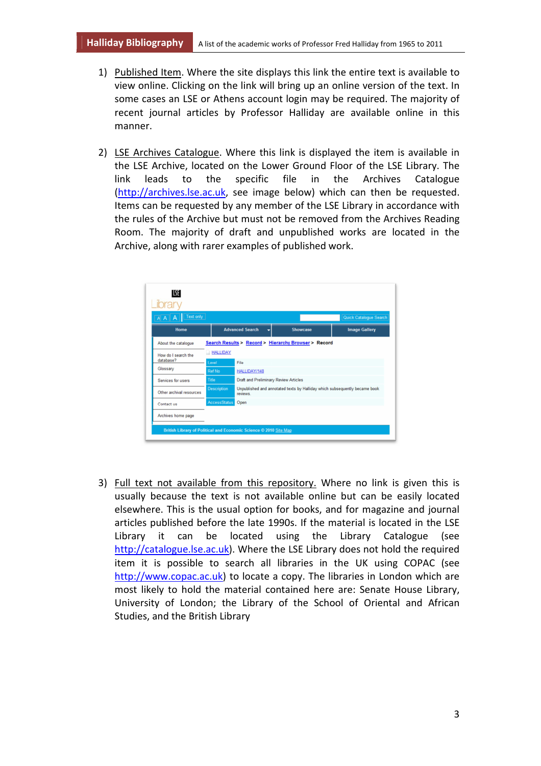1) Published Item. Where the site displays this link the entire text is available to view online. Clicking on the link will bring up an online version of the text. In some cases an LSE or Athens account login may be required. The majority of recent journal articles by Professor Halliday are available online in this manner.

2) LSE Archives Catalogue. Where this link is displayed the item is available in the LSE Archive, located on the Lower Ground Floor of the LSE Library. The link leads to the specific file in the Archives Catalogue (http://archives.lse.ac.uk, see image below) which can then be requested. Items can be requested by any member of the LSE Library in accordance with the rules of the Archive but must not be removed from the Archives Reading Room. The majority of draft and unpublished works are located in the Archive, along with rarer examples of published work.

3) Full text not available from this repository. Where no link is given this is usually because the text is not available online but can be easily located elsewhere. This is the usual option for books, and for magazine and journal articles published before the late 1990s. If the material is located in the LSE Library it can be located using the Library Catalogue (see http://catalogue.lse.ac.uk). Where the LSE Library does not hold the required item it is possible to search all libraries in the UK using COPAC (see http://www.copac.ac.uk) to locate a copy. The libraries in London which are most likely to hold the material contained here are: Senate House Library, University of London; the Library of the School of Oriental and African Studies, and the British Library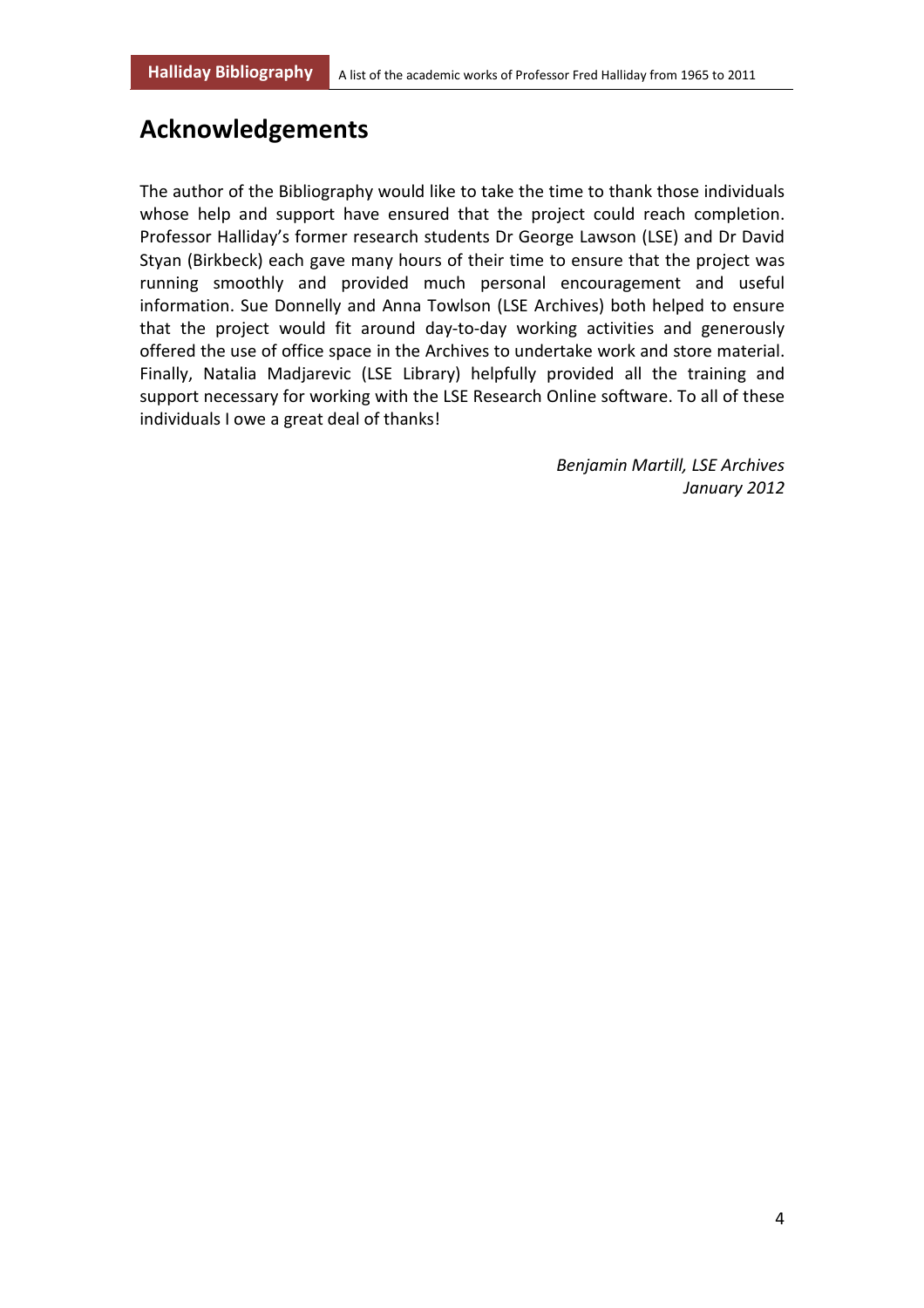## Acknowledgements

The author of the Bibliography would like to take the time to thank those individuals whose help and support have ensured that the project could reach completion. Professor Halliday's former research students Dr George Lawson (LSE) and Dr David Styan (Birkbeck) each gave many hours of their time to ensure that the project was running smoothly and provided much personal encouragement and useful information. Sue Donnelly and Anna Towlson (LSE Archives) both helped to ensure that the project would fit around day-to-day working activities and generously offered the use of office space in the Archives to undertake work and store material. Finally, Natalia Madjarevic (LSE Library) helpfully provided all the training and support necessary for working with the LSE Research Online software. To all of these individuals I owe a great deal of thanks!

*Benjamin Martill, LSE Archives*
*January 2012*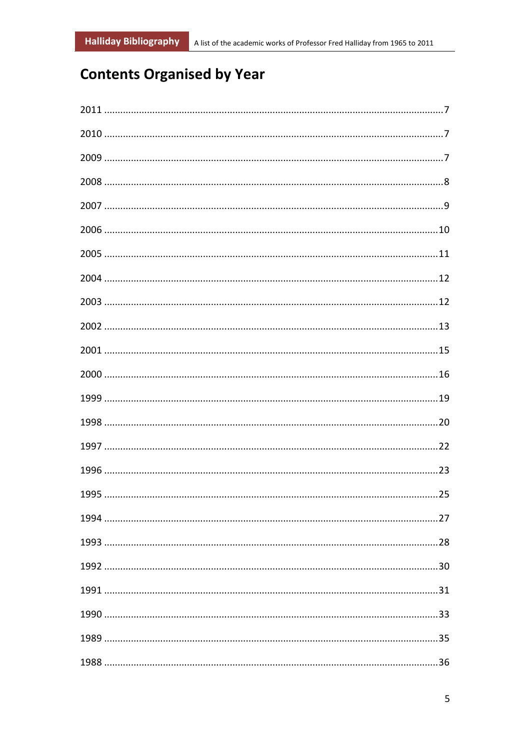# Contents Organised by Year

2011 ........................................................................................................................7

2010 ........................................................................................................................7

2009 ........................................................................................................................7

2008 ........................................................................................................................8

2007 ........................................................................................................................9

2006 ......................................................................................................................10

2005 ......................................................................................................................11

2004 ......................................................................................................................12

2003 ......................................................................................................................12

2002 ......................................................................................................................13

2001 ......................................................................................................................15

2000 ......................................................................................................................16

1999 ......................................................................................................................19

1998 ......................................................................................................................20

1997 ......................................................................................................................22

1996 ......................................................................................................................23

1995 ......................................................................................................................25

1994 ......................................................................................................................27

1993 ......................................................................................................................28

1992 ......................................................................................................................30

1991 ......................................................................................................................31

1990 ......................................................................................................................33

1989 ......................................................................................................................35

1988 ......................................................................................................................36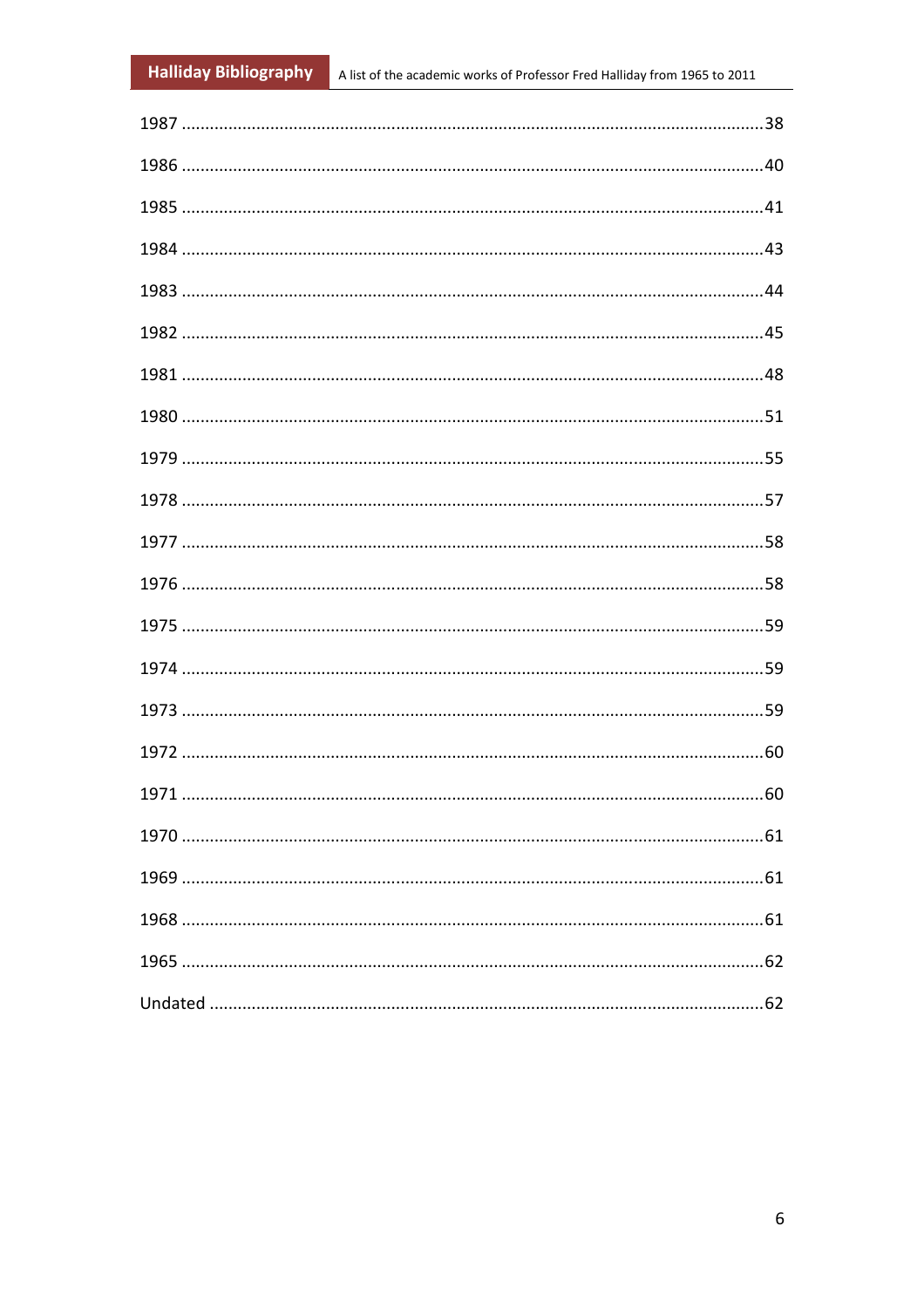1987 ........................................................................................................................ 38

1986 ........................................................................................................................ 40

1985 ........................................................................................................................ 41

1984 ........................................................................................................................ 43

1983 ........................................................................................................................ 44

1982 ........................................................................................................................ 45

1981 ........................................................................................................................ 48

1980 ........................................................................................................................ 51

1979 ........................................................................................................................ 55

1978 ........................................................................................................................ 57

1977 ........................................................................................................................ 58

1976 ........................................................................................................................ 58

1975 ........................................................................................................................ 59

1974 ........................................................................................................................ 59

1973 ........................................................................................................................ 59

1972 ........................................................................................................................ 60

1971 ........................................................................................................................ 60

1970 ........................................................................................................................ 61

1969 ........................................................................................................................ 61

1968 ........................................................................................................................ 61

1965 ........................................................................................................................ 62

Undated .................................................................................................................. 62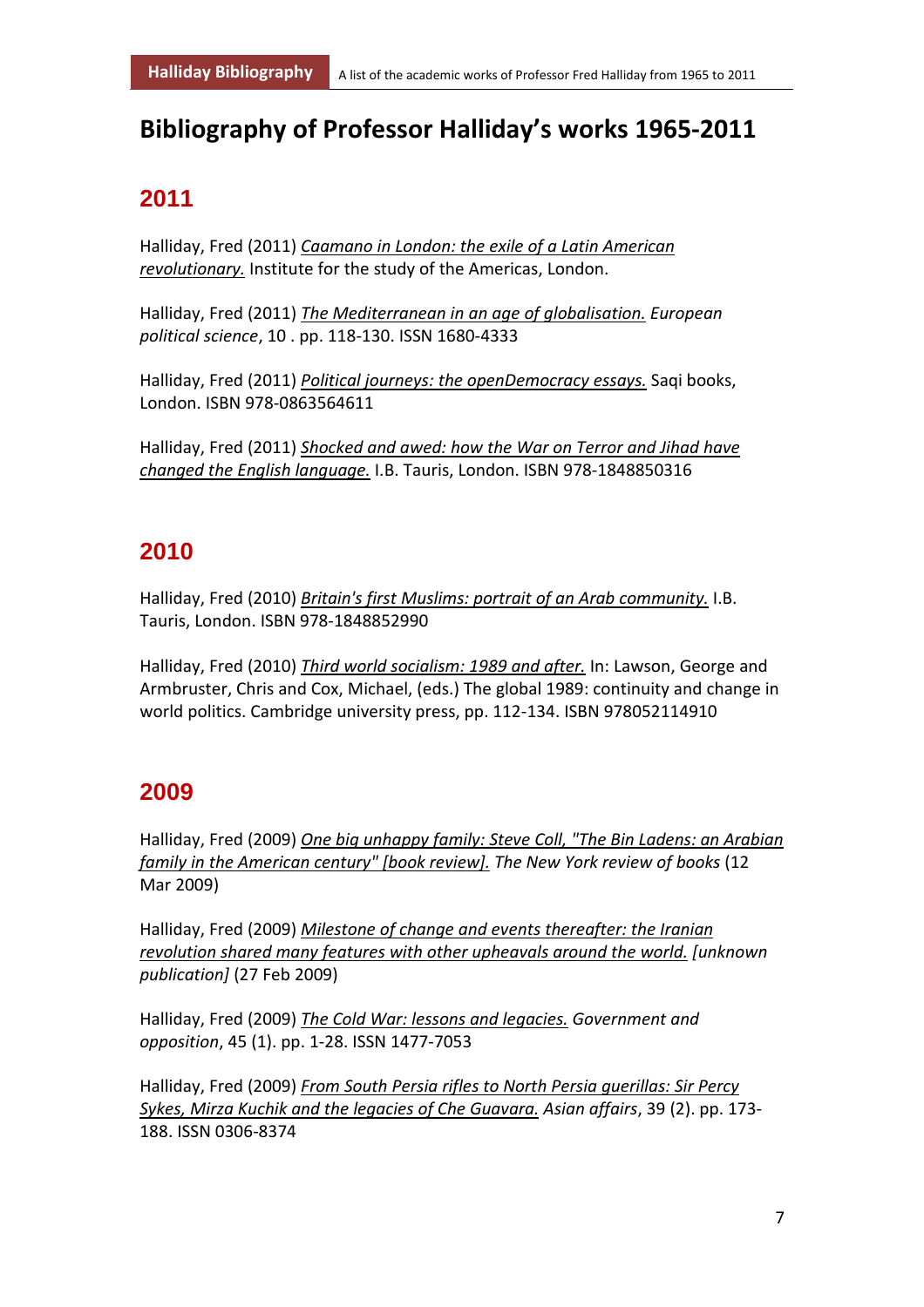# Bibliography of Professor Halliday's works 1965-2011

## 2011

Halliday, Fred (2011) *Caamano in London: the exile of a Latin American revolutionary.* Institute for the study of the Americas, London.

Halliday, Fred (2011) *The Mediterranean in an age of globalisation.* *European political science*, 10 . pp. 118-130. ISSN 1680-4333

Halliday, Fred (2011) *Political journeys: the openDemocracy essays.* Saqi books, London. ISBN 978-0863564611

Halliday, Fred (2011) *Shocked and awed: how the War on Terror and Jihad have changed the English language.* I.B. Tauris, London. ISBN 978-1848850316

## 2010

Halliday, Fred (2010) *Britain's first Muslims: portrait of an Arab community.* I.B. Tauris, London. ISBN 978-1848852990

Halliday, Fred (2010) *Third world socialism: 1989 and after.* In: Lawson, George and Armbruster, Chris and Cox, Michael, (eds.) The global 1989: continuity and change in world politics. Cambridge university press, pp. 112-134. ISBN 978052114910

## 2009

Halliday, Fred (2009) *One big unhappy family: Steve Coll, "The Bin Ladens: an Arabian family in the American century" [book review].* *The New York review of books* (12 Mar 2009)

Halliday, Fred (2009) *Milestone of change and events thereafter: the Iranian revolution shared many features with other upheavals around the world.* *[unknown publication]* (27 Feb 2009)

Halliday, Fred (2009) *The Cold War: lessons and legacies.* *Government and opposition*, 45 (1). pp. 1-28. ISSN 1477-7053

Halliday, Fred (2009) *From South Persia rifles to North Persia guerillas: Sir Percy Sykes, Mirza Kuchik and the legacies of Che Guavara.* *Asian affairs*, 39 (2). pp. 173-188. ISSN 0306-8374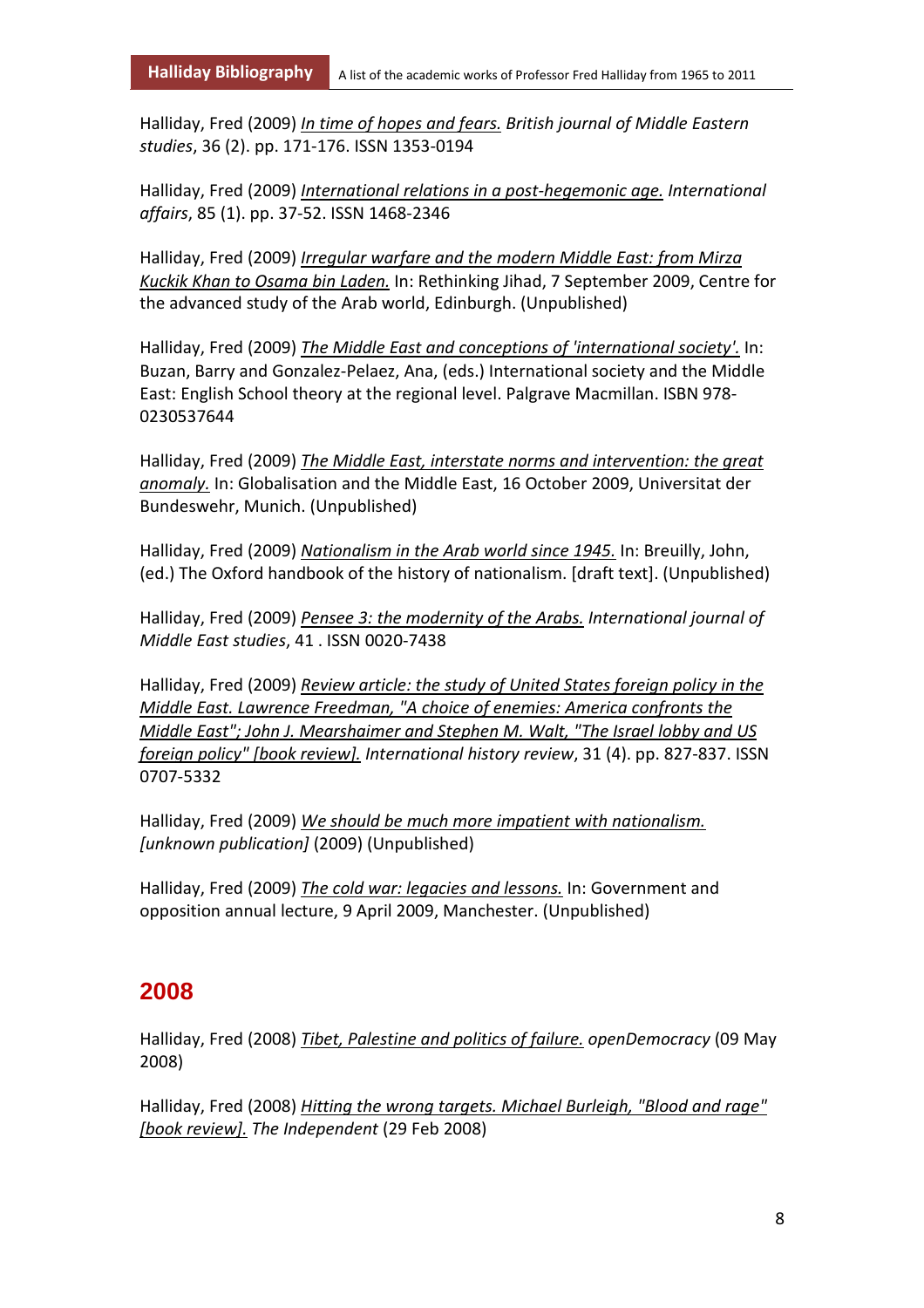Halliday, Fred (2009) *In time of hopes and fears.* *British journal of Middle Eastern studies*, 36 (2). pp. 171-176. ISSN 1353-0194

Halliday, Fred (2009) *International relations in a post-hegemonic age.* *International affairs*, 85 (1). pp. 37-52. ISSN 1468-2346

Halliday, Fred (2009) *Irregular warfare and the modern Middle East: from Mirza Kuckik Khan to Osama bin Laden.* In: Rethinking Jihad, 7 September 2009, Centre for the advanced study of the Arab world, Edinburgh. (Unpublished)

Halliday, Fred (2009) *The Middle East and conceptions of 'international society'.* In: Buzan, Barry and Gonzalez-Pelaez, Ana, (eds.) International society and the Middle East: English School theory at the regional level. Palgrave Macmillan. ISBN 978-0230537644

Halliday, Fred (2009) *The Middle East, interstate norms and intervention: the great anomaly.* In: Globalisation and the Middle East, 16 October 2009, Universitat der Bundeswehr, Munich. (Unpublished)

Halliday, Fred (2009) *Nationalism in the Arab world since 1945.* In: Breuilly, John, (ed.) The Oxford handbook of the history of nationalism. [draft text]. (Unpublished)

Halliday, Fred (2009) *Pensee 3: the modernity of the Arabs.* *International journal of Middle East studies*, 41 . ISSN 0020-7438

Halliday, Fred (2009) *Review article: the study of United States foreign policy in the Middle East. Lawrence Freedman, "A choice of enemies: America confronts the Middle East"; John J. Mearshaimer and Stephen M. Walt, "The Israel lobby and US foreign policy" [book review].* *International history review*, 31 (4). pp. 827-837. ISSN 0707-5332

Halliday, Fred (2009) *We should be much more impatient with nationalism.* *[unknown publication]* (2009) (Unpublished)

Halliday, Fred (2009) *The cold war: legacies and lessons.* In: Government and opposition annual lecture, 9 April 2009, Manchester. (Unpublished)

## 2008

Halliday, Fred (2008) *Tibet, Palestine and politics of failure.* *openDemocracy* (09 May 2008)

Halliday, Fred (2008) *Hitting the wrong targets. Michael Burleigh, "Blood and rage" [book review].* *The Independent* (29 Feb 2008)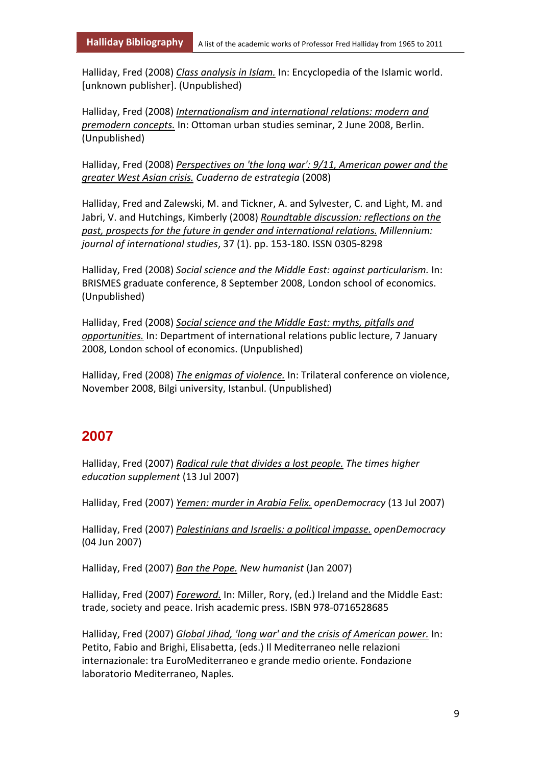Halliday, Fred (2008) *Class analysis in Islam.* In: Encyclopedia of the Islamic world. [unknown publisher]. (Unpublished)

Halliday, Fred (2008) *Internationalism and international relations: modern and premodern concepts.* In: Ottoman urban studies seminar, 2 June 2008, Berlin. (Unpublished)

Halliday, Fred (2008) *Perspectives on 'the long war': 9/11, American power and the greater West Asian crisis.* *Cuaderno de estrategia* (2008)

Halliday, Fred and Zalewski, M. and Tickner, A. and Sylvester, C. and Light, M. and Jabri, V. and Hutchings, Kimberly (2008) *Roundtable discussion: reflections on the past, prospects for the future in gender and international relations.* *Millennium: journal of international studies*, 37 (1). pp. 153-180. ISSN 0305-8298

Halliday, Fred (2008) *Social science and the Middle East: against particularism.* In: BRISMES graduate conference, 8 September 2008, London school of economics. (Unpublished)

Halliday, Fred (2008) *Social science and the Middle East: myths, pitfalls and opportunities.* In: Department of international relations public lecture, 7 January 2008, London school of economics. (Unpublished)

Halliday, Fred (2008) *The enigmas of violence.* In: Trilateral conference on violence, November 2008, Bilgi university, Istanbul. (Unpublished)

## 2007

Halliday, Fred (2007) *Radical rule that divides a lost people.* *The times higher education supplement* (13 Jul 2007)

Halliday, Fred (2007) *Yemen: murder in Arabia Felix.* *openDemocracy* (13 Jul 2007)

Halliday, Fred (2007) *Palestinians and Israelis: a political impasse.* *openDemocracy* (04 Jun 2007)

Halliday, Fred (2007) *Ban the Pope.* *New humanist* (Jan 2007)

Halliday, Fred (2007) *Foreword.* In: Miller, Rory, (ed.) Ireland and the Middle East: trade, society and peace. Irish academic press. ISBN 978-0716528685

Halliday, Fred (2007) *Global Jihad, 'long war' and the crisis of American power.* In: Petito, Fabio and Brighi, Elisabetta, (eds.) Il Mediterraneo nelle relazioni internazionale: tra EuroMediterraneo e grande medio oriente. Fondazione laboratorio Mediterraneo, Naples.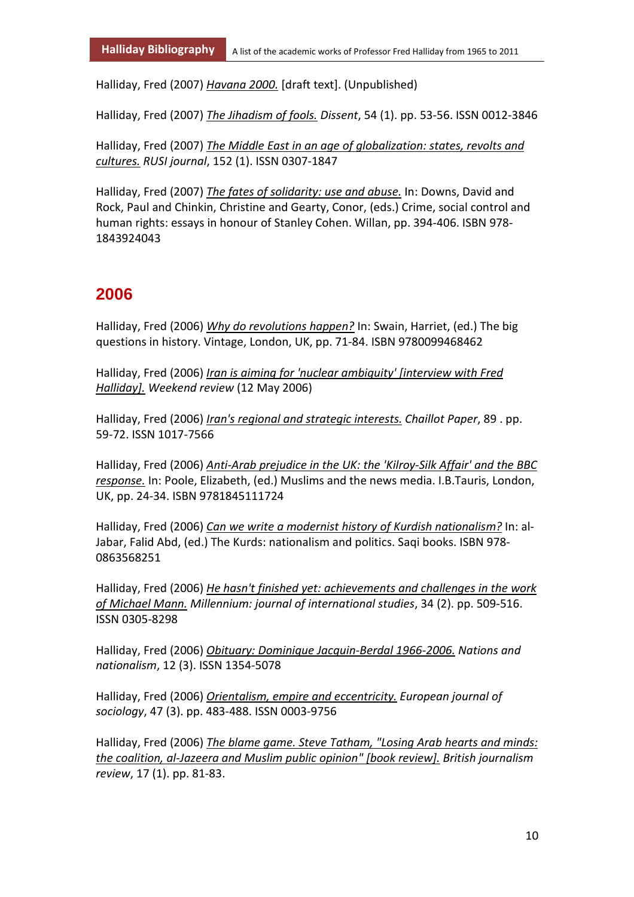Halliday, Fred (2007) *Havana 2000.* [draft text]. (Unpublished)

Halliday, Fred (2007) *The Jihadism of fools.* *Dissent*, 54 (1). pp. 53-56. ISSN 0012-3846

Halliday, Fred (2007) *The Middle East in an age of globalization: states, revolts and cultures.* *RUSI journal*, 152 (1). ISSN 0307-1847

Halliday, Fred (2007) *The fates of solidarity: use and abuse.* In: Downs, David and Rock, Paul and Chinkin, Christine and Gearty, Conor, (eds.) Crime, social control and human rights: essays in honour of Stanley Cohen. Willan, pp. 394-406. ISBN 978-1843924043

## 2006

Halliday, Fred (2006) *Why do revolutions happen?* In: Swain, Harriet, (ed.) The big questions in history. Vintage, London, UK, pp. 71-84. ISBN 9780099468462

Halliday, Fred (2006) *Iran is aiming for 'nuclear ambiguity' [interview with Fred Halliday].* *Weekend review* (12 May 2006)

Halliday, Fred (2006) *Iran's regional and strategic interests.* *Chaillot Paper*, 89 . pp. 59-72. ISSN 1017-7566

Halliday, Fred (2006) *Anti-Arab prejudice in the UK: the 'Kilroy-Silk Affair' and the BBC response.* In: Poole, Elizabeth, (ed.) Muslims and the news media. I.B.Tauris, London, UK, pp. 24-34. ISBN 9781845111724

Halliday, Fred (2006) *Can we write a modernist history of Kurdish nationalism?* In: al-Jabar, Falid Abd, (ed.) The Kurds: nationalism and politics. Saqi books. ISBN 978-0863568251

Halliday, Fred (2006) *He hasn't finished yet: achievements and challenges in the work of Michael Mann.* *Millennium: journal of international studies*, 34 (2). pp. 509-516. ISSN 0305-8298

Halliday, Fred (2006) *Obituary: Dominique Jacquin-Berdal 1966-2006.* *Nations and nationalism*, 12 (3). ISSN 1354-5078

Halliday, Fred (2006) *Orientalism, empire and eccentricity.* *European journal of sociology*, 47 (3). pp. 483-488. ISSN 0003-9756

Halliday, Fred (2006) *The blame game. Steve Tatham, "Losing Arab hearts and minds: the coalition, al-Jazeera and Muslim public opinion" [book review].* *British journalism review*, 17 (1). pp. 81-83.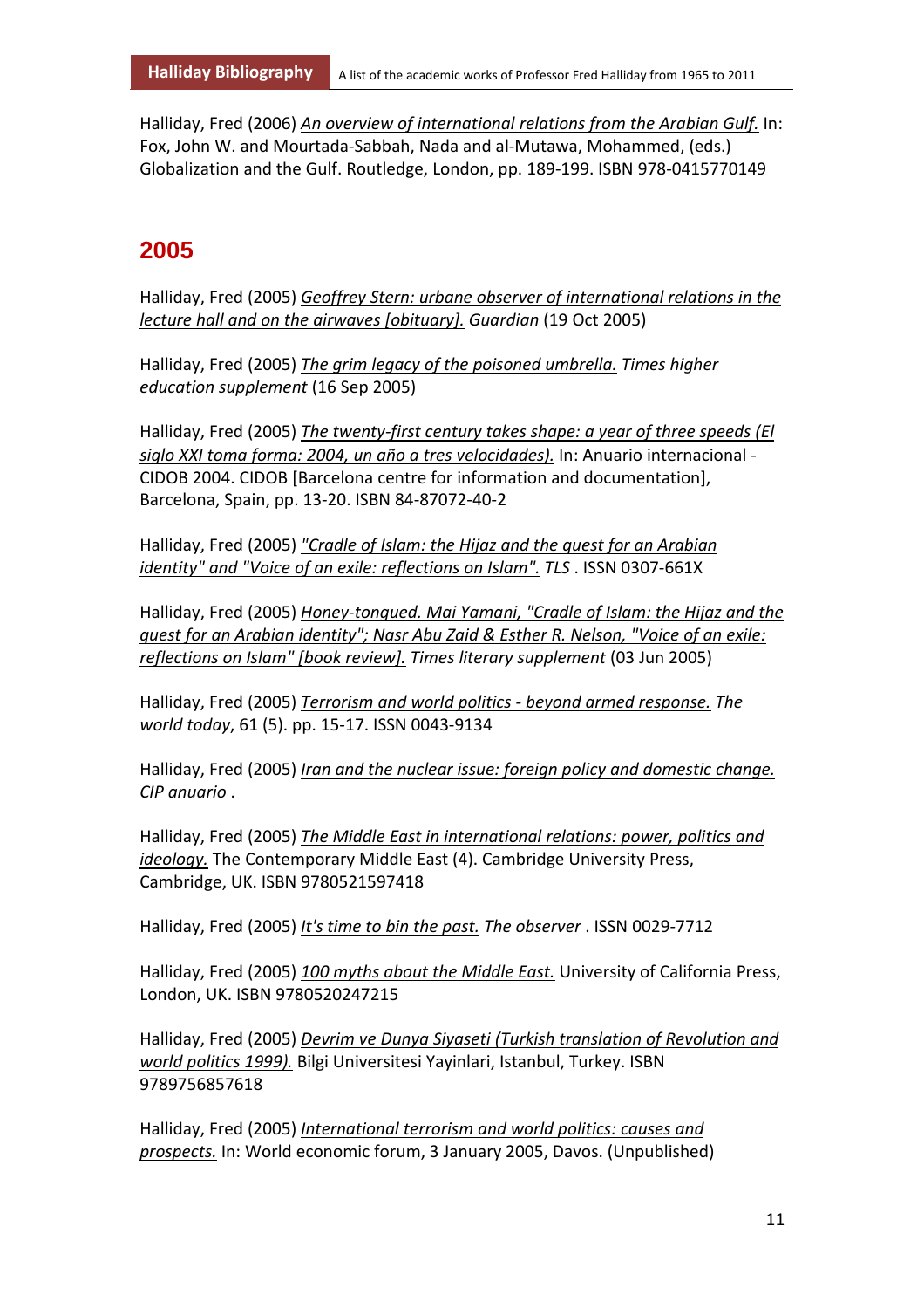Halliday, Fred (2006) *An overview of international relations from the Arabian Gulf.* In: Fox, John W. and Mourtada-Sabbah, Nada and al-Mutawa, Mohammed, (eds.) Globalization and the Gulf. Routledge, London, pp. 189-199. ISBN 978-0415770149

## 2005

Halliday, Fred (2005) *Geoffrey Stern: urbane observer of international relations in the lecture hall and on the airwaves [obituary].* *Guardian* (19 Oct 2005)

Halliday, Fred (2005) *The grim legacy of the poisoned umbrella.* *Times higher education supplement* (16 Sep 2005)

Halliday, Fred (2005) *The twenty-first century takes shape: a year of three speeds (El siglo XXI toma forma: 2004, un año a tres velocidades).* In: Anuario internacional - CIDOB 2004. CIDOB [Barcelona centre for information and documentation], Barcelona, Spain, pp. 13-20. ISBN 84-87072-40-2

Halliday, Fred (2005) *"Cradle of Islam: the Hijaz and the quest for an Arabian identity" and "Voice of an exile: reflections on Islam".* *TLS* . ISSN 0307-661X

Halliday, Fred (2005) *Honey-tongued. Mai Yamani, "Cradle of Islam: the Hijaz and the quest for an Arabian identity"; Nasr Abu Zaid & Esther R. Nelson, "Voice of an exile: reflections on Islam" [book review].* *Times literary supplement* (03 Jun 2005)

Halliday, Fred (2005) *Terrorism and world politics - beyond armed response.* *The world today*, 61 (5). pp. 15-17. ISSN 0043-9134

Halliday, Fred (2005) *Iran and the nuclear issue: foreign policy and domestic change.* *CIP anuario* .

Halliday, Fred (2005) *The Middle East in international relations: power, politics and ideology.* The Contemporary Middle East (4). Cambridge University Press, Cambridge, UK. ISBN 9780521597418

Halliday, Fred (2005) *It's time to bin the past.* *The observer* . ISSN 0029-7712

Halliday, Fred (2005) *100 myths about the Middle East.* University of California Press, London, UK. ISBN 9780520247215

Halliday, Fred (2005) *Devrim ve Dunya Siyaseti (Turkish translation of Revolution and world politics 1999).* Bilgi Universitesi Yayinlari, Istanbul, Turkey. ISBN 9789756857618

Halliday, Fred (2005) *International terrorism and world politics: causes and prospects.* In: World economic forum, 3 January 2005, Davos. (Unpublished)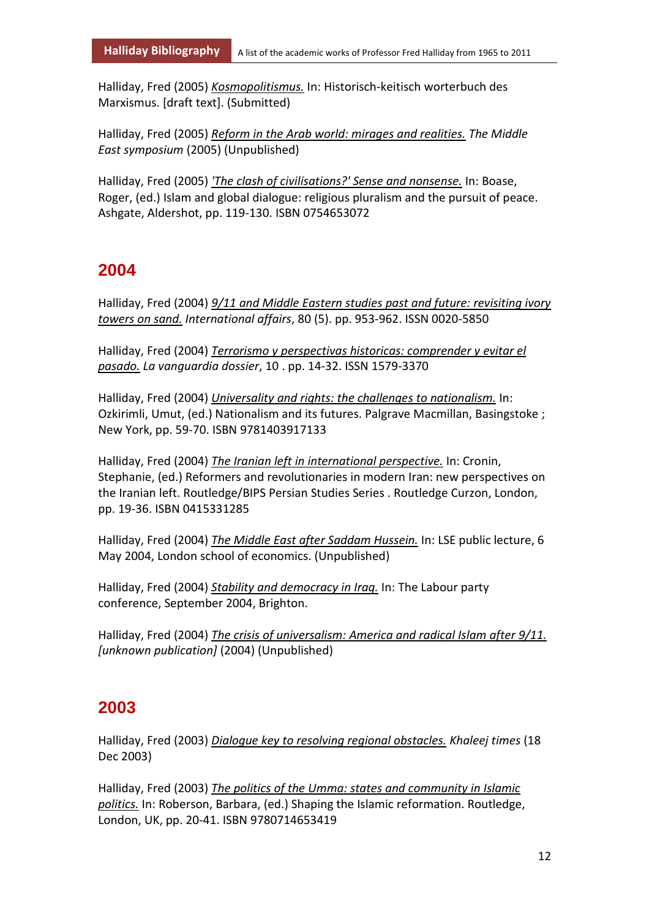Halliday, Fred (2005) *Kosmopolitismus.* In: Historisch-keitisch worterbuch des Marxismus. [draft text]. (Submitted)

Halliday, Fred (2005) *Reform in the Arab world: mirages and realities.* *The Middle East symposium* (2005) (Unpublished)

Halliday, Fred (2005) *'The clash of civilisations?' Sense and nonsense.* In: Boase, Roger, (ed.) Islam and global dialogue: religious pluralism and the pursuit of peace. Ashgate, Aldershot, pp. 119-130. ISBN 0754653072

## 2004

Halliday, Fred (2004) *9/11 and Middle Eastern studies past and future: revisiting ivory towers on sand.* *International affairs*, 80 (5). pp. 953-962. ISSN 0020-5850

Halliday, Fred (2004) *Terrorismo y perspectivas historicas: comprender y evitar el pasado.* *La vanguardia dossier*, 10 . pp. 14-32. ISSN 1579-3370

Halliday, Fred (2004) *Universality and rights: the challenges to nationalism.* In: Ozkirimli, Umut, (ed.) Nationalism and its futures. Palgrave Macmillan, Basingstoke ; New York, pp. 59-70. ISBN 9781403917133

Halliday, Fred (2004) *The Iranian left in international perspective.* In: Cronin, Stephanie, (ed.) Reformers and revolutionaries in modern Iran: new perspectives on the Iranian left. Routledge/BIPS Persian Studies Series . Routledge Curzon, London, pp. 19-36. ISBN 0415331285

Halliday, Fred (2004) *The Middle East after Saddam Hussein.* In: LSE public lecture, 6 May 2004, London school of economics. (Unpublished)

Halliday, Fred (2004) *Stability and democracy in Iraq.* In: The Labour party conference, September 2004, Brighton.

Halliday, Fred (2004) *The crisis of universalism: America and radical Islam after 9/11.* *[unknown publication]* (2004) (Unpublished)

## 2003

Halliday, Fred (2003) *Dialogue key to resolving regional obstacles.* *Khaleej times* (18 Dec 2003)

Halliday, Fred (2003) *The politics of the Umma: states and community in Islamic politics.* In: Roberson, Barbara, (ed.) Shaping the Islamic reformation. Routledge, London, UK, pp. 20-41. ISBN 9780714653419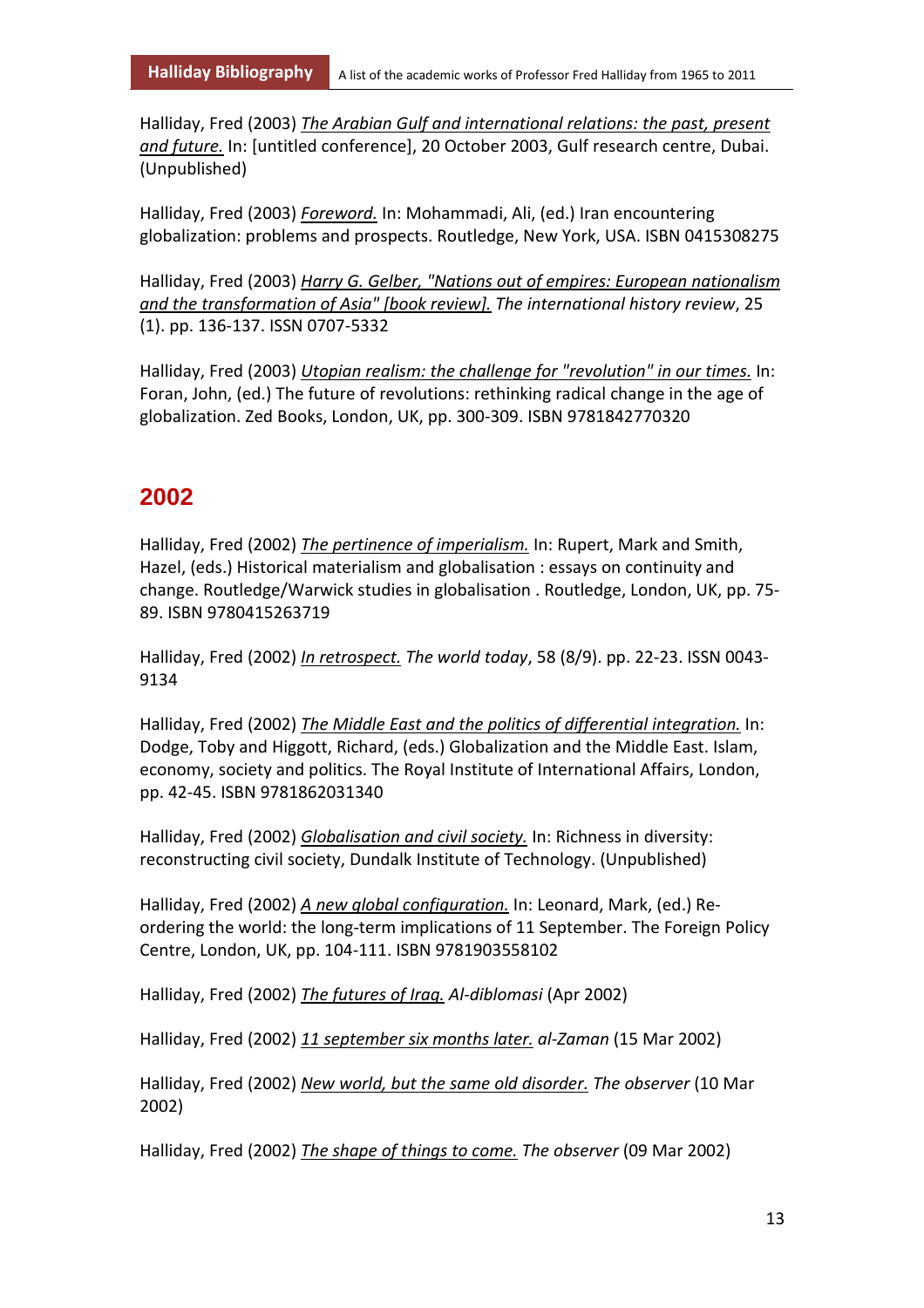Halliday, Fred (2003) *The Arabian Gulf and international relations: the past, present and future.* In: [untitled conference], 20 October 2003, Gulf research centre, Dubai. (Unpublished)

Halliday, Fred (2003) *Foreword.* In: Mohammadi, Ali, (ed.) Iran encountering globalization: problems and prospects. Routledge, New York, USA. ISBN 0415308275

Halliday, Fred (2003) *Harry G. Gelber, "Nations out of empires: European nationalism and the transformation of Asia" [book review].* *The international history review*, 25 (1). pp. 136-137. ISSN 0707-5332

Halliday, Fred (2003) *Utopian realism: the challenge for "revolution" in our times.* In: Foran, John, (ed.) The future of revolutions: rethinking radical change in the age of globalization. Zed Books, London, UK, pp. 300-309. ISBN 9781842770320

## 2002

Halliday, Fred (2002) *The pertinence of imperialism.* In: Rupert, Mark and Smith, Hazel, (eds.) Historical materialism and globalisation : essays on continuity and change. Routledge/Warwick studies in globalisation . Routledge, London, UK, pp. 75-89. ISBN 9780415263719

Halliday, Fred (2002) *In retrospect.* *The world today*, 58 (8/9). pp. 22-23. ISSN 0043-9134

Halliday, Fred (2002) *The Middle East and the politics of differential integration.* In: Dodge, Toby and Higgott, Richard, (eds.) Globalization and the Middle East. Islam, economy, society and politics. The Royal Institute of International Affairs, London, pp. 42-45. ISBN 9781862031340

Halliday, Fred (2002) *Globalisation and civil society.* In: Richness in diversity: reconstructing civil society, Dundalk Institute of Technology. (Unpublished)

Halliday, Fred (2002) *A new global configuration.* In: Leonard, Mark, (ed.) Re-ordering the world: the long-term implications of 11 September. The Foreign Policy Centre, London, UK, pp. 104-111. ISBN 9781903558102

Halliday, Fred (2002) *The futures of Iraq.* *Al-diblomasi* (Apr 2002)

Halliday, Fred (2002) *11 september six months later.* *al-Zaman* (15 Mar 2002)

Halliday, Fred (2002) *New world, but the same old disorder.* *The observer* (10 Mar 2002)

Halliday, Fred (2002) *The shape of things to come.* *The observer* (09 Mar 2002)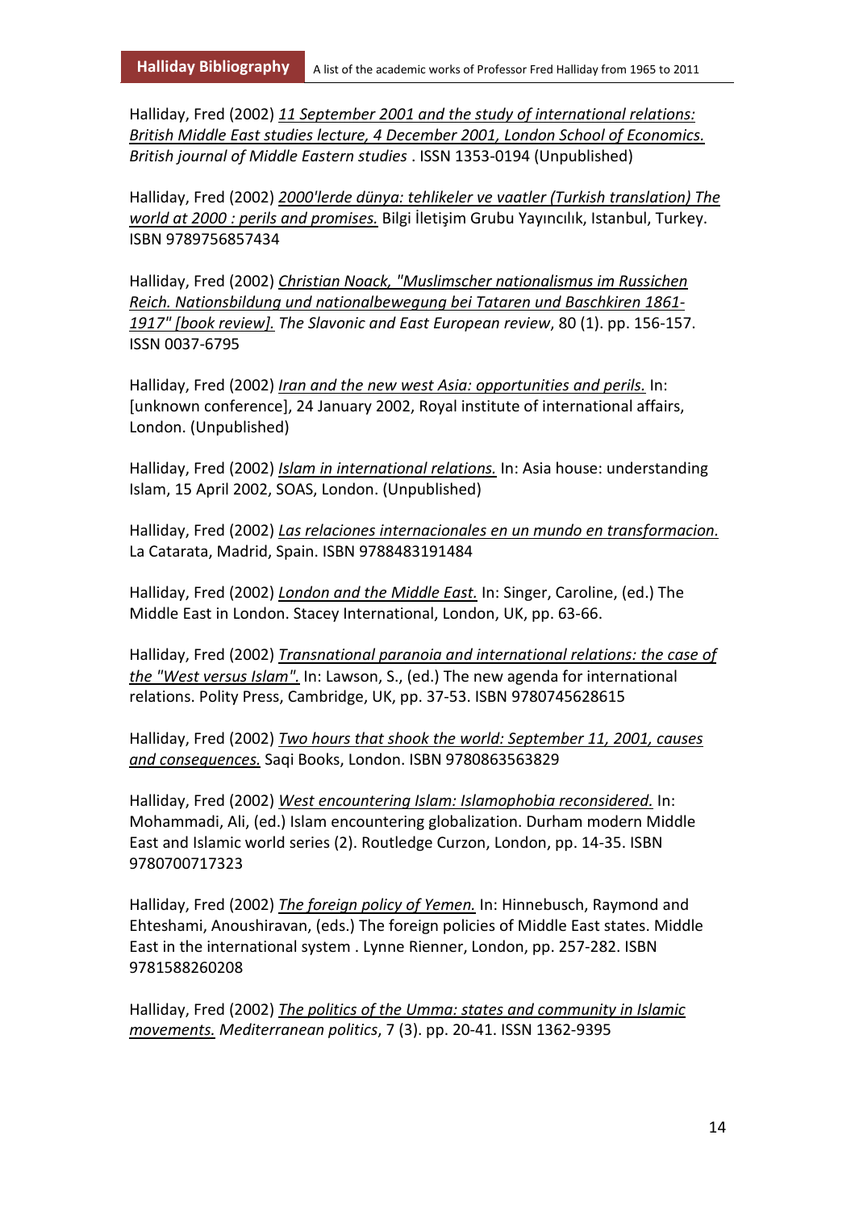Halliday, Fred (2002) *11 September 2001 and the study of international relations: British Middle East studies lecture, 4 December 2001, London School of Economics.* *British journal of Middle Eastern studies* . ISSN 1353-0194 (Unpublished)

Halliday, Fred (2002) *2000'lerde dünya: tehlikeler ve vaatler (Turkish translation) The world at 2000 : perils and promises.* Bilgi İletişim Grubu Yayıncılık, Istanbul, Turkey. ISBN 9789756857434

Halliday, Fred (2002) *Christian Noack, "Muslimscher nationalismus im Russichen Reich. Nationsbildung und nationalbewegung bei Tataren und Baschkiren 1861-1917" [book review].* *The Slavonic and East European review*, 80 (1). pp. 156-157. ISSN 0037-6795

Halliday, Fred (2002) *Iran and the new west Asia: opportunities and perils.* In: [unknown conference], 24 January 2002, Royal institute of international affairs, London. (Unpublished)

Halliday, Fred (2002) *Islam in international relations.* In: Asia house: understanding Islam, 15 April 2002, SOAS, London. (Unpublished)

Halliday, Fred (2002) *Las relaciones internacionales en un mundo en transformacion.* La Catarata, Madrid, Spain. ISBN 9788483191484

Halliday, Fred (2002) *London and the Middle East.* In: Singer, Caroline, (ed.) The Middle East in London. Stacey International, London, UK, pp. 63-66.

Halliday, Fred (2002) *Transnational paranoia and international relations: the case of the "West versus Islam".* In: Lawson, S., (ed.) The new agenda for international relations. Polity Press, Cambridge, UK, pp. 37-53. ISBN 9780745628615

Halliday, Fred (2002) *Two hours that shook the world: September 11, 2001, causes and consequences.* Saqi Books, London. ISBN 9780863563829

Halliday, Fred (2002) *West encountering Islam: Islamophobia reconsidered.* In: Mohammadi, Ali, (ed.) Islam encountering globalization. Durham modern Middle East and Islamic world series (2). Routledge Curzon, London, pp. 14-35. ISBN 9780700717323

Halliday, Fred (2002) *The foreign policy of Yemen.* In: Hinnebusch, Raymond and Ehteshami, Anoushiravan, (eds.) The foreign policies of Middle East states. Middle East in the international system . Lynne Rienner, London, pp. 257-282. ISBN 9781588260208

Halliday, Fred (2002) *The politics of the Umma: states and community in Islamic movements.* *Mediterranean politics*, 7 (3). pp. 20-41. ISSN 1362-9395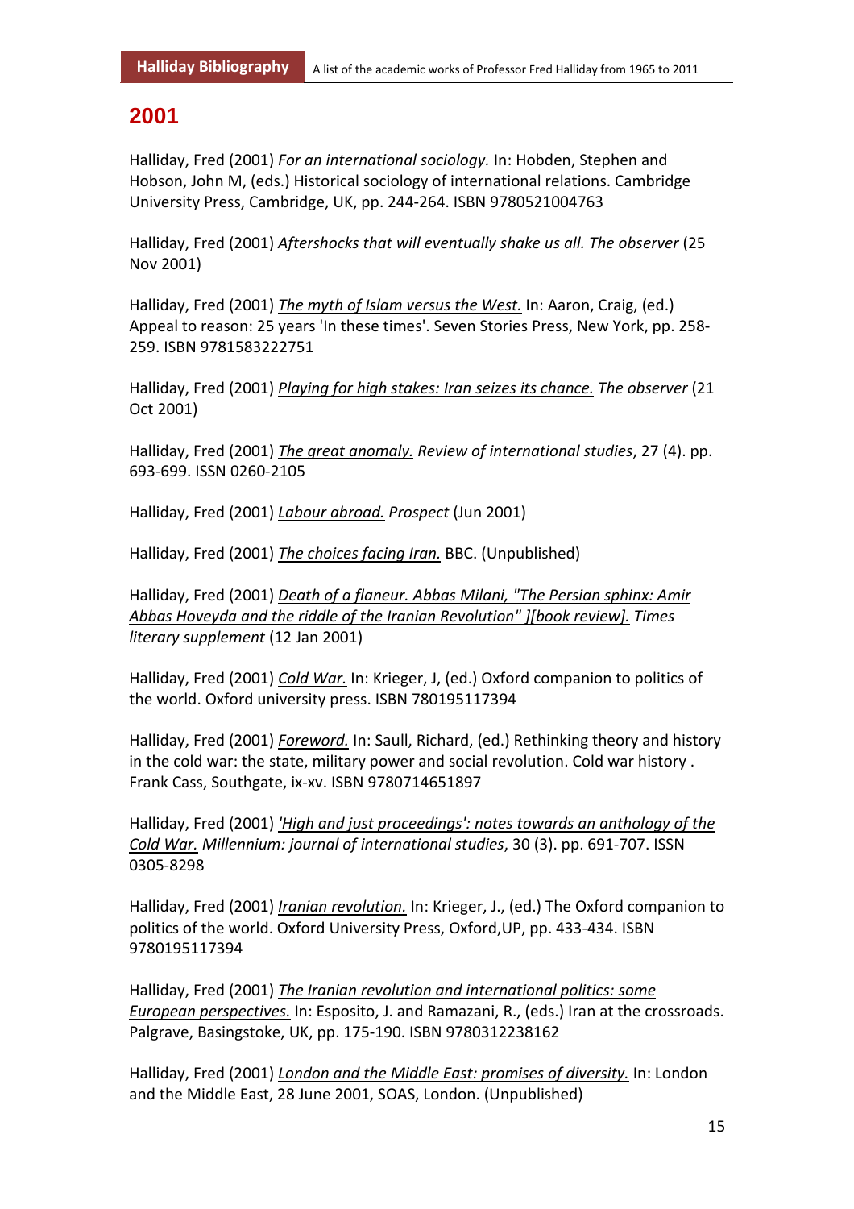## 2001

Halliday, Fred (2001) *For an international sociology.* In: Hobden, Stephen and Hobson, John M, (eds.) Historical sociology of international relations. Cambridge University Press, Cambridge, UK, pp. 244-264. ISBN 9780521004763

Halliday, Fred (2001) *Aftershocks that will eventually shake us all.* *The observer* (25 Nov 2001)

Halliday, Fred (2001) *The myth of Islam versus the West.* In: Aaron, Craig, (ed.) Appeal to reason: 25 years 'In these times'. Seven Stories Press, New York, pp. 258-259. ISBN 9781583222751

Halliday, Fred (2001) *Playing for high stakes: Iran seizes its chance.* *The observer* (21 Oct 2001)

Halliday, Fred (2001) *The great anomaly.* *Review of international studies*, 27 (4). pp. 693-699. ISSN 0260-2105

Halliday, Fred (2001) *Labour abroad.* *Prospect* (Jun 2001)

Halliday, Fred (2001) *The choices facing Iran.* BBC. (Unpublished)

Halliday, Fred (2001) *Death of a flaneur. Abbas Milani, "The Persian sphinx: Amir Abbas Hoveyda and the riddle of the Iranian Revolution" ][book review].* *Times literary supplement* (12 Jan 2001)

Halliday, Fred (2001) *Cold War.* In: Krieger, J, (ed.) Oxford companion to politics of the world. Oxford university press. ISBN 780195117394

Halliday, Fred (2001) *Foreword.* In: Saull, Richard, (ed.) Rethinking theory and history in the cold war: the state, military power and social revolution. Cold war history . Frank Cass, Southgate, ix-xv. ISBN 9780714651897

Halliday, Fred (2001) *'High and just proceedings': notes towards an anthology of the Cold War.* *Millennium: journal of international studies*, 30 (3). pp. 691-707. ISSN 0305-8298

Halliday, Fred (2001) *Iranian revolution.* In: Krieger, J., (ed.) The Oxford companion to politics of the world. Oxford University Press, Oxford,UP, pp. 433-434. ISBN 9780195117394

Halliday, Fred (2001) *The Iranian revolution and international politics: some European perspectives.* In: Esposito, J. and Ramazani, R., (eds.) Iran at the crossroads. Palgrave, Basingstoke, UK, pp. 175-190. ISBN 9780312238162

Halliday, Fred (2001) *London and the Middle East: promises of diversity.* In: London and the Middle East, 28 June 2001, SOAS, London. (Unpublished)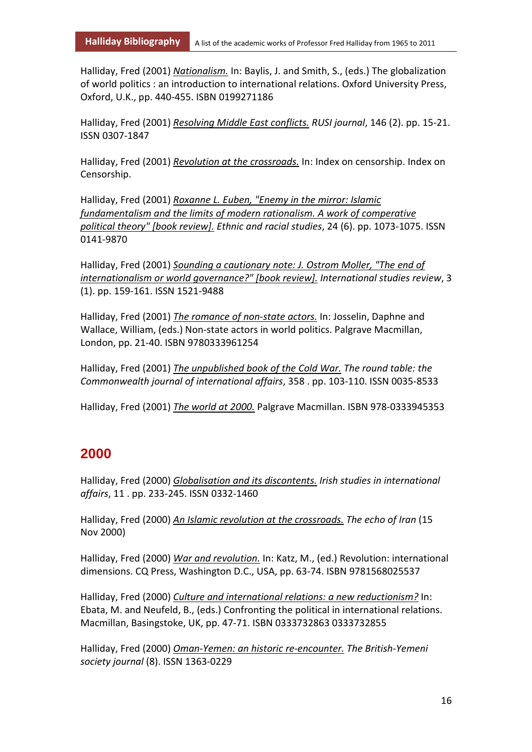Halliday, Fred (2001) *Nationalism.* In: Baylis, J. and Smith, S., (eds.) The globalization of world politics : an introduction to international relations. Oxford University Press, Oxford, U.K., pp. 440-455. ISBN 0199271186

Halliday, Fred (2001) *Resolving Middle East conflicts.* *RUSI journal*, 146 (2). pp. 15-21. ISSN 0307-1847

Halliday, Fred (2001) *Revolution at the crossroads.* In: Index on censorship. Index on Censorship.

Halliday, Fred (2001) *Roxanne L. Euben, "Enemy in the mirror: Islamic fundamentalism and the limits of modern rationalism. A work of comperative political theory" [book review].* *Ethnic and racial studies*, 24 (6). pp. 1073-1075. ISSN 0141-9870

Halliday, Fred (2001) *Sounding a cautionary note: J. Ostrom Moller, "The end of internationalism or world governance?" [book review].* *International studies review*, 3 (1). pp. 159-161. ISSN 1521-9488

Halliday, Fred (2001) *The romance of non-state actors.* In: Josselin, Daphne and Wallace, William, (eds.) Non-state actors in world politics. Palgrave Macmillan, London, pp. 21-40. ISBN 9780333961254

Halliday, Fred (2001) *The unpublished book of the Cold War.* *The round table: the Commonwealth journal of international affairs*, 358 . pp. 103-110. ISSN 0035-8533

Halliday, Fred (2001) *The world at 2000.* Palgrave Macmillan. ISBN 978-0333945353

## 2000

Halliday, Fred (2000) *Globalisation and its discontents.* *Irish studies in international affairs*, 11 . pp. 233-245. ISSN 0332-1460

Halliday, Fred (2000) *An Islamic revolution at the crossroads.* *The echo of Iran* (15 Nov 2000)

Halliday, Fred (2000) *War and revolution.* In: Katz, M., (ed.) Revolution: international dimensions. CQ Press, Washington D.C., USA, pp. 63-74. ISBN 9781568025537

Halliday, Fred (2000) *Culture and international relations: a new reductionism?* In: Ebata, M. and Neufeld, B., (eds.) Confronting the political in international relations. Macmillan, Basingstoke, UK, pp. 47-71. ISBN 0333732863 0333732855

Halliday, Fred (2000) *Oman-Yemen: an historic re-encounter.* *The British-Yemeni society journal* (8). ISSN 1363-0229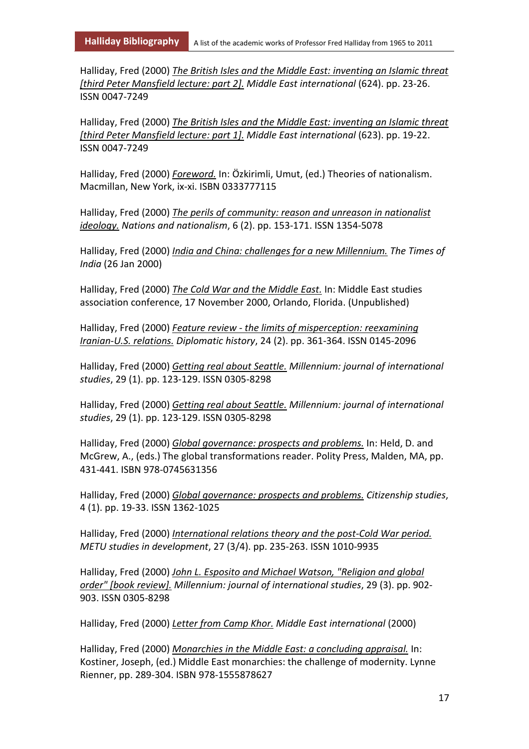Halliday, Fred (2000) *The British Isles and the Middle East: inventing an Islamic threat [third Peter Mansfield lecture: part 2].* *Middle East international* (624). pp. 23-26. ISSN 0047-7249

Halliday, Fred (2000) *The British Isles and the Middle East: inventing an Islamic threat [third Peter Mansfield lecture: part 1].* *Middle East international* (623). pp. 19-22. ISSN 0047-7249

Halliday, Fred (2000) *Foreword.* In: Özkirimli, Umut, (ed.) Theories of nationalism. Macmillan, New York, ix-xi. ISBN 0333777115

Halliday, Fred (2000) *The perils of community: reason and unreason in nationalist ideology.* *Nations and nationalism*, 6 (2). pp. 153-171. ISSN 1354-5078

Halliday, Fred (2000) *India and China: challenges for a new Millennium.* *The Times of India* (26 Jan 2000)

Halliday, Fred (2000) *The Cold War and the Middle East.* In: Middle East studies association conference, 17 November 2000, Orlando, Florida. (Unpublished)

Halliday, Fred (2000) *Feature review - the limits of misperception: reexamining Iranian-U.S. relations.* *Diplomatic history*, 24 (2). pp. 361-364. ISSN 0145-2096

Halliday, Fred (2000) *Getting real about Seattle.* *Millennium: journal of international studies*, 29 (1). pp. 123-129. ISSN 0305-8298

Halliday, Fred (2000) *Getting real about Seattle.* *Millennium: journal of international studies*, 29 (1). pp. 123-129. ISSN 0305-8298

Halliday, Fred (2000) *Global governance: prospects and problems.* In: Held, D. and McGrew, A., (eds.) The global transformations reader. Polity Press, Malden, MA, pp. 431-441. ISBN 978-0745631356

Halliday, Fred (2000) *Global governance: prospects and problems.* *Citizenship studies*, 4 (1). pp. 19-33. ISSN 1362-1025

Halliday, Fred (2000) *International relations theory and the post-Cold War period.* *METU studies in development*, 27 (3/4). pp. 235-263. ISSN 1010-9935

Halliday, Fred (2000) *John L. Esposito and Michael Watson, "Religion and global order" [book review].* *Millennium: journal of international studies*, 29 (3). pp. 902-903. ISSN 0305-8298

Halliday, Fred (2000) *Letter from Camp Khor.* *Middle East international* (2000)

Halliday, Fred (2000) *Monarchies in the Middle East: a concluding appraisal.* In: Kostiner, Joseph, (ed.) Middle East monarchies: the challenge of modernity. Lynne Rienner, pp. 289-304. ISBN 978-1555878627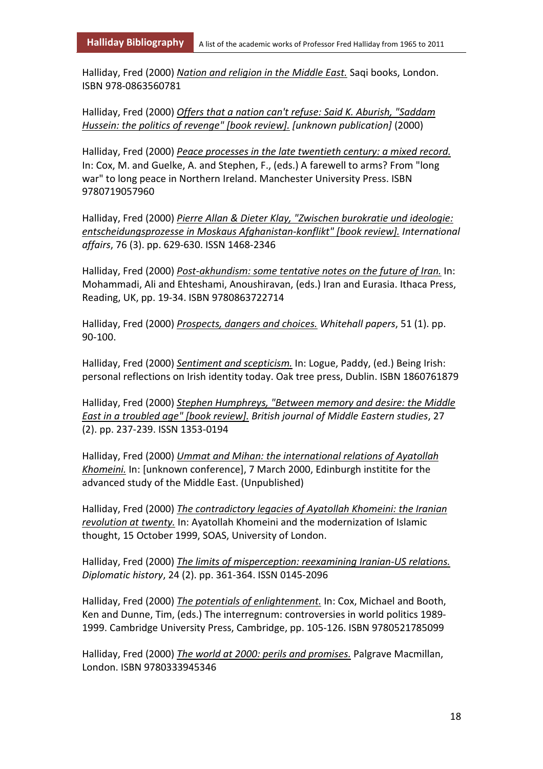Halliday, Fred (2000) *Nation and religion in the Middle East.* Saqi books, London. ISBN 978-0863560781

Halliday, Fred (2000) *Offers that a nation can't refuse: Said K. Aburish, "Saddam Hussein: the politics of revenge" [book review].* *[unknown publication]* (2000)

Halliday, Fred (2000) *Peace processes in the late twentieth century: a mixed record.* In: Cox, M. and Guelke, A. and Stephen, F., (eds.) A farewell to arms? From "long war" to long peace in Northern Ireland. Manchester University Press. ISBN 9780719057960

Halliday, Fred (2000) *Pierre Allan & Dieter Klay, "Zwischen burokratie und ideologie: entscheidungsprozesse in Moskaus Afghanistan-konflikt" [book review].* *International affairs*, 76 (3). pp. 629-630. ISSN 1468-2346

Halliday, Fred (2000) *Post-akhundism: some tentative notes on the future of Iran.* In: Mohammadi, Ali and Ehteshami, Anoushiravan, (eds.) Iran and Eurasia. Ithaca Press, Reading, UK, pp. 19-34. ISBN 9780863722714

Halliday, Fred (2000) *Prospects, dangers and choices.* *Whitehall papers*, 51 (1). pp. 90-100.

Halliday, Fred (2000) *Sentiment and scepticism.* In: Logue, Paddy, (ed.) Being Irish: personal reflections on Irish identity today. Oak tree press, Dublin. ISBN 1860761879

Halliday, Fred (2000) *Stephen Humphreys, "Between memory and desire: the Middle East in a troubled age" [book review].* *British journal of Middle Eastern studies*, 27 (2). pp. 237-239. ISSN 1353-0194

Halliday, Fred (2000) *Ummat and Mihan: the international relations of Ayatollah Khomeini.* In: [unknown conference], 7 March 2000, Edinburgh institite for the advanced study of the Middle East. (Unpublished)

Halliday, Fred (2000) *The contradictory legacies of Ayatollah Khomeini: the Iranian revolution at twenty.* In: Ayatollah Khomeini and the modernization of Islamic thought, 15 October 1999, SOAS, University of London.

Halliday, Fred (2000) *The limits of misperception: reexamining Iranian-US relations.* *Diplomatic history*, 24 (2). pp. 361-364. ISSN 0145-2096

Halliday, Fred (2000) *The potentials of enlightenment.* In: Cox, Michael and Booth, Ken and Dunne, Tim, (eds.) The interregnum: controversies in world politics 1989-1999. Cambridge University Press, Cambridge, pp. 105-126. ISBN 9780521785099

Halliday, Fred (2000) *The world at 2000: perils and promises.* Palgrave Macmillan, London. ISBN 9780333945346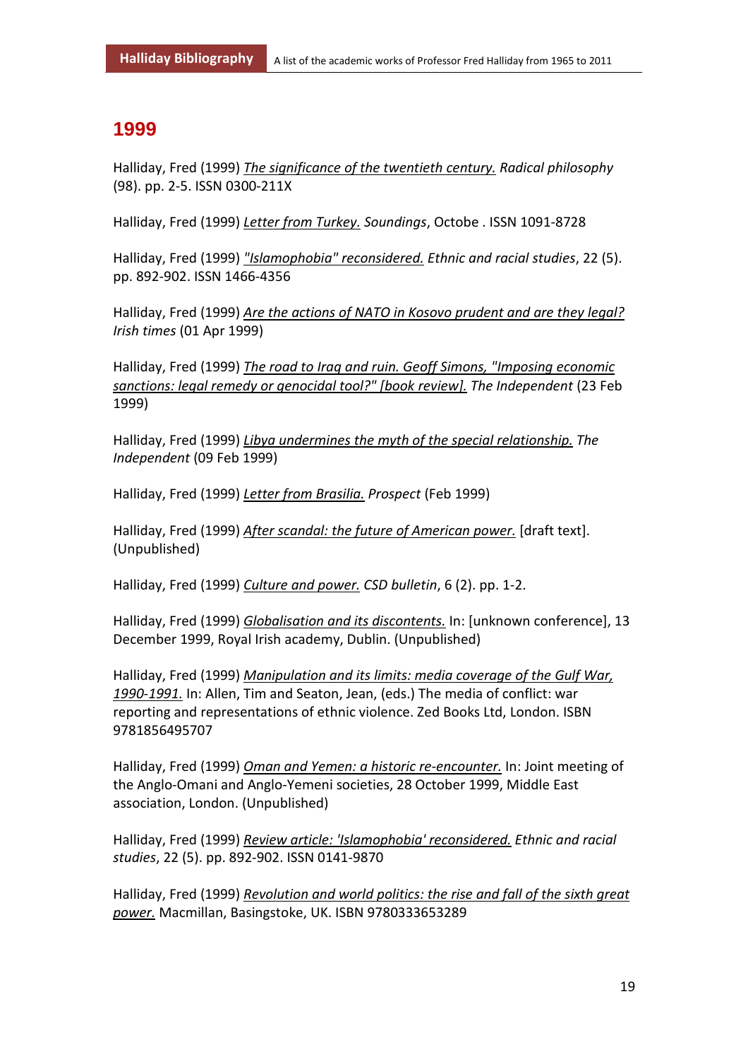## 1999

Halliday, Fred (1999) *The significance of the twentieth century.* *Radical philosophy* (98). pp. 2-5. ISSN 0300-211X

Halliday, Fred (1999) *Letter from Turkey.* *Soundings*, Octobe . ISSN 1091-8728

Halliday, Fred (1999) *"Islamophobia" reconsidered.* *Ethnic and racial studies*, 22 (5). pp. 892-902. ISSN 1466-4356

Halliday, Fred (1999) *Are the actions of NATO in Kosovo prudent and are they legal?* *Irish times* (01 Apr 1999)

Halliday, Fred (1999) *The road to Iraq and ruin. Geoff Simons, "Imposing economic sanctions: legal remedy or genocidal tool?" [book review].* *The Independent* (23 Feb 1999)

Halliday, Fred (1999) *Libya undermines the myth of the special relationship.* *The Independent* (09 Feb 1999)

Halliday, Fred (1999) *Letter from Brasilia.* *Prospect* (Feb 1999)

Halliday, Fred (1999) *After scandal: the future of American power.* [draft text]. (Unpublished)

Halliday, Fred (1999) *Culture and power.* *CSD bulletin*, 6 (2). pp. 1-2.

Halliday, Fred (1999) *Globalisation and its discontents.* In: [unknown conference], 13 December 1999, Royal Irish academy, Dublin. (Unpublished)

Halliday, Fred (1999) *Manipulation and its limits: media coverage of the Gulf War, 1990-1991.* In: Allen, Tim and Seaton, Jean, (eds.) The media of conflict: war reporting and representations of ethnic violence. Zed Books Ltd, London. ISBN 9781856495707

Halliday, Fred (1999) *Oman and Yemen: a historic re-encounter.* In: Joint meeting of the Anglo-Omani and Anglo-Yemeni societies, 28 October 1999, Middle East association, London. (Unpublished)

Halliday, Fred (1999) *Review article: 'Islamophobia' reconsidered.* *Ethnic and racial studies*, 22 (5). pp. 892-902. ISSN 0141-9870

Halliday, Fred (1999) *Revolution and world politics: the rise and fall of the sixth great power.* Macmillan, Basingstoke, UK. ISBN 9780333653289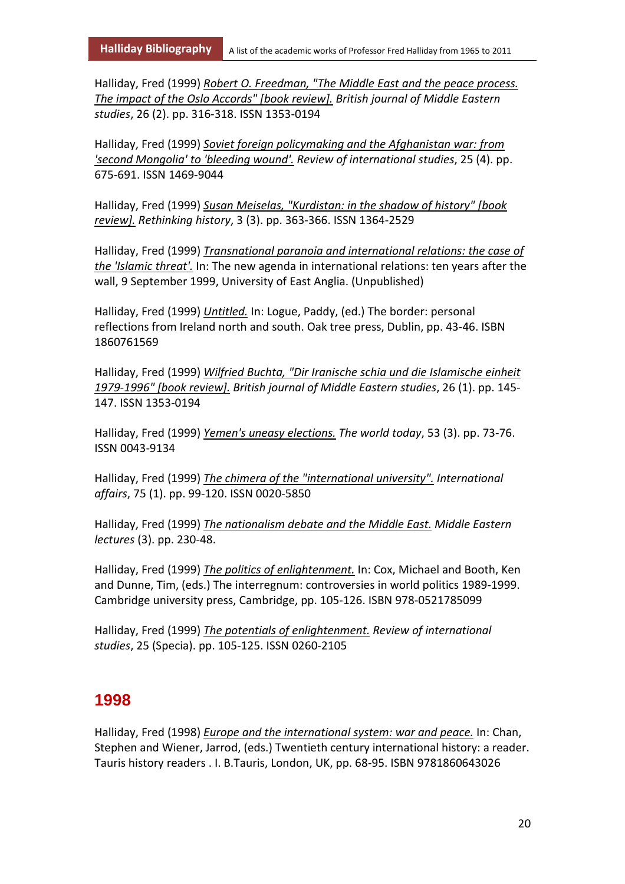Halliday, Fred (1999) *Robert O. Freedman, "The Middle East and the peace process. The impact of the Oslo Accords" [book review].* *British journal of Middle Eastern studies*, 26 (2). pp. 316-318. ISSN 1353-0194

Halliday, Fred (1999) *Soviet foreign policymaking and the Afghanistan war: from 'second Mongolia' to 'bleeding wound'.* *Review of international studies*, 25 (4). pp. 675-691. ISSN 1469-9044

Halliday, Fred (1999) *Susan Meiselas, "Kurdistan: in the shadow of history" [book review].* *Rethinking history*, 3 (3). pp. 363-366. ISSN 1364-2529

Halliday, Fred (1999) *Transnational paranoia and international relations: the case of the 'Islamic threat'.* In: The new agenda in international relations: ten years after the wall, 9 September 1999, University of East Anglia. (Unpublished)

Halliday, Fred (1999) *Untitled.* In: Logue, Paddy, (ed.) The border: personal reflections from Ireland north and south. Oak tree press, Dublin, pp. 43-46. ISBN 1860761569

Halliday, Fred (1999) *Wilfried Buchta, "Dir Iranische schia und die Islamische einheit 1979-1996" [book review].* *British journal of Middle Eastern studies*, 26 (1). pp. 145-147. ISSN 1353-0194

Halliday, Fred (1999) *Yemen's uneasy elections.* *The world today*, 53 (3). pp. 73-76. ISSN 0043-9134

Halliday, Fred (1999) *The chimera of the "international university".* *International affairs*, 75 (1). pp. 99-120. ISSN 0020-5850

Halliday, Fred (1999) *The nationalism debate and the Middle East.* *Middle Eastern lectures* (3). pp. 230-48.

Halliday, Fred (1999) *The politics of enlightenment.* In: Cox, Michael and Booth, Ken and Dunne, Tim, (eds.) The interregnum: controversies in world politics 1989-1999. Cambridge university press, Cambridge, pp. 105-126. ISBN 978-0521785099

Halliday, Fred (1999) *The potentials of enlightenment.* *Review of international studies*, 25 (Specia). pp. 105-125. ISSN 0260-2105

## 1998

Halliday, Fred (1998) *Europe and the international system: war and peace.* In: Chan, Stephen and Wiener, Jarrod, (eds.) Twentieth century international history: a reader. Tauris history readers . I. B.Tauris, London, UK, pp. 68-95. ISBN 9781860643026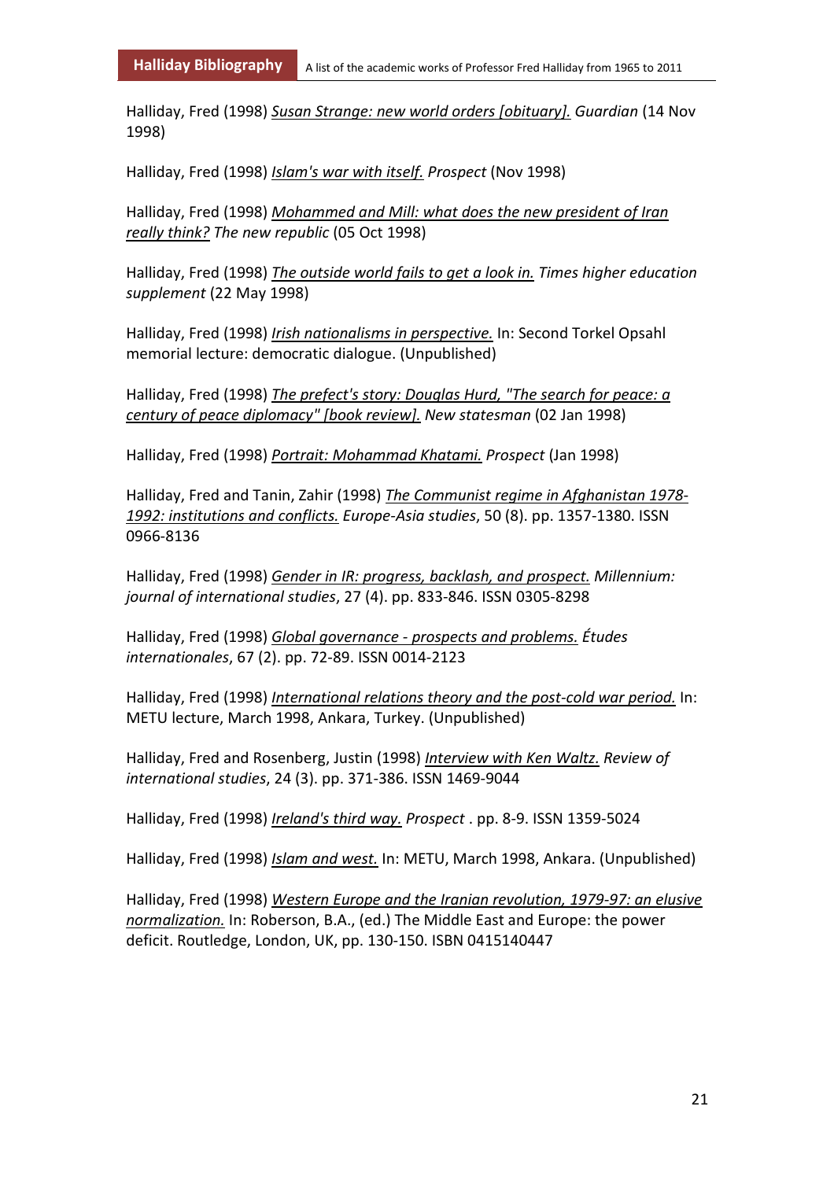Halliday, Fred (1998) *Susan Strange: new world orders [obituary].* *Guardian* (14 Nov 1998)

Halliday, Fred (1998) *Islam's war with itself.* *Prospect* (Nov 1998)

Halliday, Fred (1998) *Mohammed and Mill: what does the new president of Iran really think?* *The new republic* (05 Oct 1998)

Halliday, Fred (1998) *The outside world fails to get a look in.* *Times higher education supplement* (22 May 1998)

Halliday, Fred (1998) *Irish nationalisms in perspective.* In: Second Torkel Opsahl memorial lecture: democratic dialogue. (Unpublished)

Halliday, Fred (1998) *The prefect's story: Douglas Hurd, "The search for peace: a century of peace diplomacy" [book review].* *New statesman* (02 Jan 1998)

Halliday, Fred (1998) *Portrait: Mohammad Khatami.* *Prospect* (Jan 1998)

Halliday, Fred and Tanin, Zahir (1998) *The Communist regime in Afghanistan 1978-1992: institutions and conflicts.* *Europe-Asia studies*, 50 (8). pp. 1357-1380. ISSN 0966-8136

Halliday, Fred (1998) *Gender in IR: progress, backlash, and prospect.* *Millennium: journal of international studies*, 27 (4). pp. 833-846. ISSN 0305-8298

Halliday, Fred (1998) *Global governance - prospects and problems.* *Études internationales*, 67 (2). pp. 72-89. ISSN 0014-2123

Halliday, Fred (1998) *International relations theory and the post-cold war period.* In: METU lecture, March 1998, Ankara, Turkey. (Unpublished)

Halliday, Fred and Rosenberg, Justin (1998) *Interview with Ken Waltz.* *Review of international studies*, 24 (3). pp. 371-386. ISSN 1469-9044

Halliday, Fred (1998) *Ireland's third way.* *Prospect* . pp. 8-9. ISSN 1359-5024

Halliday, Fred (1998) *Islam and west.* In: METU, March 1998, Ankara. (Unpublished)

Halliday, Fred (1998) *Western Europe and the Iranian revolution, 1979-97: an elusive normalization.* In: Roberson, B.A., (ed.) The Middle East and Europe: the power deficit. Routledge, London, UK, pp. 130-150. ISBN 0415140447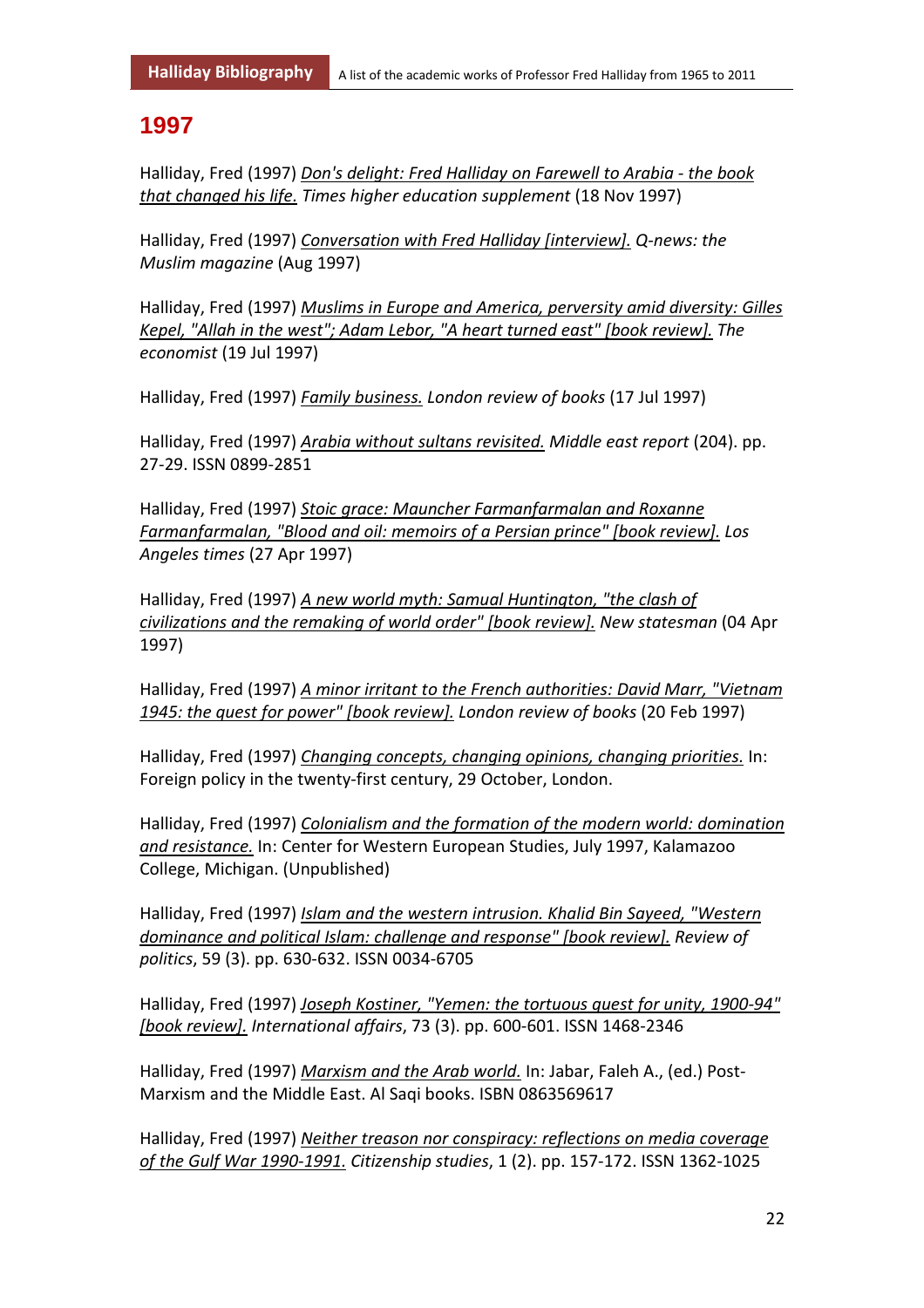# 1997

Halliday, Fred (1997) _Don's delight: Fred Halliday on Farewell to Arabia - the book that changed his life._ *Times higher education supplement* (18 Nov 1997)

Halliday, Fred (1997) _Conversation with Fred Halliday [interview]._ *Q-news: the Muslim magazine* (Aug 1997)

Halliday, Fred (1997) _Muslims in Europe and America, perversity amid diversity: Gilles Kepel, "Allah in the west"; Adam Lebor, "A heart turned east" [book review]._ *The economist* (19 Jul 1997)

Halliday, Fred (1997) _Family business._ *London review of books* (17 Jul 1997)

Halliday, Fred (1997) _Arabia without sultans revisited._ *Middle east report* (204). pp. 27-29. ISSN 0899-2851

Halliday, Fred (1997) _Stoic grace: Mauncher Farmanfarmalan and Roxanne Farmanfarmalan, "Blood and oil: memoirs of a Persian prince" [book review]._ *Los Angeles times* (27 Apr 1997)

Halliday, Fred (1997) _A new world myth: Samual Huntington, "the clash of civilizations and the remaking of world order" [book review]._ *New statesman* (04 Apr 1997)

Halliday, Fred (1997) _A minor irritant to the French authorities: David Marr, "Vietnam 1945: the quest for power" [book review]._ *London review of books* (20 Feb 1997)

Halliday, Fred (1997) _Changing concepts, changing opinions, changing priorities._ In: Foreign policy in the twenty-first century, 29 October, London.

Halliday, Fred (1997) _Colonialism and the formation of the modern world: domination and resistance._ In: Center for Western European Studies, July 1997, Kalamazoo College, Michigan. (Unpublished)

Halliday, Fred (1997) _Islam and the western intrusion. Khalid Bin Sayeed, "Western dominance and political Islam: challenge and response" [book review]._ *Review of politics*, 59 (3). pp. 630-632. ISSN 0034-6705

Halliday, Fred (1997) _Joseph Kostiner, "Yemen: the tortuous quest for unity, 1900-94" [book review]._ *International affairs*, 73 (3). pp. 600-601. ISSN 1468-2346

Halliday, Fred (1997) _Marxism and the Arab world._ In: Jabar, Faleh A., (ed.) Post-Marxism and the Middle East. Al Saqi books. ISBN 0863569617

Halliday, Fred (1997) _Neither treason nor conspiracy: reflections on media coverage of the Gulf War 1990-1991._ *Citizenship studies*, 1 (2). pp. 157-172. ISSN 1362-1025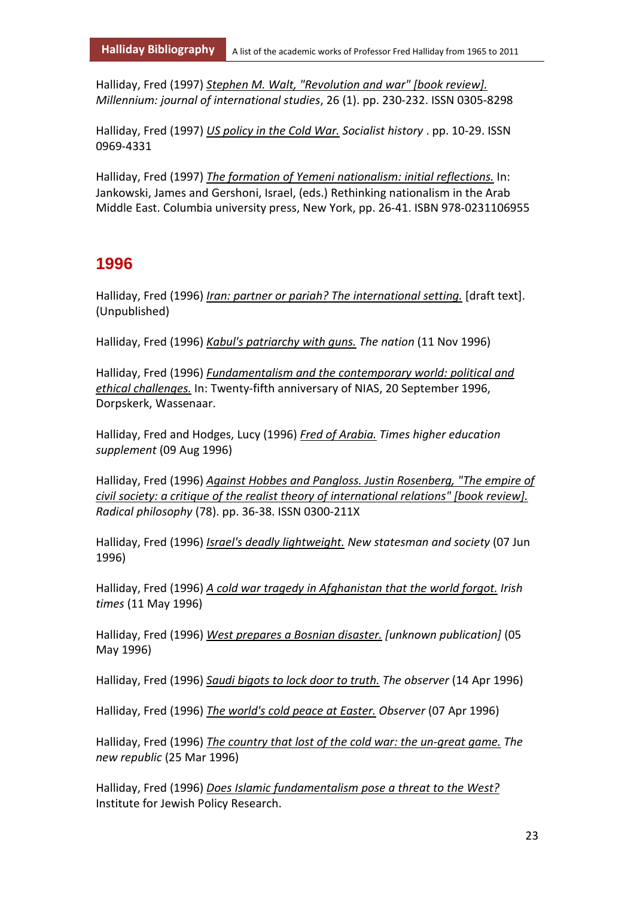Halliday, Fred (1997) *Stephen M. Walt, "Revolution and war" [book review]. Millennium: journal of international studies*, 26 (1). pp. 230-232. ISSN 0305-8298

Halliday, Fred (1997) *US policy in the Cold War. Socialist history* . pp. 10-29. ISSN 0969-4331

Halliday, Fred (1997) *The formation of Yemeni nationalism: initial reflections.* In: Jankowski, James and Gershoni, Israel, (eds.) Rethinking nationalism in the Arab Middle East. Columbia university press, New York, pp. 26-41. ISBN 978-0231106955

## 1996

Halliday, Fred (1996) *Iran: partner or pariah? The international setting.* [draft text]. (Unpublished)

Halliday, Fred (1996) *Kabul's patriarchy with guns. The nation* (11 Nov 1996)

Halliday, Fred (1996) *Fundamentalism and the contemporary world: political and ethical challenges.* In: Twenty-fifth anniversary of NIAS, 20 September 1996, Dorpskerk, Wassenaar.

Halliday, Fred and Hodges, Lucy (1996) *Fred of Arabia. Times higher education supplement* (09 Aug 1996)

Halliday, Fred (1996) *Against Hobbes and Pangloss. Justin Rosenberg, "The empire of civil society: a critique of the realist theory of international relations" [book review]. Radical philosophy* (78). pp. 36-38. ISSN 0300-211X

Halliday, Fred (1996) *Israel's deadly lightweight. New statesman and society* (07 Jun 1996)

Halliday, Fred (1996) *A cold war tragedy in Afghanistan that the world forgot. Irish times* (11 May 1996)

Halliday, Fred (1996) *West prepares a Bosnian disaster. [unknown publication]* (05 May 1996)

Halliday, Fred (1996) *Saudi bigots to lock door to truth. The observer* (14 Apr 1996)

Halliday, Fred (1996) *The world's cold peace at Easter. Observer* (07 Apr 1996)

Halliday, Fred (1996) *The country that lost of the cold war: the un-great game. The new republic* (25 Mar 1996)

Halliday, Fred (1996) *Does Islamic fundamentalism pose a threat to the West?* Institute for Jewish Policy Research.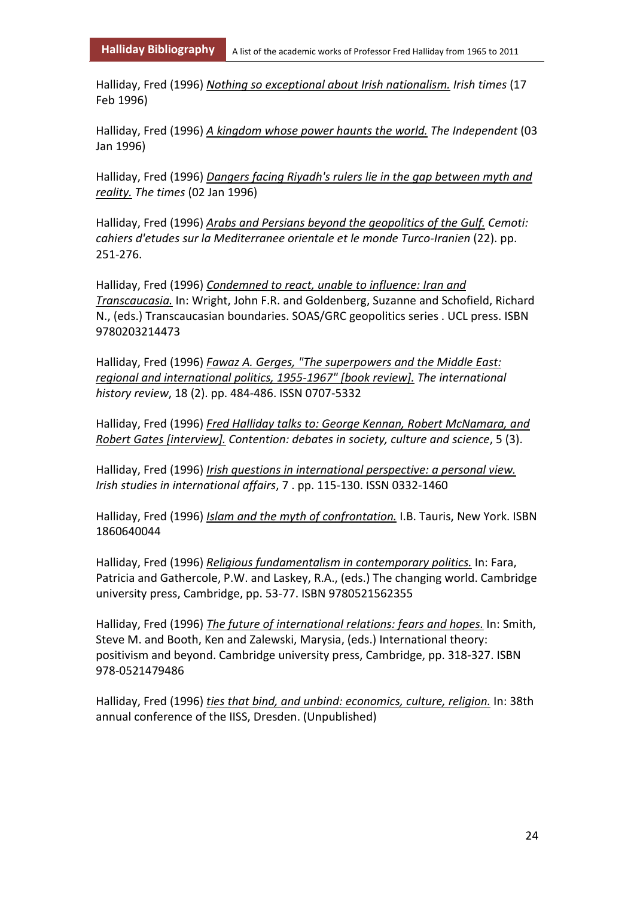Halliday, Fred (1996) *Nothing so exceptional about Irish nationalism.* *Irish times* (17 Feb 1996)

Halliday, Fred (1996) *A kingdom whose power haunts the world.* *The Independent* (03 Jan 1996)

Halliday, Fred (1996) *Dangers facing Riyadh's rulers lie in the gap between myth and reality.* *The times* (02 Jan 1996)

Halliday, Fred (1996) *Arabs and Persians beyond the geopolitics of the Gulf.* *Cemoti: cahiers d'etudes sur la Mediterranee orientale et le monde Turco-Iranien* (22). pp. 251-276.

Halliday, Fred (1996) *Condemned to react, unable to influence: Iran and Transcaucasia.* In: Wright, John F.R. and Goldenberg, Suzanne and Schofield, Richard N., (eds.) Transcaucasian boundaries. SOAS/GRC geopolitics series . UCL press. ISBN 9780203214473

Halliday, Fred (1996) *Fawaz A. Gerges, "The superpowers and the Middle East: regional and international politics, 1955-1967" [book review].* *The international history review*, 18 (2). pp. 484-486. ISSN 0707-5332

Halliday, Fred (1996) *Fred Halliday talks to: George Kennan, Robert McNamara, and Robert Gates [interview].* *Contention: debates in society, culture and science*, 5 (3).

Halliday, Fred (1996) *Irish questions in international perspective: a personal view.* *Irish studies in international affairs*, 7 . pp. 115-130. ISSN 0332-1460

Halliday, Fred (1996) *Islam and the myth of confrontation.* I.B. Tauris, New York. ISBN 1860640044

Halliday, Fred (1996) *Religious fundamentalism in contemporary politics.* In: Fara, Patricia and Gathercole, P.W. and Laskey, R.A., (eds.) The changing world. Cambridge university press, Cambridge, pp. 53-77. ISBN 9780521562355

Halliday, Fred (1996) *The future of international relations: fears and hopes.* In: Smith, Steve M. and Booth, Ken and Zalewski, Marysia, (eds.) International theory: positivism and beyond. Cambridge university press, Cambridge, pp. 318-327. ISBN 978-0521479486

Halliday, Fred (1996) *ties that bind, and unbind: economics, culture, religion.* In: 38th annual conference of the IISS, Dresden. (Unpublished)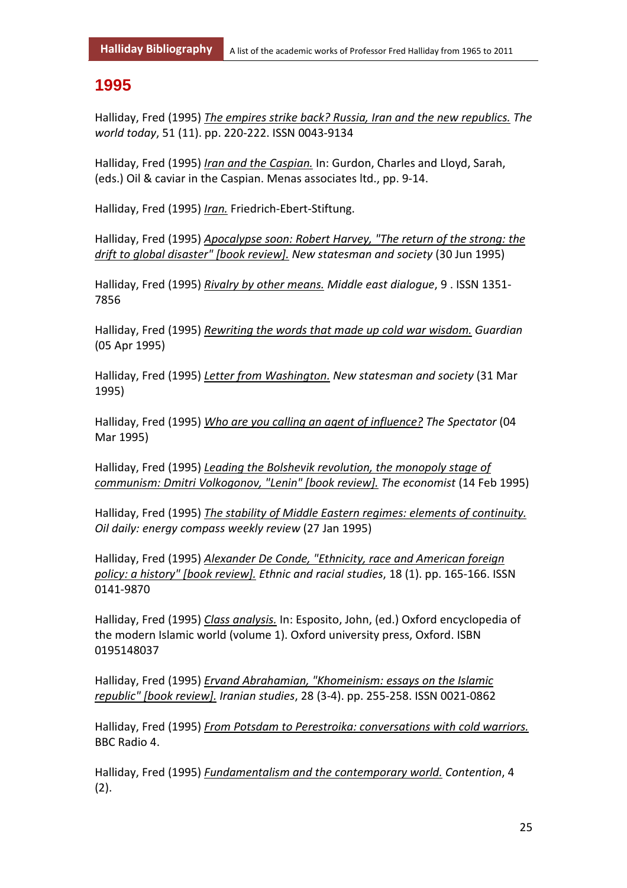## 1995

Halliday, Fred (1995) *The empires strike back? Russia, Iran and the new republics.* *The world today*, 51 (11). pp. 220-222. ISSN 0043-9134

Halliday, Fred (1995) *Iran and the Caspian.* In: Gurdon, Charles and Lloyd, Sarah, (eds.) Oil & caviar in the Caspian. Menas associates ltd., pp. 9-14.

Halliday, Fred (1995) *Iran.* Friedrich-Ebert-Stiftung.

Halliday, Fred (1995) *Apocalypse soon: Robert Harvey, "The return of the strong: the drift to global disaster" [book review].* *New statesman and society* (30 Jun 1995)

Halliday, Fred (1995) *Rivalry by other means.* *Middle east dialogue*, 9 . ISSN 1351-7856

Halliday, Fred (1995) *Rewriting the words that made up cold war wisdom.* *Guardian* (05 Apr 1995)

Halliday, Fred (1995) *Letter from Washington.* *New statesman and society* (31 Mar 1995)

Halliday, Fred (1995) *Who are you calling an agent of influence?* *The Spectator* (04 Mar 1995)

Halliday, Fred (1995) *Leading the Bolshevik revolution, the monopoly stage of communism: Dmitri Volkogonov, "Lenin" [book review].* *The economist* (14 Feb 1995)

Halliday, Fred (1995) *The stability of Middle Eastern regimes: elements of continuity.* *Oil daily: energy compass weekly review* (27 Jan 1995)

Halliday, Fred (1995) *Alexander De Conde, "Ethnicity, race and American foreign policy: a history" [book review].* *Ethnic and racial studies*, 18 (1). pp. 165-166. ISSN 0141-9870

Halliday, Fred (1995) *Class analysis.* In: Esposito, John, (ed.) Oxford encyclopedia of the modern Islamic world (volume 1). Oxford university press, Oxford. ISBN 0195148037

Halliday, Fred (1995) *Ervand Abrahamian, "Khomeinism: essays on the Islamic republic" [book review].* *Iranian studies*, 28 (3-4). pp. 255-258. ISSN 0021-0862

Halliday, Fred (1995) *From Potsdam to Perestroika: conversations with cold warriors.* BBC Radio 4.

Halliday, Fred (1995) *Fundamentalism and the contemporary world.* *Contention*, 4 (2).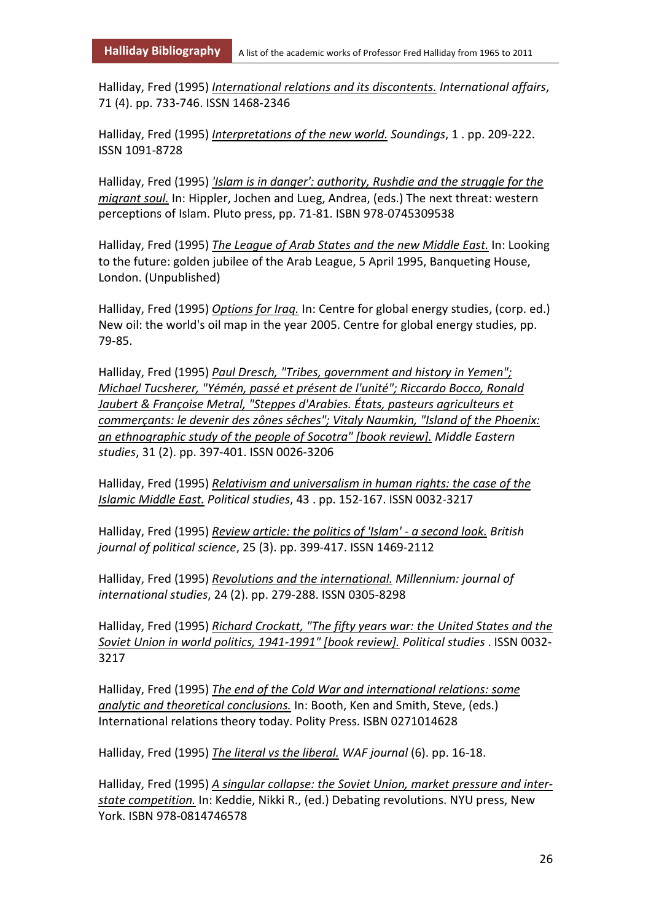Halliday, Fred (1995) *International relations and its discontents.* *International affairs*, 71 (4). pp. 733-746. ISSN 1468-2346

Halliday, Fred (1995) *Interpretations of the new world.* *Soundings*, 1 . pp. 209-222. ISSN 1091-8728

Halliday, Fred (1995) *'Islam is in danger': authority, Rushdie and the struggle for the migrant soul.* In: Hippler, Jochen and Lueg, Andrea, (eds.) The next threat: western perceptions of Islam. Pluto press, pp. 71-81. ISBN 978-0745309538

Halliday, Fred (1995) *The League of Arab States and the new Middle East.* In: Looking to the future: golden jubilee of the Arab League, 5 April 1995, Banqueting House, London. (Unpublished)

Halliday, Fred (1995) *Options for Iraq.* In: Centre for global energy studies, (corp. ed.) New oil: the world's oil map in the year 2005. Centre for global energy studies, pp. 79-85.

Halliday, Fred (1995) *Paul Dresch, "Tribes, government and history in Yemen"; Michael Tucsherer, "Yémén, passé et présent de l'unité"; Riccardo Bocco, Ronald Jaubert & Françoise Metral, "Steppes d'Arabies. États, pasteurs agriculteurs et commerçants: le devenir des zônes sêches"; Vitaly Naumkin, "Island of the Phoenix: an ethnographic study of the people of Socotra" [book review].* *Middle Eastern studies*, 31 (2). pp. 397-401. ISSN 0026-3206

Halliday, Fred (1995) *Relativism and universalism in human rights: the case of the Islamic Middle East.* *Political studies*, 43 . pp. 152-167. ISSN 0032-3217

Halliday, Fred (1995) *Review article: the politics of 'Islam' - a second look.* *British journal of political science*, 25 (3). pp. 399-417. ISSN 1469-2112

Halliday, Fred (1995) *Revolutions and the international.* *Millennium: journal of international studies*, 24 (2). pp. 279-288. ISSN 0305-8298

Halliday, Fred (1995) *Richard Crockatt, "The fifty years war: the United States and the Soviet Union in world politics, 1941-1991" [book review].* *Political studies* . ISSN 0032-3217

Halliday, Fred (1995) *The end of the Cold War and international relations: some analytic and theoretical conclusions.* In: Booth, Ken and Smith, Steve, (eds.) International relations theory today. Polity Press. ISBN 0271014628

Halliday, Fred (1995) *The literal vs the liberal.* *WAF journal* (6). pp. 16-18.

Halliday, Fred (1995) *A singular collapse: the Soviet Union, market pressure and inter-state competition.* In: Keddie, Nikki R., (ed.) Debating revolutions. NYU press, New York. ISBN 978-0814746578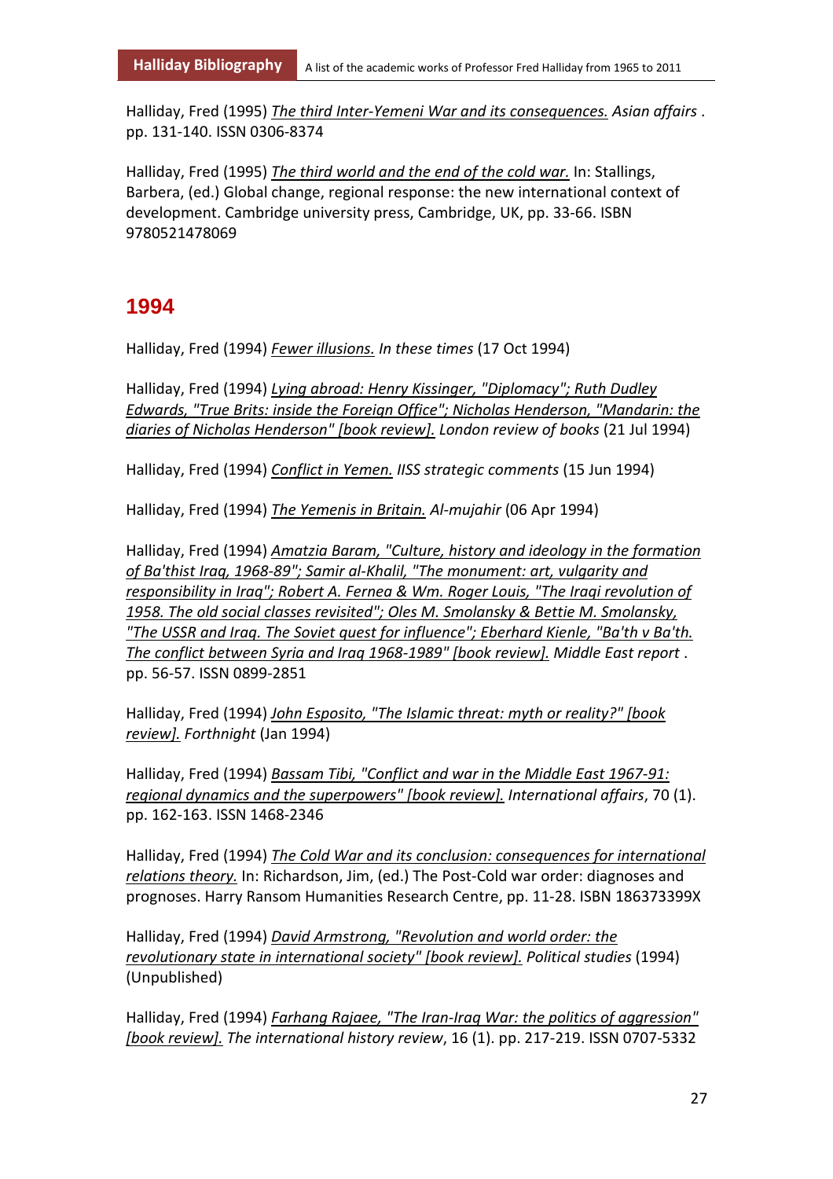Halliday, Fred (1995) *The third Inter-Yemeni War and its consequences. Asian affairs* . pp. 131-140. ISSN 0306-8374

Halliday, Fred (1995) *The third world and the end of the cold war.* In: Stallings, Barbera, (ed.) Global change, regional response: the new international context of development. Cambridge university press, Cambridge, UK, pp. 33-66. ISBN 9780521478069

## 1994

Halliday, Fred (1994) *Fewer illusions. In these times* (17 Oct 1994)

Halliday, Fred (1994) *Lying abroad: Henry Kissinger, "Diplomacy"; Ruth Dudley Edwards, "True Brits: inside the Foreign Office"; Nicholas Henderson, "Mandarin: the diaries of Nicholas Henderson" [book review]. London review of books* (21 Jul 1994)

Halliday, Fred (1994) *Conflict in Yemen. IISS strategic comments* (15 Jun 1994)

Halliday, Fred (1994) *The Yemenis in Britain. Al-mujahir* (06 Apr 1994)

Halliday, Fred (1994) *Amatzia Baram, "Culture, history and ideology in the formation of Ba'thist Iraq, 1968-89"; Samir al-Khalil, "The monument: art, vulgarity and responsibility in Iraq"; Robert A. Fernea & Wm. Roger Louis, "The Iraqi revolution of 1958. The old social classes revisited"; Oles M. Smolansky & Bettie M. Smolansky, "The USSR and Iraq. The Soviet quest for influence"; Eberhard Kienle, "Ba'th v Ba'th. The conflict between Syria and Iraq 1968-1989" [book review]. Middle East report* . pp. 56-57. ISSN 0899-2851

Halliday, Fred (1994) *John Esposito, "The Islamic threat: myth or reality?" [book review]. Forthnight* (Jan 1994)

Halliday, Fred (1994) *Bassam Tibi, "Conflict and war in the Middle East 1967-91: regional dynamics and the superpowers" [book review]. International affairs*, 70 (1). pp. 162-163. ISSN 1468-2346

Halliday, Fred (1994) *The Cold War and its conclusion: consequences for international relations theory.* In: Richardson, Jim, (ed.) The Post-Cold war order: diagnoses and prognoses. Harry Ransom Humanities Research Centre, pp. 11-28. ISBN 186373399X

Halliday, Fred (1994) *David Armstrong, "Revolution and world order: the revolutionary state in international society" [book review]. Political studies* (1994) (Unpublished)

Halliday, Fred (1994) *Farhang Rajaee, "The Iran-Iraq War: the politics of aggression" [book review]. The international history review*, 16 (1). pp. 217-219. ISSN 0707-5332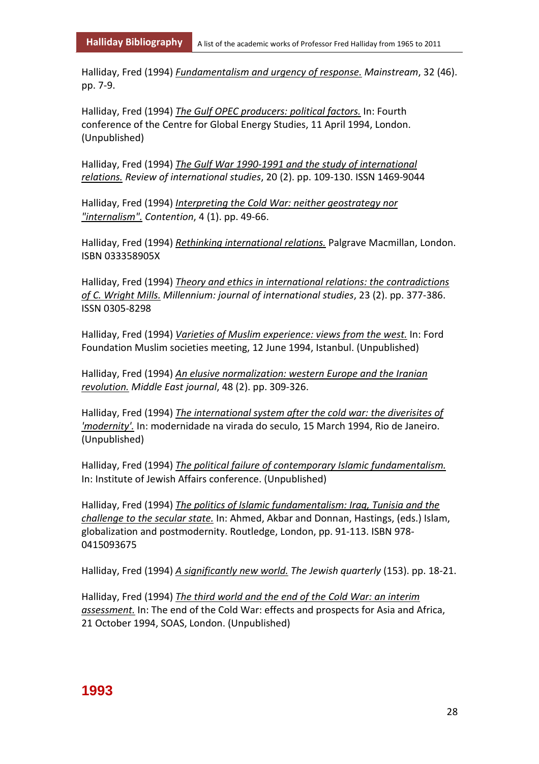Halliday, Fred (1994) *Fundamentalism and urgency of response.* *Mainstream*, 32 (46). pp. 7-9.

Halliday, Fred (1994) *The Gulf OPEC producers: political factors.* In: Fourth conference of the Centre for Global Energy Studies, 11 April 1994, London. (Unpublished)

Halliday, Fred (1994) *The Gulf War 1990-1991 and the study of international relations.* *Review of international studies*, 20 (2). pp. 109-130. ISSN 1469-9044

Halliday, Fred (1994) *Interpreting the Cold War: neither geostrategy nor "internalism".* *Contention*, 4 (1). pp. 49-66.

Halliday, Fred (1994) *Rethinking international relations.* Palgrave Macmillan, London. ISBN 033358905X

Halliday, Fred (1994) *Theory and ethics in international relations: the contradictions of C. Wright Mills.* *Millennium: journal of international studies*, 23 (2). pp. 377-386. ISSN 0305-8298

Halliday, Fred (1994) *Varieties of Muslim experience: views from the west.* In: Ford Foundation Muslim societies meeting, 12 June 1994, Istanbul. (Unpublished)

Halliday, Fred (1994) *An elusive normalization: western Europe and the Iranian revolution.* *Middle East journal*, 48 (2). pp. 309-326.

Halliday, Fred (1994) *The international system after the cold war: the diverisites of 'modernity'.* In: modernidade na virada do seculo, 15 March 1994, Rio de Janeiro. (Unpublished)

Halliday, Fred (1994) *The political failure of contemporary Islamic fundamentalism.* In: Institute of Jewish Affairs conference. (Unpublished)

Halliday, Fred (1994) *The politics of Islamic fundamentalism: Iraq, Tunisia and the challenge to the secular state.* In: Ahmed, Akbar and Donnan, Hastings, (eds.) Islam, globalization and postmodernity. Routledge, London, pp. 91-113. ISBN 978-0415093675

Halliday, Fred (1994) *A significantly new world.* *The Jewish quarterly* (153). pp. 18-21.

Halliday, Fred (1994) *The third world and the end of the Cold War: an interim assessment.* In: The end of the Cold War: effects and prospects for Asia and Africa, 21 October 1994, SOAS, London. (Unpublished)

## 1993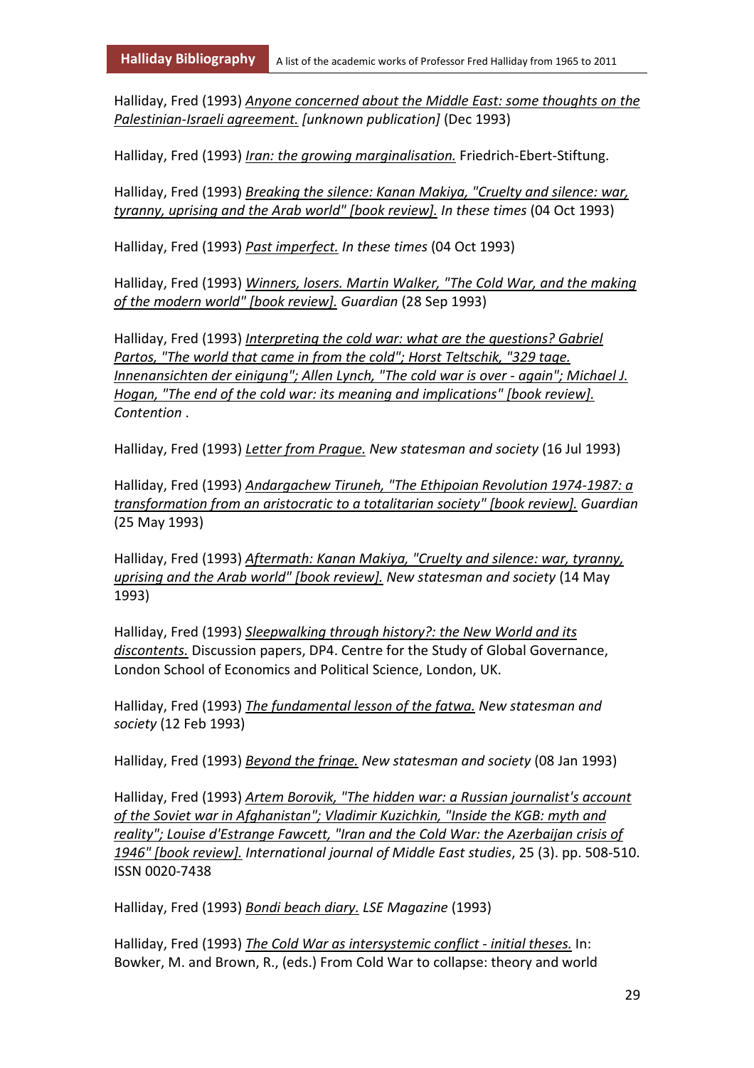Halliday, Fred (1993) *Anyone concerned about the Middle East: some thoughts on the Palestinian-Israeli agreement.* *[unknown publication]* (Dec 1993)

Halliday, Fred (1993) *Iran: the growing marginalisation.* Friedrich-Ebert-Stiftung.

Halliday, Fred (1993) *Breaking the silence: Kanan Makiya, "Cruelty and silence: war, tyranny, uprising and the Arab world" [book review].* *In these times* (04 Oct 1993)

Halliday, Fred (1993) *Past imperfect.* *In these times* (04 Oct 1993)

Halliday, Fred (1993) *Winners, losers. Martin Walker, "The Cold War, and the making of the modern world" [book review].* *Guardian* (28 Sep 1993)

Halliday, Fred (1993) *Interpreting the cold war: what are the questions? Gabriel Partos, "The world that came in from the cold"; Horst Teltschik, "329 tage. Innenansichten der einigung"; Allen Lynch, "The cold war is over - again"; Michael J. Hogan, "The end of the cold war: its meaning and implications" [book review].* *Contention* .

Halliday, Fred (1993) *Letter from Prague.* *New statesman and society* (16 Jul 1993)

Halliday, Fred (1993) *Andargachew Tiruneh, "The Ethipoian Revolution 1974-1987: a transformation from an aristocratic to a totalitarian society" [book review].* *Guardian* (25 May 1993)

Halliday, Fred (1993) *Aftermath: Kanan Makiya, "Cruelty and silence: war, tyranny, uprising and the Arab world" [book review].* *New statesman and society* (14 May 1993)

Halliday, Fred (1993) *Sleepwalking through history?: the New World and its discontents.* Discussion papers, DP4. Centre for the Study of Global Governance, London School of Economics and Political Science, London, UK.

Halliday, Fred (1993) *The fundamental lesson of the fatwa.* *New statesman and society* (12 Feb 1993)

Halliday, Fred (1993) *Beyond the fringe.* *New statesman and society* (08 Jan 1993)

Halliday, Fred (1993) *Artem Borovik, "The hidden war: a Russian journalist's account of the Soviet war in Afghanistan"; Vladimir Kuzichkin, "Inside the KGB: myth and reality"; Louise d'Estrange Fawcett, "Iran and the Cold War: the Azerbaijan crisis of 1946" [book review].* *International journal of Middle East studies*, 25 (3). pp. 508-510. ISSN 0020-7438

Halliday, Fred (1993) *Bondi beach diary.* *LSE Magazine* (1993)

Halliday, Fred (1993) *The Cold War as intersystemic conflict - initial theses.* In: Bowker, M. and Brown, R., (eds.) From Cold War to collapse: theory and world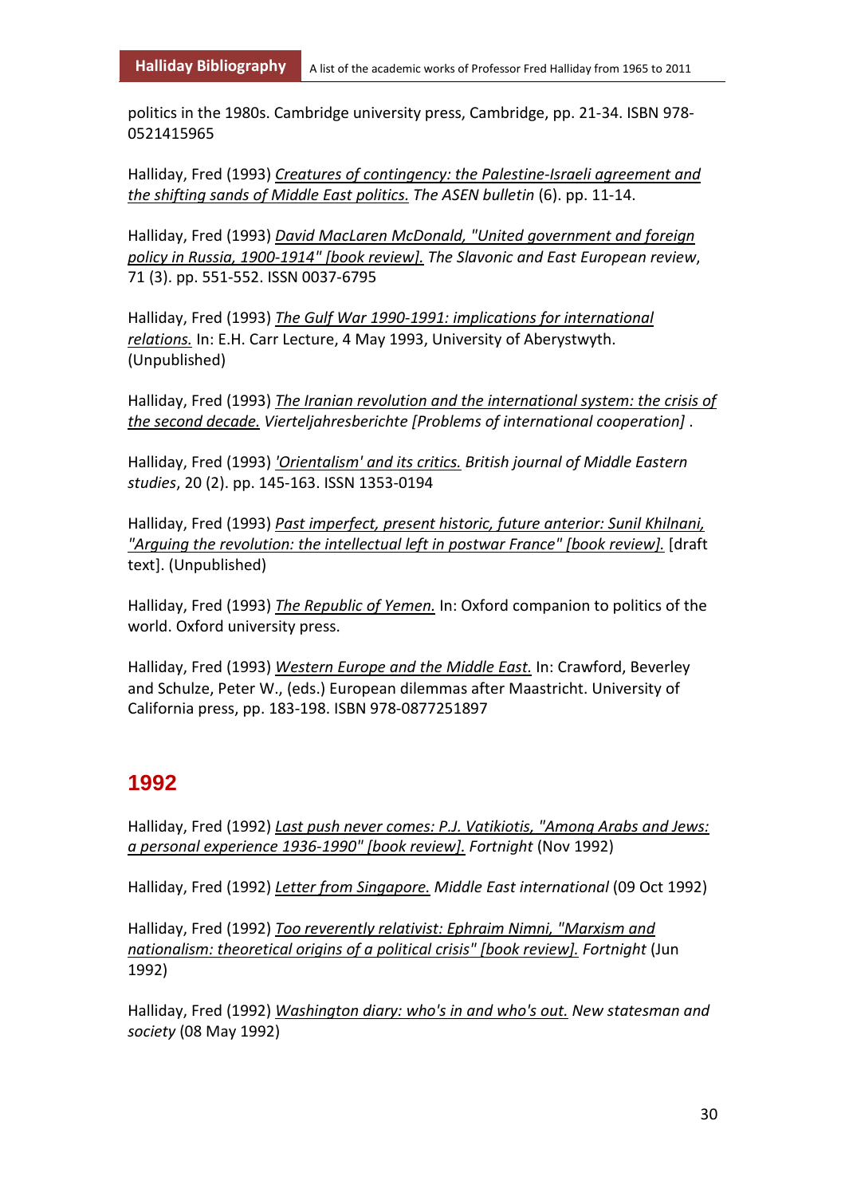politics in the 1980s. Cambridge university press, Cambridge, pp. 21-34. ISBN 978-0521415965

Halliday, Fred (1993) _Creatures of contingency: the Palestine-Israeli agreement and the shifting sands of Middle East politics._ *The ASEN bulletin* (6). pp. 11-14.

Halliday, Fred (1993) _David MacLaren McDonald, "United government and foreign policy in Russia, 1900-1914" [book review]._ *The Slavonic and East European review*, 71 (3). pp. 551-552. ISSN 0037-6795

Halliday, Fred (1993) _The Gulf War 1990-1991: implications for international relations._ In: E.H. Carr Lecture, 4 May 1993, University of Aberystwyth. (Unpublished)

Halliday, Fred (1993) _The Iranian revolution and the international system: the crisis of the second decade._ *Vierteljahresberichte [Problems of international cooperation]* .

Halliday, Fred (1993) _'Orientalism' and its critics._ *British journal of Middle Eastern studies*, 20 (2). pp. 145-163. ISSN 1353-0194

Halliday, Fred (1993) _Past imperfect, present historic, future anterior: Sunil Khilnani, "Arguing the revolution: the intellectual left in postwar France" [book review]._ [draft text]. (Unpublished)

Halliday, Fred (1993) _The Republic of Yemen._ In: Oxford companion to politics of the world. Oxford university press.

Halliday, Fred (1993) _Western Europe and the Middle East._ In: Crawford, Beverley and Schulze, Peter W., (eds.) European dilemmas after Maastricht. University of California press, pp. 183-198. ISBN 978-0877251897

## 1992

Halliday, Fred (1992) _Last push never comes: P.J. Vatikiotis, "Among Arabs and Jews: a personal experience 1936-1990" [book review]._ *Fortnight* (Nov 1992)

Halliday, Fred (1992) _Letter from Singapore._ *Middle East international* (09 Oct 1992)

Halliday, Fred (1992) _Too reverently relativist: Ephraim Nimni, "Marxism and nationalism: theoretical origins of a political crisis" [book review]._ *Fortnight* (Jun 1992)

Halliday, Fred (1992) _Washington diary: who's in and who's out._ *New statesman and society* (08 May 1992)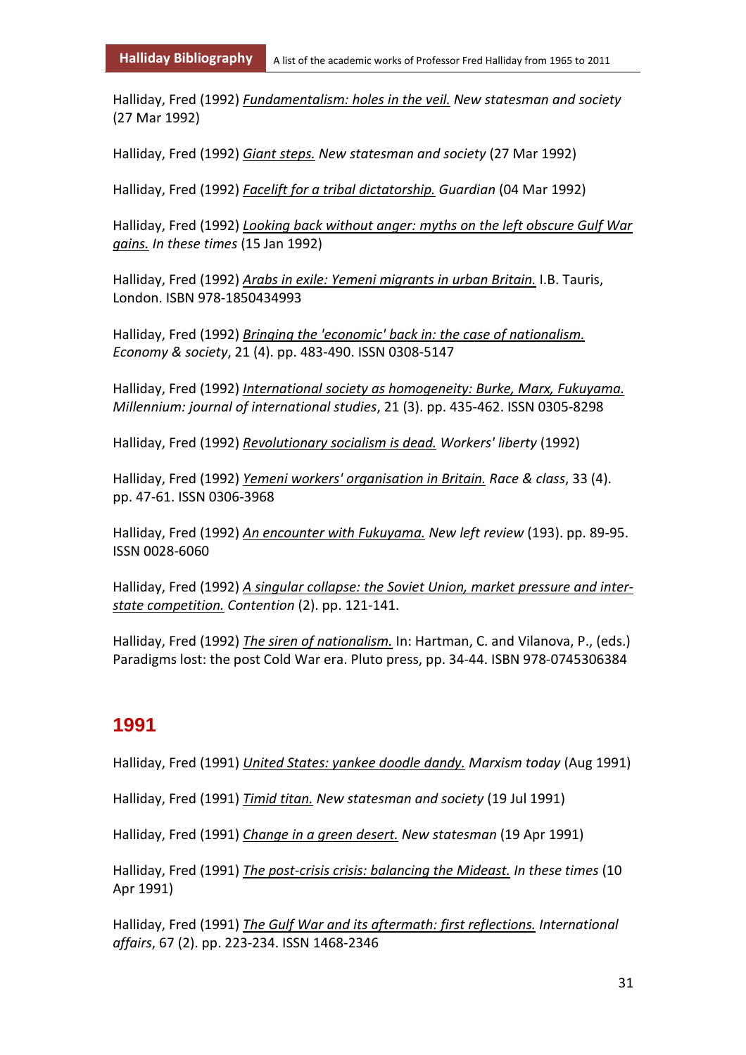Halliday, Fred (1992) *Fundamentalism: holes in the veil.* *New statesman and society* (27 Mar 1992)

Halliday, Fred (1992) *Giant steps.* *New statesman and society* (27 Mar 1992)

Halliday, Fred (1992) *Facelift for a tribal dictatorship.* *Guardian* (04 Mar 1992)

Halliday, Fred (1992) *Looking back without anger: myths on the left obscure Gulf War gains.* *In these times* (15 Jan 1992)

Halliday, Fred (1992) *Arabs in exile: Yemeni migrants in urban Britain.* I.B. Tauris, London. ISBN 978-1850434993

Halliday, Fred (1992) *Bringing the 'economic' back in: the case of nationalism.* *Economy & society*, 21 (4). pp. 483-490. ISSN 0308-5147

Halliday, Fred (1992) *International society as homogeneity: Burke, Marx, Fukuyama.* *Millennium: journal of international studies*, 21 (3). pp. 435-462. ISSN 0305-8298

Halliday, Fred (1992) *Revolutionary socialism is dead.* *Workers' liberty* (1992)

Halliday, Fred (1992) *Yemeni workers' organisation in Britain.* *Race & class*, 33 (4). pp. 47-61. ISSN 0306-3968

Halliday, Fred (1992) *An encounter with Fukuyama.* *New left review* (193). pp. 89-95. ISSN 0028-6060

Halliday, Fred (1992) *A singular collapse: the Soviet Union, market pressure and inter-state competition.* *Contention* (2). pp. 121-141.

Halliday, Fred (1992) *The siren of nationalism.* In: Hartman, C. and Vilanova, P., (eds.) Paradigms lost: the post Cold War era. Pluto press, pp. 34-44. ISBN 978-0745306384

## 1991

Halliday, Fred (1991) *United States: yankee doodle dandy.* *Marxism today* (Aug 1991)

Halliday, Fred (1991) *Timid titan.* *New statesman and society* (19 Jul 1991)

Halliday, Fred (1991) *Change in a green desert.* *New statesman* (19 Apr 1991)

Halliday, Fred (1991) *The post-crisis crisis: balancing the Mideast.* *In these times* (10 Apr 1991)

Halliday, Fred (1991) *The Gulf War and its aftermath: first reflections.* *International affairs*, 67 (2). pp. 223-234. ISSN 1468-2346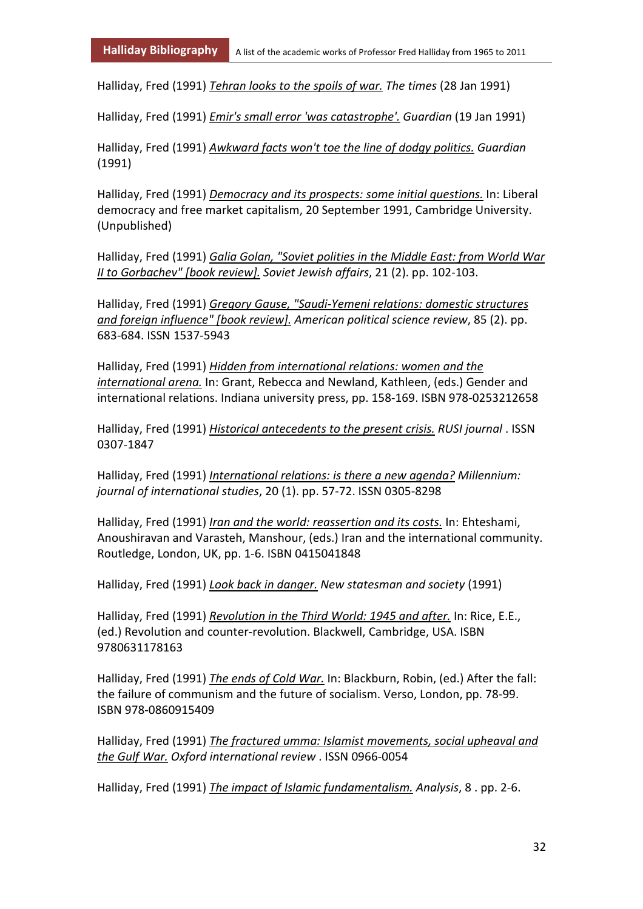Halliday, Fred (1991) *Tehran looks to the spoils of war.* *The times* (28 Jan 1991)

Halliday, Fred (1991) *Emir's small error 'was catastrophe'.* *Guardian* (19 Jan 1991)

Halliday, Fred (1991) *Awkward facts won't toe the line of dodgy politics.* *Guardian* (1991)

Halliday, Fred (1991) *Democracy and its prospects: some initial questions.* In: Liberal democracy and free market capitalism, 20 September 1991, Cambridge University. (Unpublished)

Halliday, Fred (1991) *Galia Golan, "Soviet polities in the Middle East: from World War II to Gorbachev" [book review].* *Soviet Jewish affairs*, 21 (2). pp. 102-103.

Halliday, Fred (1991) *Gregory Gause, "Saudi-Yemeni relations: domestic structures and foreign influence" [book review].* *American political science review*, 85 (2). pp. 683-684. ISSN 1537-5943

Halliday, Fred (1991) *Hidden from international relations: women and the international arena.* In: Grant, Rebecca and Newland, Kathleen, (eds.) Gender and international relations. Indiana university press, pp. 158-169. ISBN 978-0253212658

Halliday, Fred (1991) *Historical antecedents to the present crisis.* *RUSI journal* . ISSN 0307-1847

Halliday, Fred (1991) *International relations: is there a new agenda?* *Millennium: journal of international studies*, 20 (1). pp. 57-72. ISSN 0305-8298

Halliday, Fred (1991) *Iran and the world: reassertion and its costs.* In: Ehteshami, Anoushiravan and Varasteh, Manshour, (eds.) Iran and the international community. Routledge, London, UK, pp. 1-6. ISBN 0415041848

Halliday, Fred (1991) *Look back in danger.* *New statesman and society* (1991)

Halliday, Fred (1991) *Revolution in the Third World: 1945 and after.* In: Rice, E.E., (ed.) Revolution and counter-revolution. Blackwell, Cambridge, USA. ISBN 9780631178163

Halliday, Fred (1991) *The ends of Cold War.* In: Blackburn, Robin, (ed.) After the fall: the failure of communism and the future of socialism. Verso, London, pp. 78-99. ISBN 978-0860915409

Halliday, Fred (1991) *The fractured umma: Islamist movements, social upheaval and the Gulf War.* *Oxford international review* . ISSN 0966-0054

Halliday, Fred (1991) *The impact of Islamic fundamentalism.* *Analysis*, 8 . pp. 2-6.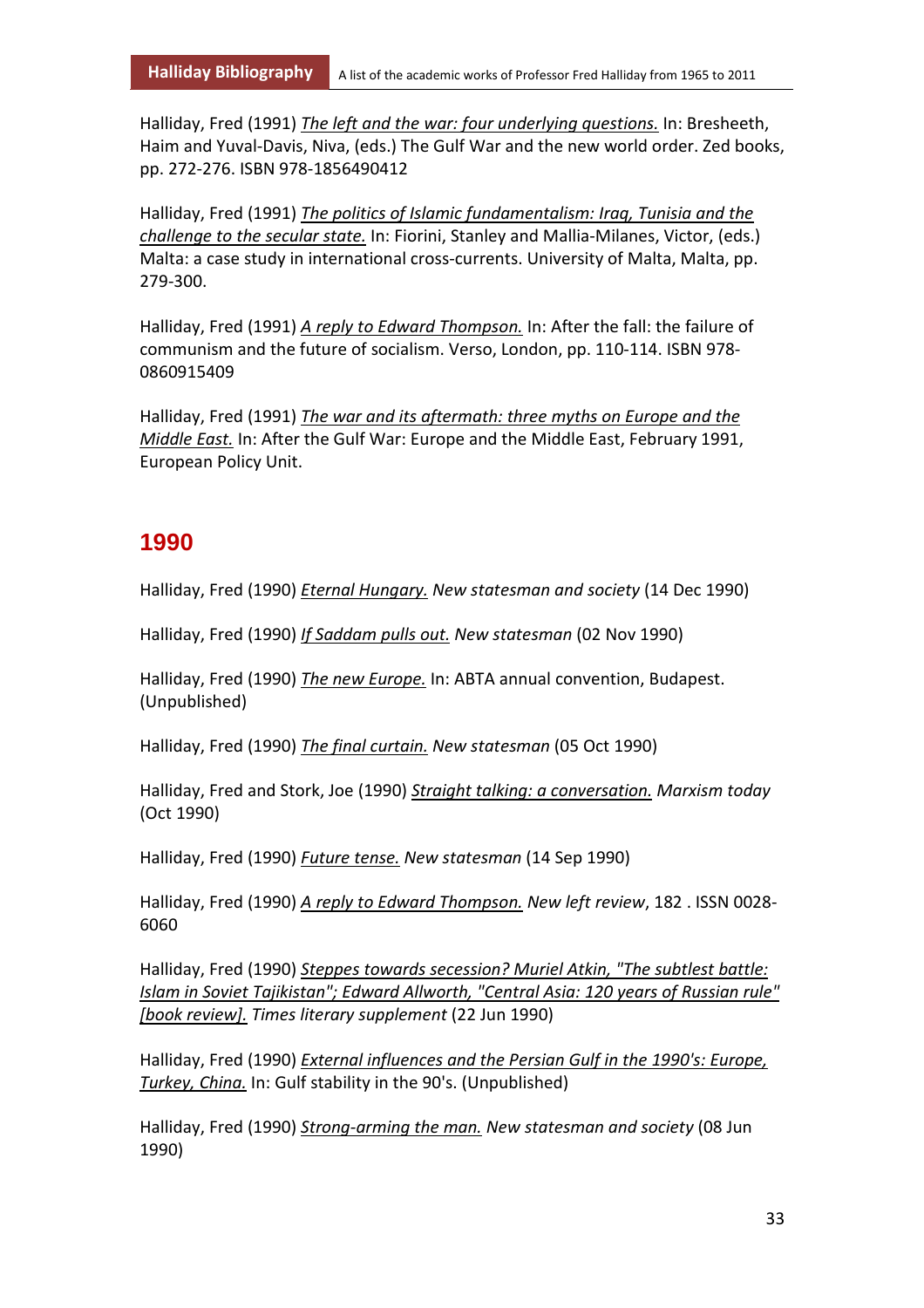Halliday, Fred (1991) *The left and the war: four underlying questions.* In: Bresheeth, Haim and Yuval-Davis, Niva, (eds.) The Gulf War and the new world order. Zed books, pp. 272-276. ISBN 978-1856490412

Halliday, Fred (1991) *The politics of Islamic fundamentalism: Iraq, Tunisia and the challenge to the secular state.* In: Fiorini, Stanley and Mallia-Milanes, Victor, (eds.) Malta: a case study in international cross-currents. University of Malta, Malta, pp. 279-300.

Halliday, Fred (1991) *A reply to Edward Thompson.* In: After the fall: the failure of communism and the future of socialism. Verso, London, pp. 110-114. ISBN 978-0860915409

Halliday, Fred (1991) *The war and its aftermath: three myths on Europe and the Middle East.* In: After the Gulf War: Europe and the Middle East, February 1991, European Policy Unit.

## 1990

Halliday, Fred (1990) *Eternal Hungary.* *New statesman and society* (14 Dec 1990)

Halliday, Fred (1990) *If Saddam pulls out.* *New statesman* (02 Nov 1990)

Halliday, Fred (1990) *The new Europe.* In: ABTA annual convention, Budapest. (Unpublished)

Halliday, Fred (1990) *The final curtain.* *New statesman* (05 Oct 1990)

Halliday, Fred and Stork, Joe (1990) *Straight talking: a conversation.* *Marxism today* (Oct 1990)

Halliday, Fred (1990) *Future tense.* *New statesman* (14 Sep 1990)

Halliday, Fred (1990) *A reply to Edward Thompson.* *New left review*, 182 . ISSN 0028-6060

Halliday, Fred (1990) *Steppes towards secession? Muriel Atkin, "The subtlest battle: Islam in Soviet Tajikistan"; Edward Allworth, "Central Asia: 120 years of Russian rule" [book review].* *Times literary supplement* (22 Jun 1990)

Halliday, Fred (1990) *External influences and the Persian Gulf in the 1990's: Europe, Turkey, China.* In: Gulf stability in the 90's. (Unpublished)

Halliday, Fred (1990) *Strong-arming the man.* *New statesman and society* (08 Jun 1990)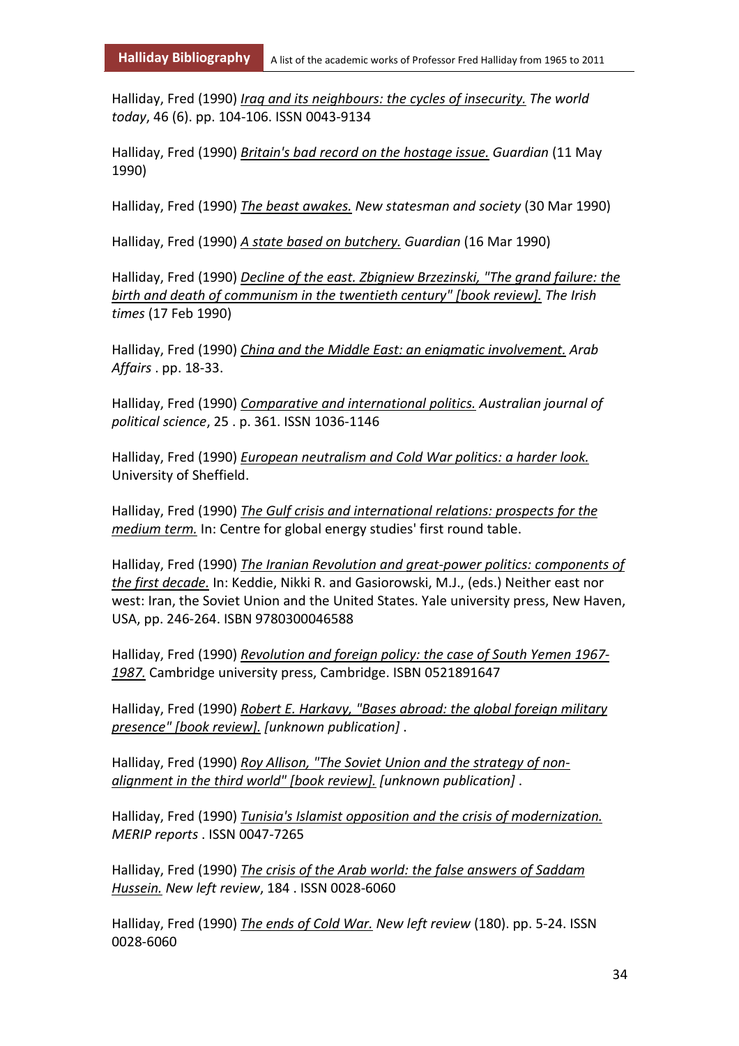Halliday, Fred (1990) *Iraq and its neighbours: the cycles of insecurity.* *The world today*, 46 (6). pp. 104-106. ISSN 0043-9134

Halliday, Fred (1990) *Britain's bad record on the hostage issue.* *Guardian* (11 May 1990)

Halliday, Fred (1990) *The beast awakes.* *New statesman and society* (30 Mar 1990)

Halliday, Fred (1990) *A state based on butchery.* *Guardian* (16 Mar 1990)

Halliday, Fred (1990) *Decline of the east. Zbigniew Brzezinski, "The grand failure: the birth and death of communism in the twentieth century" [book review].* *The Irish times* (17 Feb 1990)

Halliday, Fred (1990) *China and the Middle East: an enigmatic involvement.* *Arab Affairs* . pp. 18-33.

Halliday, Fred (1990) *Comparative and international politics.* *Australian journal of political science*, 25 . p. 361. ISSN 1036-1146

Halliday, Fred (1990) *European neutralism and Cold War politics: a harder look.* University of Sheffield.

Halliday, Fred (1990) *The Gulf crisis and international relations: prospects for the medium term.* In: Centre for global energy studies' first round table.

Halliday, Fred (1990) *The Iranian Revolution and great-power politics: components of the first decade.* In: Keddie, Nikki R. and Gasiorowski, M.J., (eds.) Neither east nor west: Iran, the Soviet Union and the United States. Yale university press, New Haven, USA, pp. 246-264. ISBN 9780300046588

Halliday, Fred (1990) *Revolution and foreign policy: the case of South Yemen 1967-1987.* Cambridge university press, Cambridge. ISBN 0521891647

Halliday, Fred (1990) *Robert E. Harkavy, "Bases abroad: the global foreign military presence" [book review].* *[unknown publication]* .

Halliday, Fred (1990) *Roy Allison, "The Soviet Union and the strategy of non-alignment in the third world" [book review].* *[unknown publication]* .

Halliday, Fred (1990) *Tunisia's Islamist opposition and the crisis of modernization.* *MERIP reports* . ISSN 0047-7265

Halliday, Fred (1990) *The crisis of the Arab world: the false answers of Saddam Hussein.* *New left review*, 184 . ISSN 0028-6060

Halliday, Fred (1990) *The ends of Cold War.* *New left review* (180). pp. 5-24. ISSN 0028-6060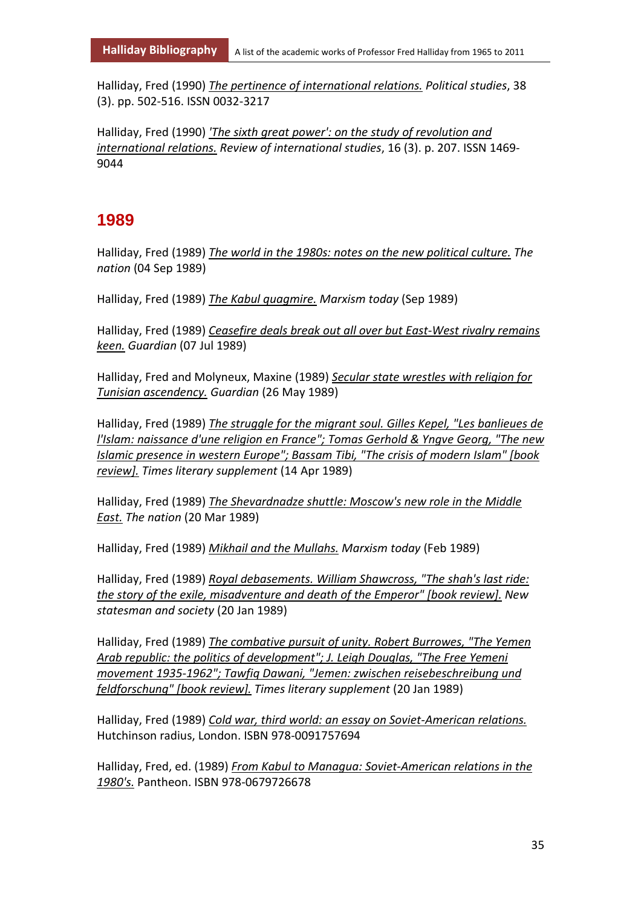Halliday, Fred (1990) *The pertinence of international relations.* *Political studies*, 38 (3). pp. 502-516. ISSN 0032-3217

Halliday, Fred (1990) *'The sixth great power': on the study of revolution and international relations.* *Review of international studies*, 16 (3). p. 207. ISSN 1469-9044

## 1989

Halliday, Fred (1989) *The world in the 1980s: notes on the new political culture.* *The nation* (04 Sep 1989)

Halliday, Fred (1989) *The Kabul quagmire.* *Marxism today* (Sep 1989)

Halliday, Fred (1989) *Ceasefire deals break out all over but East-West rivalry remains keen.* *Guardian* (07 Jul 1989)

Halliday, Fred and Molyneux, Maxine (1989) *Secular state wrestles with religion for Tunisian ascendency.* *Guardian* (26 May 1989)

Halliday, Fred (1989) *The struggle for the migrant soul. Gilles Kepel, "Les banlieues de l'Islam: naissance d'une religion en France"; Tomas Gerhold & Yngve Georg, "The new Islamic presence in western Europe"; Bassam Tibi, "The crisis of modern Islam" [book review].* *Times literary supplement* (14 Apr 1989)

Halliday, Fred (1989) *The Shevardnadze shuttle: Moscow's new role in the Middle East.* *The nation* (20 Mar 1989)

Halliday, Fred (1989) *Mikhail and the Mullahs.* *Marxism today* (Feb 1989)

Halliday, Fred (1989) *Royal debasements. William Shawcross, "The shah's last ride: the story of the exile, misadventure and death of the Emperor" [book review].* *New statesman and society* (20 Jan 1989)

Halliday, Fred (1989) *The combative pursuit of unity. Robert Burrowes, "The Yemen Arab republic: the politics of development"; J. Leigh Douglas, "The Free Yemeni movement 1935-1962"; Tawfiq Dawani, "Jemen: zwischen reisebeschreibung und feldforschung" [book review].* *Times literary supplement* (20 Jan 1989)

Halliday, Fred (1989) *Cold war, third world: an essay on Soviet-American relations.* Hutchinson radius, London. ISBN 978-0091757694

Halliday, Fred, ed. (1989) *From Kabul to Managua: Soviet-American relations in the 1980's.* Pantheon. ISBN 978-0679726678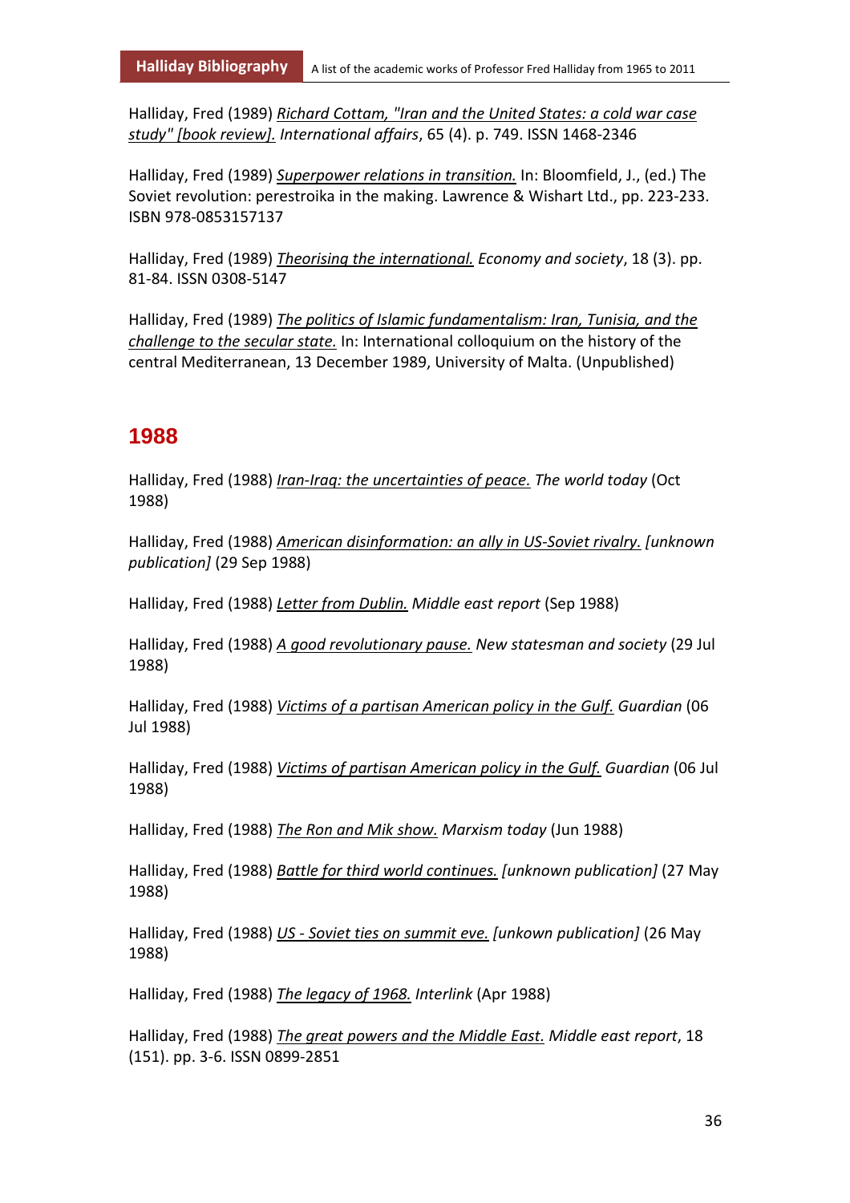Halliday, Fred (1989) *Richard Cottam, "Iran and the United States: a cold war case study" [book review].* *International affairs*, 65 (4). p. 749. ISSN 1468-2346

Halliday, Fred (1989) *Superpower relations in transition.* In: Bloomfield, J., (ed.) The Soviet revolution: perestroika in the making. Lawrence & Wishart Ltd., pp. 223-233. ISBN 978-0853157137

Halliday, Fred (1989) *Theorising the international.* *Economy and society*, 18 (3). pp. 81-84. ISSN 0308-5147

Halliday, Fred (1989) *The politics of Islamic fundamentalism: Iran, Tunisia, and the challenge to the secular state.* In: International colloquium on the history of the central Mediterranean, 13 December 1989, University of Malta. (Unpublished)

## 1988

Halliday, Fred (1988) *Iran-Iraq: the uncertainties of peace.* *The world today* (Oct 1988)

Halliday, Fred (1988) *American disinformation: an ally in US-Soviet rivalry.* *[unknown publication]* (29 Sep 1988)

Halliday, Fred (1988) *Letter from Dublin.* *Middle east report* (Sep 1988)

Halliday, Fred (1988) *A good revolutionary pause.* *New statesman and society* (29 Jul 1988)

Halliday, Fred (1988) *Victims of a partisan American policy in the Gulf.* *Guardian* (06 Jul 1988)

Halliday, Fred (1988) *Victims of partisan American policy in the Gulf.* *Guardian* (06 Jul 1988)

Halliday, Fred (1988) *The Ron and Mik show.* *Marxism today* (Jun 1988)

Halliday, Fred (1988) *Battle for third world continues.* *[unknown publication]* (27 May 1988)

Halliday, Fred (1988) *US - Soviet ties on summit eve.* *[unkown publication]* (26 May 1988)

Halliday, Fred (1988) *The legacy of 1968.* *Interlink* (Apr 1988)

Halliday, Fred (1988) *The great powers and the Middle East.* *Middle east report*, 18 (151). pp. 3-6. ISSN 0899-2851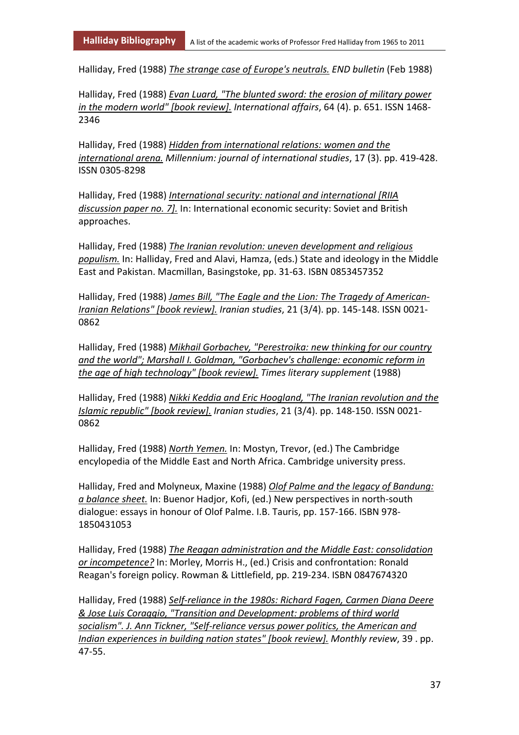Halliday, Fred (1988) *The strange case of Europe's neutrals.* *END bulletin* (Feb 1988)

Halliday, Fred (1988) *Evan Luard, "The blunted sword: the erosion of military power in the modern world" [book review].* *International affairs*, 64 (4). p. 651. ISSN 1468-2346

Halliday, Fred (1988) *Hidden from international relations: women and the international arena.* *Millennium: journal of international studies*, 17 (3). pp. 419-428. ISSN 0305-8298

Halliday, Fred (1988) *International security: national and international [RIIA discussion paper no. 7].* In: International economic security: Soviet and British approaches.

Halliday, Fred (1988) *The Iranian revolution: uneven development and religious populism.* In: Halliday, Fred and Alavi, Hamza, (eds.) State and ideology in the Middle East and Pakistan. Macmillan, Basingstoke, pp. 31-63. ISBN 0853457352

Halliday, Fred (1988) *James Bill, "The Eagle and the Lion: The Tragedy of American-Iranian Relations" [book review].* *Iranian studies*, 21 (3/4). pp. 145-148. ISSN 0021-0862

Halliday, Fred (1988) *Mikhail Gorbachev, "Perestroika: new thinking for our country and the world"; Marshall I. Goldman, "Gorbachev's challenge: economic reform in the age of high technology" [book review].* *Times literary supplement* (1988)

Halliday, Fred (1988) *Nikki Keddia and Eric Hoogland, "The Iranian revolution and the Islamic republic" [book review].* *Iranian studies*, 21 (3/4). pp. 148-150. ISSN 0021-0862

Halliday, Fred (1988) *North Yemen.* In: Mostyn, Trevor, (ed.) The Cambridge encylopedia of the Middle East and North Africa. Cambridge university press.

Halliday, Fred and Molyneux, Maxine (1988) *Olof Palme and the legacy of Bandung: a balance sheet.* In: Buenor Hadjor, Kofi, (ed.) New perspectives in north-south dialogue: essays in honour of Olof Palme. I.B. Tauris, pp. 157-166. ISBN 978-1850431053

Halliday, Fred (1988) *The Reagan administration and the Middle East: consolidation or incompetence?* In: Morley, Morris H., (ed.) Crisis and confrontation: Ronald Reagan's foreign policy. Rowman & Littlefield, pp. 219-234. ISBN 0847674320

Halliday, Fred (1988) *Self-reliance in the 1980s: Richard Fagen, Carmen Diana Deere & Jose Luis Coraggio, "Transition and Development: problems of third world socialism". J. Ann Tickner, "Self-reliance versus power politics, the American and Indian experiences in building nation states" [book review].* *Monthly review*, 39 . pp. 47-55.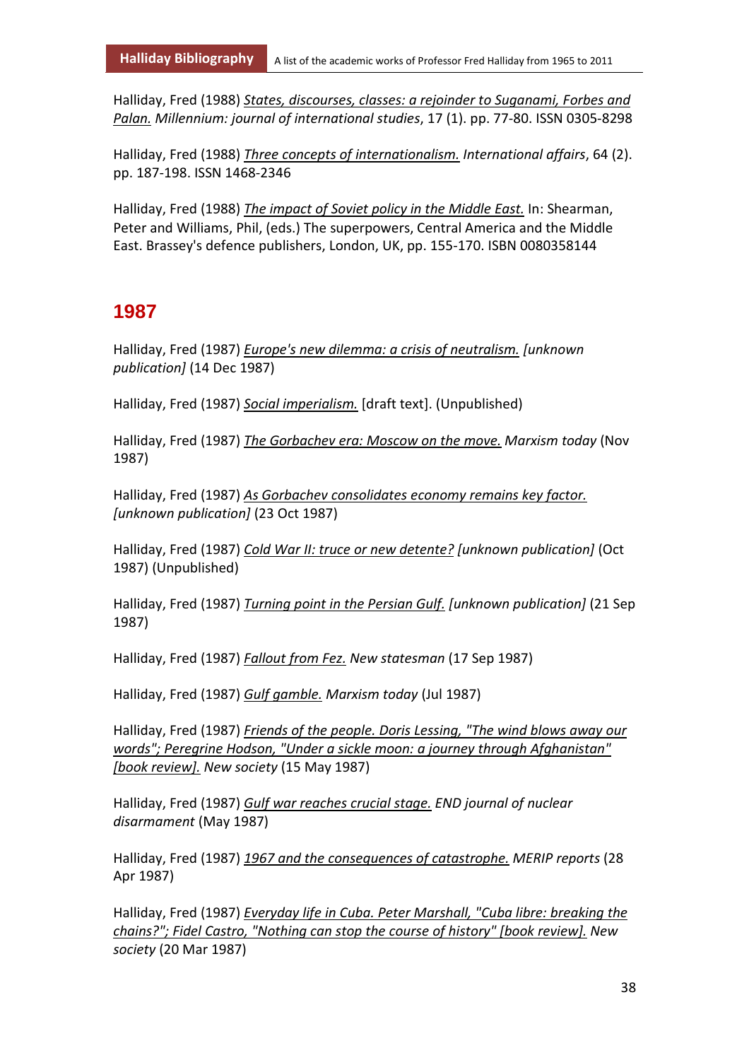Halliday, Fred (1988) States, discourses, classes: a rejoinder to Suganami, Forbes and Palan. *Millennium: journal of international studies*, 17 (1). pp. 77-80. ISSN 0305-8298

Halliday, Fred (1988) Three concepts of internationalism. *International affairs*, 64 (2). pp. 187-198. ISSN 1468-2346

Halliday, Fred (1988) The impact of Soviet policy in the Middle East. In: Shearman, Peter and Williams, Phil, (eds.) The superpowers, Central America and the Middle East. Brassey's defence publishers, London, UK, pp. 155-170. ISBN 0080358144

## 1987

Halliday, Fred (1987) Europe's new dilemma: a crisis of neutralism. *[unknown publication]* (14 Dec 1987)

Halliday, Fred (1987) Social imperialism. [draft text]. (Unpublished)

Halliday, Fred (1987) The Gorbachev era: Moscow on the move. *Marxism today* (Nov 1987)

Halliday, Fred (1987) As Gorbachev consolidates economy remains key factor. *[unknown publication]* (23 Oct 1987)

Halliday, Fred (1987) Cold War II: truce or new detente? *[unknown publication]* (Oct 1987) (Unpublished)

Halliday, Fred (1987) Turning point in the Persian Gulf. *[unknown publication]* (21 Sep 1987)

Halliday, Fred (1987) Fallout from Fez. *New statesman* (17 Sep 1987)

Halliday, Fred (1987) Gulf gamble. *Marxism today* (Jul 1987)

Halliday, Fred (1987) Friends of the people. Doris Lessing, "The wind blows away our words"; Peregrine Hodson, "Under a sickle moon: a journey through Afghanistan" [book review]. *New society* (15 May 1987)

Halliday, Fred (1987) Gulf war reaches crucial stage. *END journal of nuclear disarmament* (May 1987)

Halliday, Fred (1987) 1967 and the consequences of catastrophe. *MERIP reports* (28 Apr 1987)

Halliday, Fred (1987) Everyday life in Cuba. Peter Marshall, "Cuba libre: breaking the chains?"; Fidel Castro, "Nothing can stop the course of history" [book review]. *New society* (20 Mar 1987)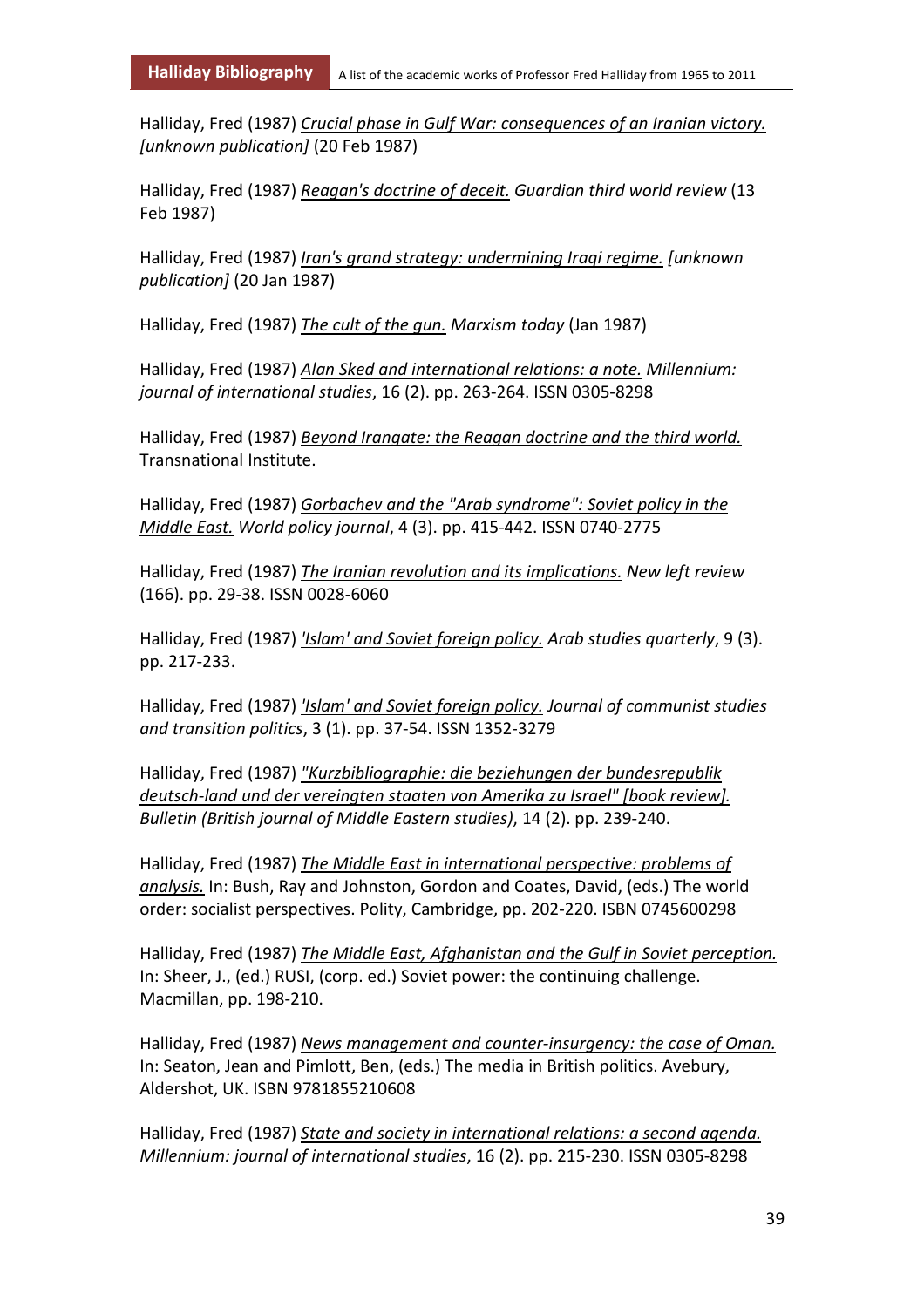Halliday, Fred (1987) *Crucial phase in Gulf War: consequences of an Iranian victory. [unknown publication]* (20 Feb 1987)

Halliday, Fred (1987) *Reagan's doctrine of deceit. Guardian third world review* (13 Feb 1987)

Halliday, Fred (1987) *Iran's grand strategy: undermining Iraqi regime. [unknown publication]* (20 Jan 1987)

Halliday, Fred (1987) *The cult of the gun. Marxism today* (Jan 1987)

Halliday, Fred (1987) *Alan Sked and international relations: a note. Millennium: journal of international studies*, 16 (2). pp. 263-264. ISSN 0305-8298

Halliday, Fred (1987) *Beyond Irangate: the Reagan doctrine and the third world.* Transnational Institute.

Halliday, Fred (1987) *Gorbachev and the "Arab syndrome": Soviet policy in the Middle East. World policy journal*, 4 (3). pp. 415-442. ISSN 0740-2775

Halliday, Fred (1987) *The Iranian revolution and its implications. New left review* (166). pp. 29-38. ISSN 0028-6060

Halliday, Fred (1987) *'Islam' and Soviet foreign policy. Arab studies quarterly*, 9 (3). pp. 217-233.

Halliday, Fred (1987) *'Islam' and Soviet foreign policy. Journal of communist studies and transition politics*, 3 (1). pp. 37-54. ISSN 1352-3279

Halliday, Fred (1987) *"Kurzbibliographie: die beziehungen der bundesrepublik deutsch-land und der vereingten staaten von Amerika zu Israel" [book review]. Bulletin (British journal of Middle Eastern studies)*, 14 (2). pp. 239-240.

Halliday, Fred (1987) *The Middle East in international perspective: problems of analysis.* In: Bush, Ray and Johnston, Gordon and Coates, David, (eds.) The world order: socialist perspectives. Polity, Cambridge, pp. 202-220. ISBN 0745600298

Halliday, Fred (1987) *The Middle East, Afghanistan and the Gulf in Soviet perception.* In: Sheer, J., (ed.) RUSI, (corp. ed.) Soviet power: the continuing challenge. Macmillan, pp. 198-210.

Halliday, Fred (1987) *News management and counter-insurgency: the case of Oman.* In: Seaton, Jean and Pimlott, Ben, (eds.) The media in British politics. Avebury, Aldershot, UK. ISBN 9781855210608

Halliday, Fred (1987) *State and society in international relations: a second agenda. Millennium: journal of international studies*, 16 (2). pp. 215-230. ISSN 0305-8298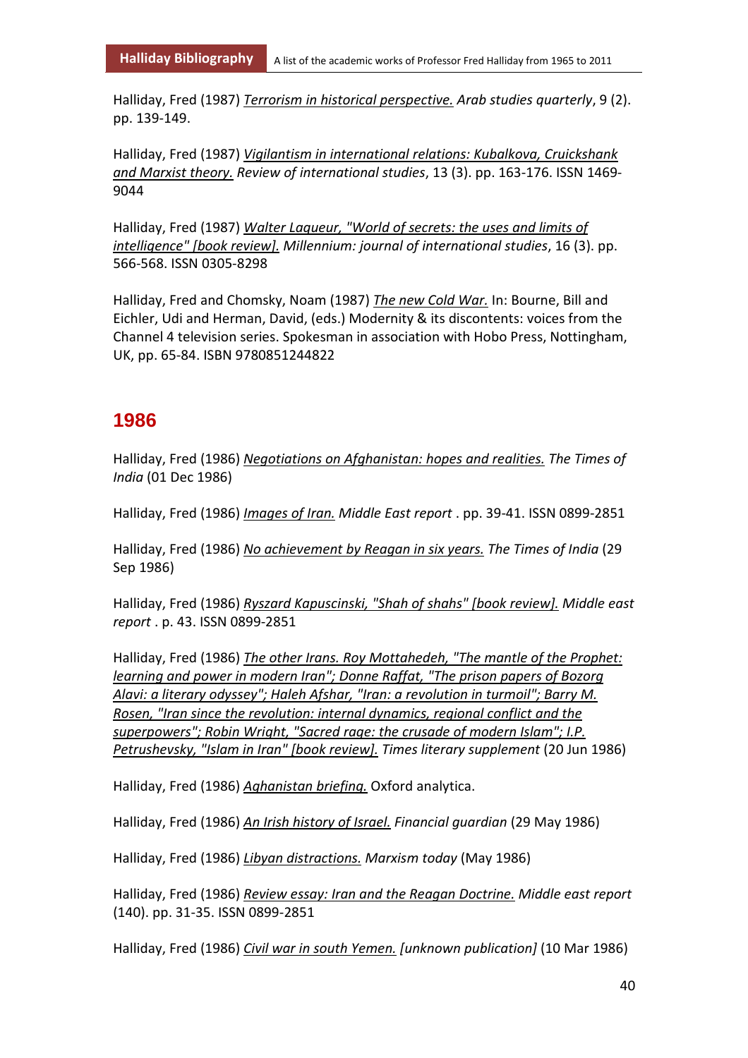Halliday, Fred (1987) *Terrorism in historical perspective.* *Arab studies quarterly*, 9 (2). pp. 139-149.

Halliday, Fred (1987) *Vigilantism in international relations: Kubalkova, Cruickshank and Marxist theory.* *Review of international studies*, 13 (3). pp. 163-176. ISSN 1469-9044

Halliday, Fred (1987) *Walter Laqueur, "World of secrets: the uses and limits of intelligence" [book review].* *Millennium: journal of international studies*, 16 (3). pp. 566-568. ISSN 0305-8298

Halliday, Fred and Chomsky, Noam (1987) *The new Cold War.* In: Bourne, Bill and Eichler, Udi and Herman, David, (eds.) Modernity & its discontents: voices from the Channel 4 television series. Spokesman in association with Hobo Press, Nottingham, UK, pp. 65-84. ISBN 9780851244822

## 1986

Halliday, Fred (1986) *Negotiations on Afghanistan: hopes and realities.* *The Times of India* (01 Dec 1986)

Halliday, Fred (1986) *Images of Iran.* *Middle East report* . pp. 39-41. ISSN 0899-2851

Halliday, Fred (1986) *No achievement by Reagan in six years.* *The Times of India* (29 Sep 1986)

Halliday, Fred (1986) *Ryszard Kapuscinski, "Shah of shahs" [book review].* *Middle east report* . p. 43. ISSN 0899-2851

Halliday, Fred (1986) *The other Irans. Roy Mottahedeh, "The mantle of the Prophet: learning and power in modern Iran"; Donne Raffat, "The prison papers of Bozorg Alavi: a literary odyssey"; Haleh Afshar, "Iran: a revolution in turmoil"; Barry M. Rosen, "Iran since the revolution: internal dynamics, regional conflict and the superpowers"; Robin Wright, "Sacred rage: the crusade of modern Islam"; I.P. Petrushevsky, "Islam in Iran" [book review].* *Times literary supplement* (20 Jun 1986)

Halliday, Fred (1986) *Aghanistan briefing.* Oxford analytica.

Halliday, Fred (1986) *An Irish history of Israel.* *Financial guardian* (29 May 1986)

Halliday, Fred (1986) *Libyan distractions.* *Marxism today* (May 1986)

Halliday, Fred (1986) *Review essay: Iran and the Reagan Doctrine.* *Middle east report* (140). pp. 31-35. ISSN 0899-2851

Halliday, Fred (1986) *Civil war in south Yemen.* *[unknown publication]* (10 Mar 1986)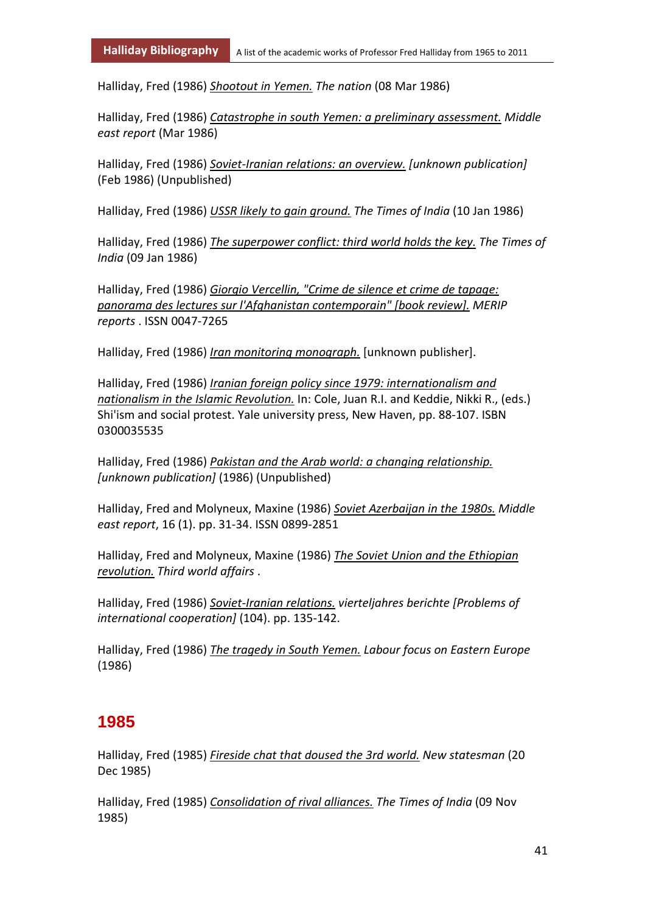Halliday, Fred (1986) _Shootout in Yemen._ *The nation* (08 Mar 1986)

Halliday, Fred (1986) _Catastrophe in south Yemen: a preliminary assessment._ *Middle east report* (Mar 1986)

Halliday, Fred (1986) _Soviet-Iranian relations: an overview._ *[unknown publication]* (Feb 1986) (Unpublished)

Halliday, Fred (1986) _USSR likely to gain ground._ *The Times of India* (10 Jan 1986)

Halliday, Fred (1986) _The superpower conflict: third world holds the key._ *The Times of India* (09 Jan 1986)

Halliday, Fred (1986) _Giorgio Vercellin, "Crime de silence et crime de tapage: panorama des lectures sur l'Afghanistan contemporain" [book review]._ *MERIP reports* . ISSN 0047-7265

Halliday, Fred (1986) _Iran monitoring monograph._ [unknown publisher].

Halliday, Fred (1986) _Iranian foreign policy since 1979: internationalism and nationalism in the Islamic Revolution._ In: Cole, Juan R.I. and Keddie, Nikki R., (eds.) Shi'ism and social protest. Yale university press, New Haven, pp. 88-107. ISBN 0300035535

Halliday, Fred (1986) _Pakistan and the Arab world: a changing relationship._ *[unknown publication]* (1986) (Unpublished)

Halliday, Fred and Molyneux, Maxine (1986) _Soviet Azerbaijan in the 1980s._ *Middle east report*, 16 (1). pp. 31-34. ISSN 0899-2851

Halliday, Fred and Molyneux, Maxine (1986) _The Soviet Union and the Ethiopian revolution._ *Third world affairs* .

Halliday, Fred (1986) _Soviet-Iranian relations._ *vierteljahres berichte [Problems of international cooperation]* (104). pp. 135-142.

Halliday, Fred (1986) _The tragedy in South Yemen._ *Labour focus on Eastern Europe* (1986)

## 1985

Halliday, Fred (1985) _Fireside chat that doused the 3rd world._ *New statesman* (20 Dec 1985)

Halliday, Fred (1985) _Consolidation of rival alliances._ *The Times of India* (09 Nov 1985)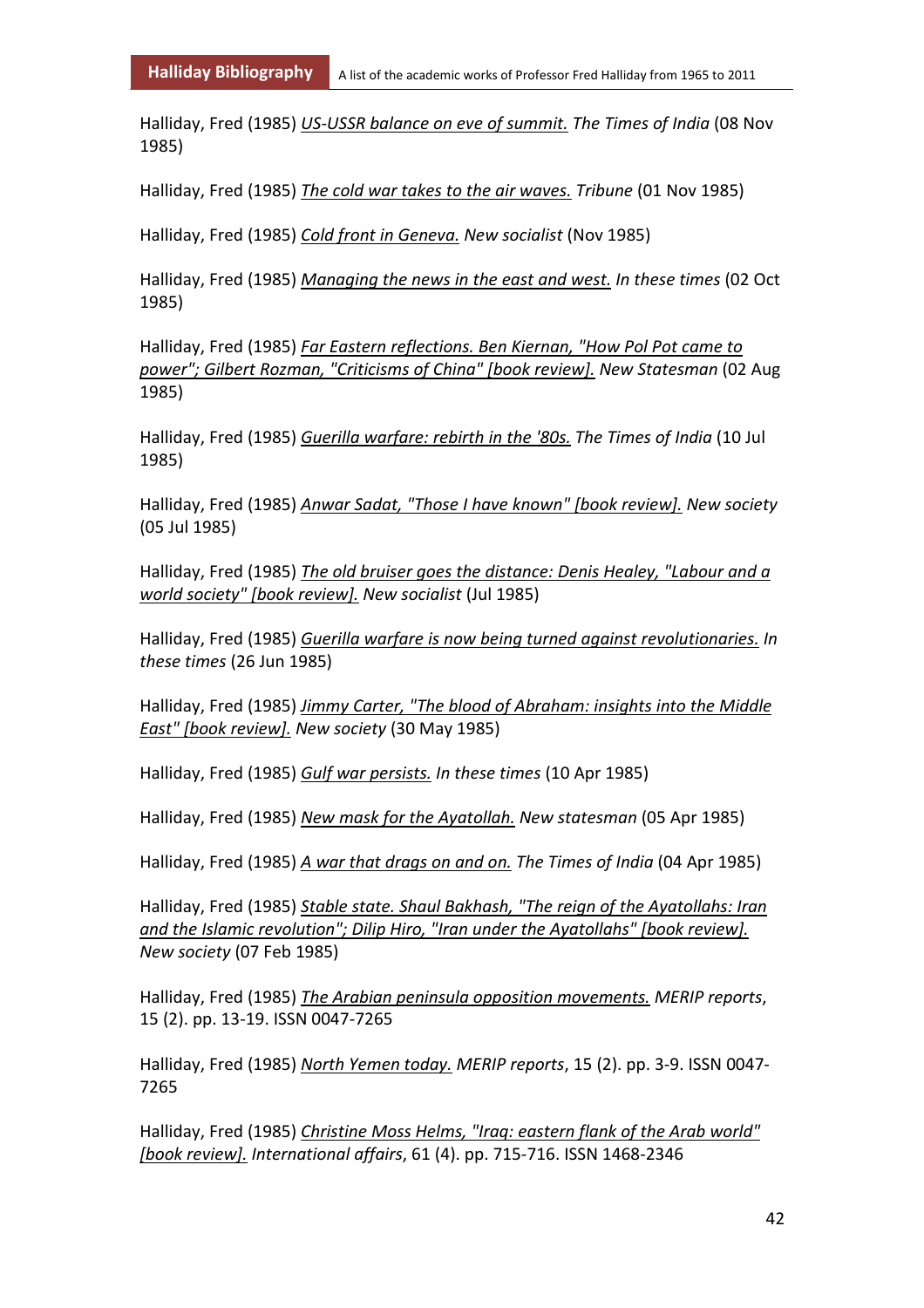Halliday, Fred (1985) *US-USSR balance on eve of summit.* *The Times of India* (08 Nov 1985)

Halliday, Fred (1985) *The cold war takes to the air waves.* *Tribune* (01 Nov 1985)

Halliday, Fred (1985) *Cold front in Geneva.* *New socialist* (Nov 1985)

Halliday, Fred (1985) *Managing the news in the east and west.* *In these times* (02 Oct 1985)

Halliday, Fred (1985) *Far Eastern reflections. Ben Kiernan, "How Pol Pot came to power"; Gilbert Rozman, "Criticisms of China" [book review].* *New Statesman* (02 Aug 1985)

Halliday, Fred (1985) *Guerilla warfare: rebirth in the '80s.* *The Times of India* (10 Jul 1985)

Halliday, Fred (1985) *Anwar Sadat, "Those I have known" [book review].* *New society* (05 Jul 1985)

Halliday, Fred (1985) *The old bruiser goes the distance: Denis Healey, "Labour and a world society" [book review].* *New socialist* (Jul 1985)

Halliday, Fred (1985) *Guerilla warfare is now being turned against revolutionaries.* *In these times* (26 Jun 1985)

Halliday, Fred (1985) *Jimmy Carter, "The blood of Abraham: insights into the Middle East" [book review].* *New society* (30 May 1985)

Halliday, Fred (1985) *Gulf war persists.* *In these times* (10 Apr 1985)

Halliday, Fred (1985) *New mask for the Ayatollah.* *New statesman* (05 Apr 1985)

Halliday, Fred (1985) *A war that drags on and on.* *The Times of India* (04 Apr 1985)

Halliday, Fred (1985) *Stable state. Shaul Bakhash, "The reign of the Ayatollahs: Iran and the Islamic revolution"; Dilip Hiro, "Iran under the Ayatollahs" [book review].* *New society* (07 Feb 1985)

Halliday, Fred (1985) *The Arabian peninsula opposition movements.* *MERIP reports*, 15 (2). pp. 13-19. ISSN 0047-7265

Halliday, Fred (1985) *North Yemen today.* *MERIP reports*, 15 (2). pp. 3-9. ISSN 0047-7265

Halliday, Fred (1985) *Christine Moss Helms, "Iraq: eastern flank of the Arab world" [book review].* *International affairs*, 61 (4). pp. 715-716. ISSN 1468-2346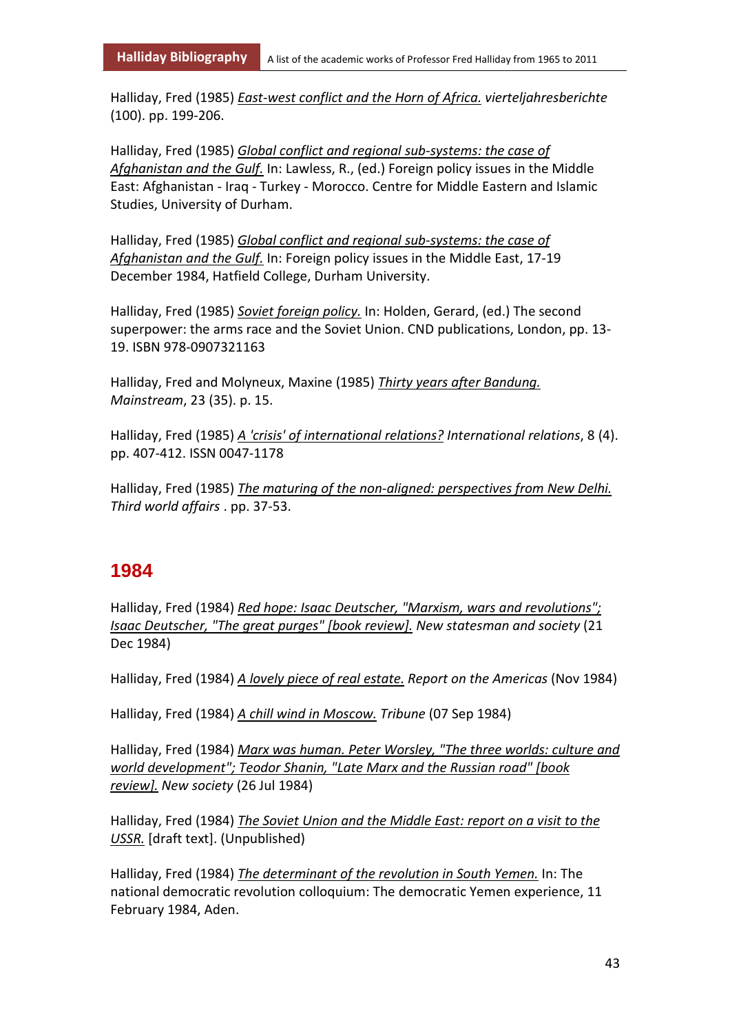Halliday, Fred (1985) *East-west conflict and the Horn of Africa.* *vierteljahresberichte* (100). pp. 199-206.

Halliday, Fred (1985) *Global conflict and regional sub-systems: the case of Afghanistan and the Gulf.* In: Lawless, R., (ed.) Foreign policy issues in the Middle East: Afghanistan - Iraq - Turkey - Morocco. Centre for Middle Eastern and Islamic Studies, University of Durham.

Halliday, Fred (1985) *Global conflict and regional sub-systems: the case of Afghanistan and the Gulf.* In: Foreign policy issues in the Middle East, 17-19 December 1984, Hatfield College, Durham University.

Halliday, Fred (1985) *Soviet foreign policy.* In: Holden, Gerard, (ed.) The second superpower: the arms race and the Soviet Union. CND publications, London, pp. 13-19. ISBN 978-0907321163

Halliday, Fred and Molyneux, Maxine (1985) *Thirty years after Bandung.* *Mainstream*, 23 (35). p. 15.

Halliday, Fred (1985) *A 'crisis' of international relations?* *International relations*, 8 (4). pp. 407-412. ISSN 0047-1178

Halliday, Fred (1985) *The maturing of the non-aligned: perspectives from New Delhi.* *Third world affairs* . pp. 37-53.

## 1984

Halliday, Fred (1984) *Red hope: Isaac Deutscher, "Marxism, wars and revolutions"; Isaac Deutscher, "The great purges" [book review].* *New statesman and society* (21 Dec 1984)

Halliday, Fred (1984) *A lovely piece of real estate.* *Report on the Americas* (Nov 1984)

Halliday, Fred (1984) *A chill wind in Moscow.* *Tribune* (07 Sep 1984)

Halliday, Fred (1984) *Marx was human. Peter Worsley, "The three worlds: culture and world development"; Teodor Shanin, "Late Marx and the Russian road" [book review].* *New society* (26 Jul 1984)

Halliday, Fred (1984) *The Soviet Union and the Middle East: report on a visit to the USSR.* [draft text]. (Unpublished)

Halliday, Fred (1984) *The determinant of the revolution in South Yemen.* In: The national democratic revolution colloquium: The democratic Yemen experience, 11 February 1984, Aden.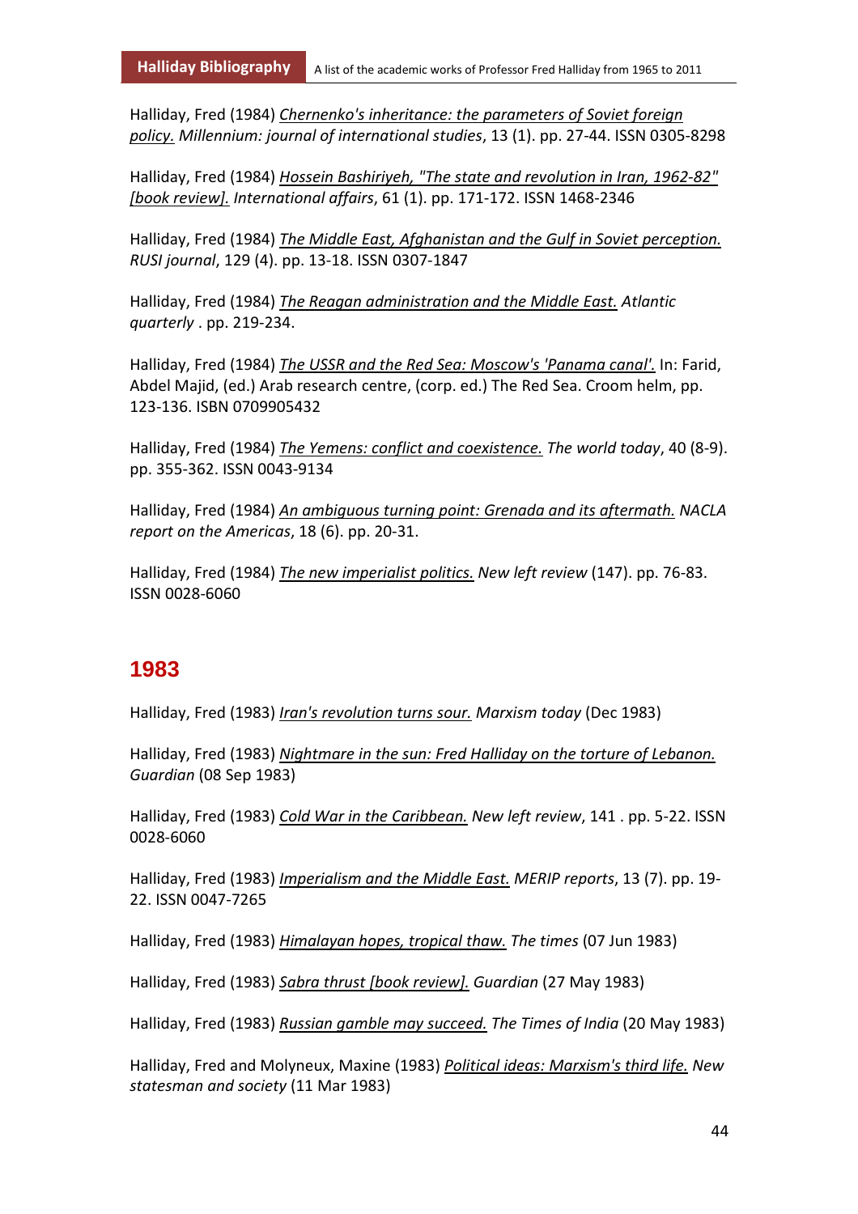Halliday, Fred (1984) *Chernenko's inheritance: the parameters of Soviet foreign policy.* *Millennium: journal of international studies*, 13 (1). pp. 27-44. ISSN 0305-8298

Halliday, Fred (1984) *Hossein Bashiriyeh, "The state and revolution in Iran, 1962-82" [book review].* *International affairs*, 61 (1). pp. 171-172. ISSN 1468-2346

Halliday, Fred (1984) *The Middle East, Afghanistan and the Gulf in Soviet perception.* *RUSI journal*, 129 (4). pp. 13-18. ISSN 0307-1847

Halliday, Fred (1984) *The Reagan administration and the Middle East.* *Atlantic quarterly* . pp. 219-234.

Halliday, Fred (1984) *The USSR and the Red Sea: Moscow's 'Panama canal'.* In: Farid, Abdel Majid, (ed.) Arab research centre, (corp. ed.) The Red Sea. Croom helm, pp. 123-136. ISBN 0709905432

Halliday, Fred (1984) *The Yemens: conflict and coexistence.* *The world today*, 40 (8-9). pp. 355-362. ISSN 0043-9134

Halliday, Fred (1984) *An ambiguous turning point: Grenada and its aftermath.* *NACLA report on the Americas*, 18 (6). pp. 20-31.

Halliday, Fred (1984) *The new imperialist politics.* *New left review* (147). pp. 76-83. ISSN 0028-6060

## 1983

Halliday, Fred (1983) *Iran's revolution turns sour.* *Marxism today* (Dec 1983)

Halliday, Fred (1983) *Nightmare in the sun: Fred Halliday on the torture of Lebanon.* *Guardian* (08 Sep 1983)

Halliday, Fred (1983) *Cold War in the Caribbean.* *New left review*, 141 . pp. 5-22. ISSN 0028-6060

Halliday, Fred (1983) *Imperialism and the Middle East.* *MERIP reports*, 13 (7). pp. 19-22. ISSN 0047-7265

Halliday, Fred (1983) *Himalayan hopes, tropical thaw.* *The times* (07 Jun 1983)

Halliday, Fred (1983) *Sabra thrust [book review].* *Guardian* (27 May 1983)

Halliday, Fred (1983) *Russian gamble may succeed.* *The Times of India* (20 May 1983)

Halliday, Fred and Molyneux, Maxine (1983) *Political ideas: Marxism's third life.* *New statesman and society* (11 Mar 1983)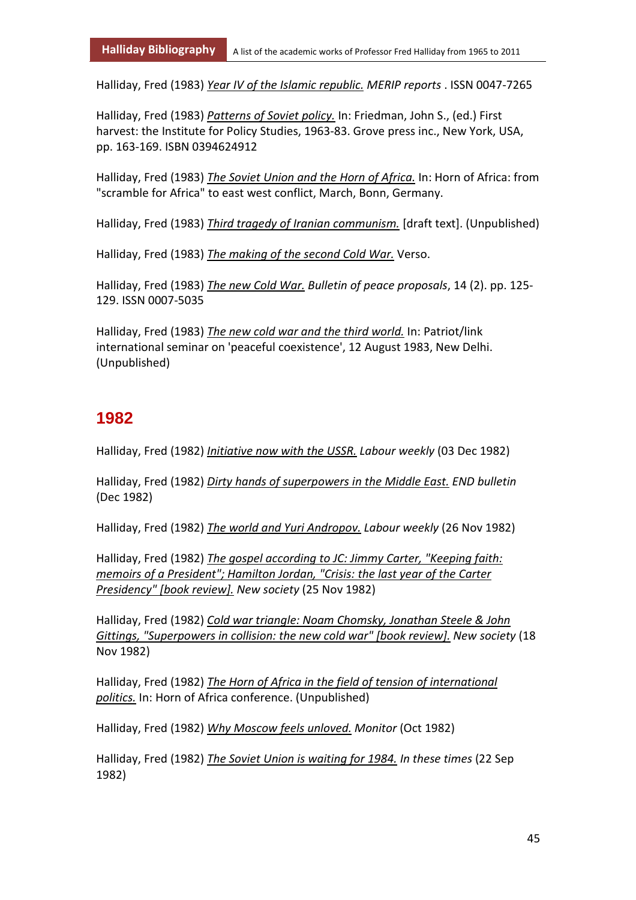Halliday, Fred (1983) *Year IV of the Islamic republic.* *MERIP reports* . ISSN 0047-7265

Halliday, Fred (1983) *Patterns of Soviet policy.* In: Friedman, John S., (ed.) First harvest: the Institute for Policy Studies, 1963-83. Grove press inc., New York, USA, pp. 163-169. ISBN 0394624912

Halliday, Fred (1983) *The Soviet Union and the Horn of Africa.* In: Horn of Africa: from "scramble for Africa" to east west conflict, March, Bonn, Germany.

Halliday, Fred (1983) *Third tragedy of Iranian communism.* [draft text]. (Unpublished)

Halliday, Fred (1983) *The making of the second Cold War.* Verso.

Halliday, Fred (1983) *The new Cold War.* *Bulletin of peace proposals*, 14 (2). pp. 125-129. ISSN 0007-5035

Halliday, Fred (1983) *The new cold war and the third world.* In: Patriot/link international seminar on 'peaceful coexistence', 12 August 1983, New Delhi. (Unpublished)

## 1982

Halliday, Fred (1982) *Initiative now with the USSR.* *Labour weekly* (03 Dec 1982)

Halliday, Fred (1982) *Dirty hands of superpowers in the Middle East.* *END bulletin* (Dec 1982)

Halliday, Fred (1982) *The world and Yuri Andropov.* *Labour weekly* (26 Nov 1982)

Halliday, Fred (1982) *The gospel according to JC: Jimmy Carter, "Keeping faith: memoirs of a President"; Hamilton Jordan, "Crisis: the last year of the Carter Presidency" [book review].* *New society* (25 Nov 1982)

Halliday, Fred (1982) *Cold war triangle: Noam Chomsky, Jonathan Steele & John Gittings, "Superpowers in collision: the new cold war" [book review].* *New society* (18 Nov 1982)

Halliday, Fred (1982) *The Horn of Africa in the field of tension of international politics.* In: Horn of Africa conference. (Unpublished)

Halliday, Fred (1982) *Why Moscow feels unloved.* *Monitor* (Oct 1982)

Halliday, Fred (1982) *The Soviet Union is waiting for 1984.* *In these times* (22 Sep 1982)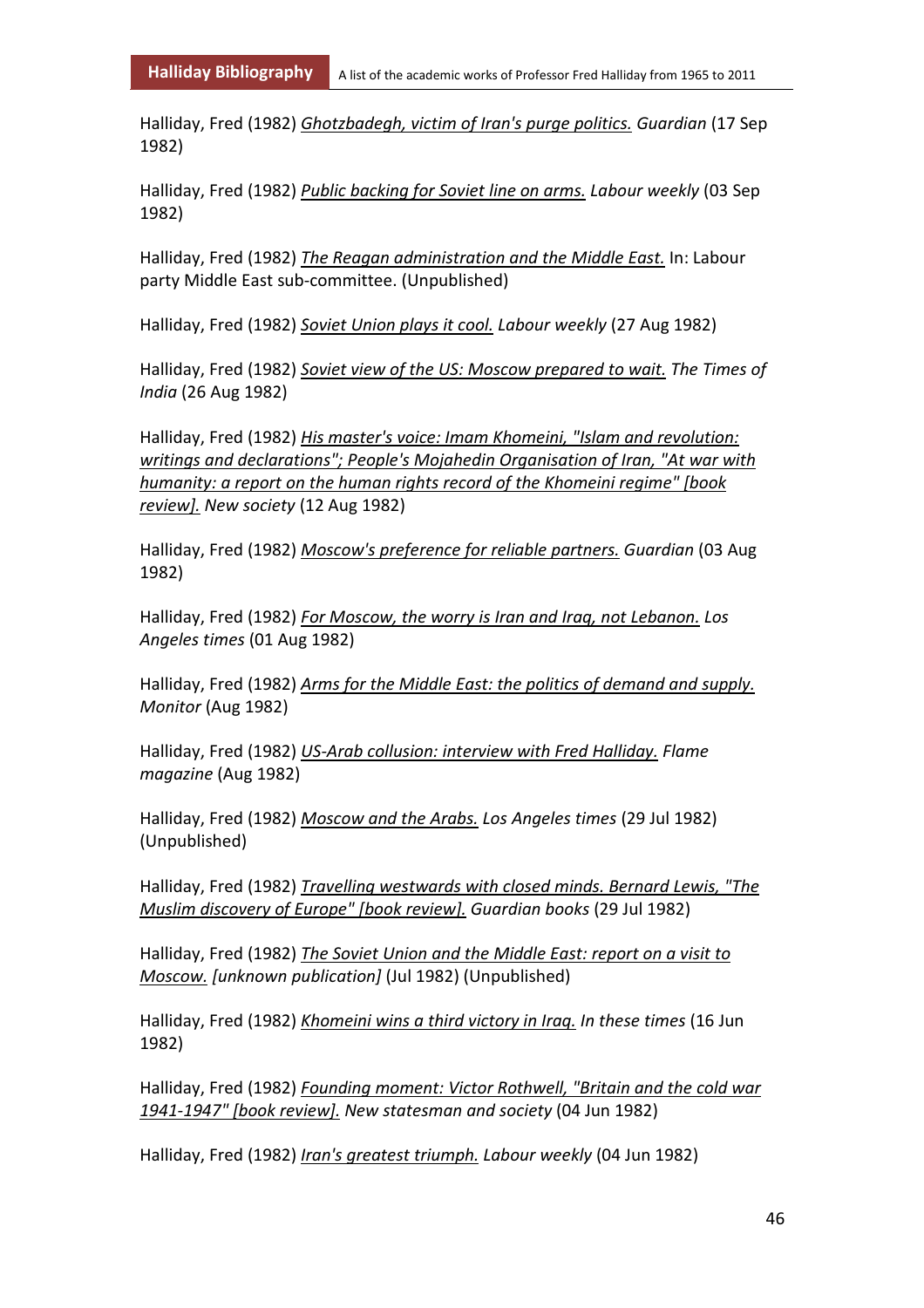Halliday, Fred (1982) _Ghotzbadegh, victim of Iran's purge politics._ *Guardian* (17 Sep 1982)

Halliday, Fred (1982) _Public backing for Soviet line on arms._ *Labour weekly* (03 Sep 1982)

Halliday, Fred (1982) _The Reagan administration and the Middle East._ In: Labour party Middle East sub-committee. (Unpublished)

Halliday, Fred (1982) _Soviet Union plays it cool._ *Labour weekly* (27 Aug 1982)

Halliday, Fred (1982) _Soviet view of the US: Moscow prepared to wait._ *The Times of India* (26 Aug 1982)

Halliday, Fred (1982) _His master's voice: Imam Khomeini, "Islam and revolution: writings and declarations"; People's Mojahedin Organisation of Iran, "At war with humanity: a report on the human rights record of the Khomeini regime" [book review]._ *New society* (12 Aug 1982)

Halliday, Fred (1982) _Moscow's preference for reliable partners._ *Guardian* (03 Aug 1982)

Halliday, Fred (1982) _For Moscow, the worry is Iran and Iraq, not Lebanon._ *Los Angeles times* (01 Aug 1982)

Halliday, Fred (1982) _Arms for the Middle East: the politics of demand and supply._ *Monitor* (Aug 1982)

Halliday, Fred (1982) _US-Arab collusion: interview with Fred Halliday._ *Flame magazine* (Aug 1982)

Halliday, Fred (1982) _Moscow and the Arabs._ *Los Angeles times* (29 Jul 1982) (Unpublished)

Halliday, Fred (1982) _Travelling westwards with closed minds. Bernard Lewis, "The Muslim discovery of Europe" [book review]._ *Guardian books* (29 Jul 1982)

Halliday, Fred (1982) _The Soviet Union and the Middle East: report on a visit to Moscow._ *[unknown publication]* (Jul 1982) (Unpublished)

Halliday, Fred (1982) _Khomeini wins a third victory in Iraq._ *In these times* (16 Jun 1982)

Halliday, Fred (1982) _Founding moment: Victor Rothwell, "Britain and the cold war 1941-1947" [book review]._ *New statesman and society* (04 Jun 1982)

Halliday, Fred (1982) _Iran's greatest triumph._ *Labour weekly* (04 Jun 1982)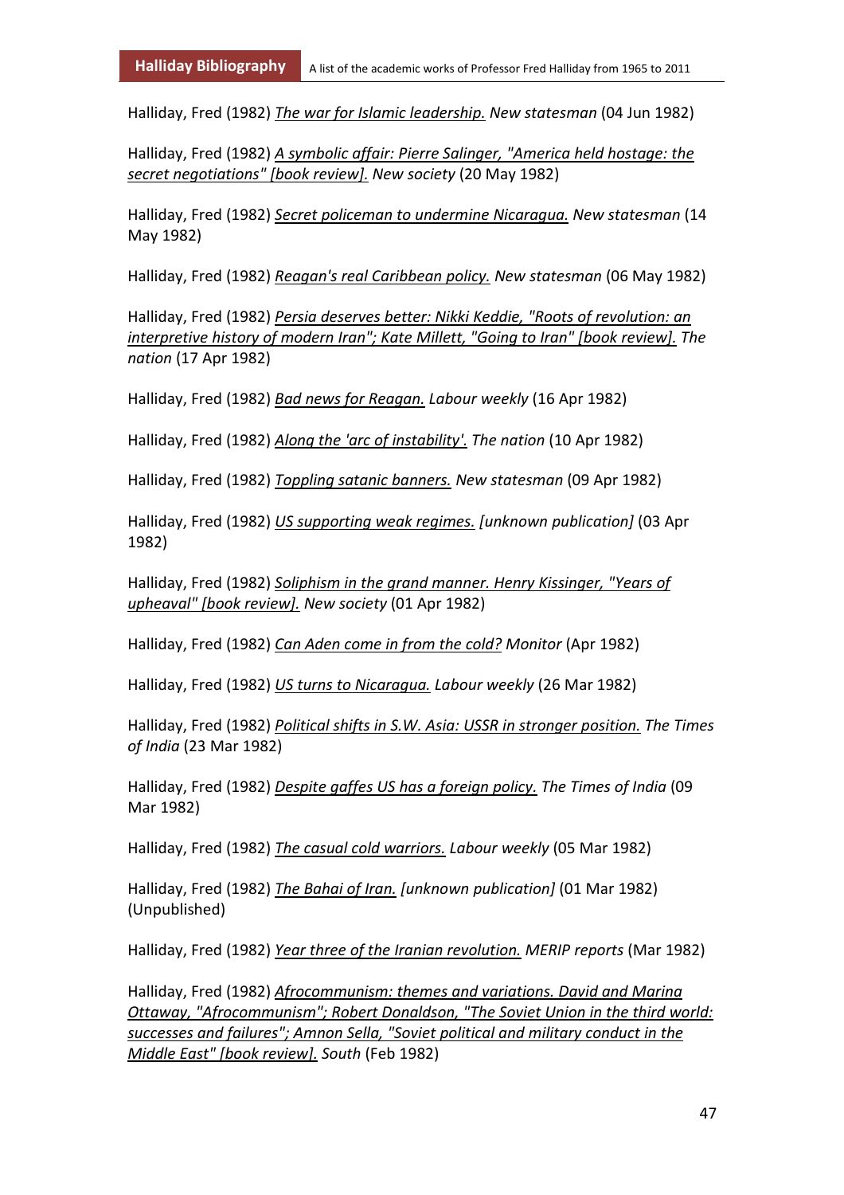Halliday, Fred (1982) _The war for Islamic leadership._ *New statesman* (04 Jun 1982)

Halliday, Fred (1982) _A symbolic affair: Pierre Salinger, "America held hostage: the secret negotiations" [book review]._ *New society* (20 May 1982)

Halliday, Fred (1982) _Secret policeman to undermine Nicaragua._ *New statesman* (14 May 1982)

Halliday, Fred (1982) _Reagan's real Caribbean policy._ *New statesman* (06 May 1982)

Halliday, Fred (1982) _Persia deserves better: Nikki Keddie, "Roots of revolution: an interpretive history of modern Iran"; Kate Millett, "Going to Iran" [book review]._ *The nation* (17 Apr 1982)

Halliday, Fred (1982) _Bad news for Reagan._ *Labour weekly* (16 Apr 1982)

Halliday, Fred (1982) _Along the 'arc of instability'._ *The nation* (10 Apr 1982)

Halliday, Fred (1982) _Toppling satanic banners._ *New statesman* (09 Apr 1982)

Halliday, Fred (1982) _US supporting weak regimes._ *[unknown publication]* (03 Apr 1982)

Halliday, Fred (1982) _Soliphism in the grand manner. Henry Kissinger, "Years of upheaval" [book review]._ *New society* (01 Apr 1982)

Halliday, Fred (1982) _Can Aden come in from the cold?_ *Monitor* (Apr 1982)

Halliday, Fred (1982) _US turns to Nicaragua._ *Labour weekly* (26 Mar 1982)

Halliday, Fred (1982) _Political shifts in S.W. Asia: USSR in stronger position._ *The Times of India* (23 Mar 1982)

Halliday, Fred (1982) _Despite gaffes US has a foreign policy._ *The Times of India* (09 Mar 1982)

Halliday, Fred (1982) _The casual cold warriors._ *Labour weekly* (05 Mar 1982)

Halliday, Fred (1982) _The Bahai of Iran._ *[unknown publication]* (01 Mar 1982) (Unpublished)

Halliday, Fred (1982) _Year three of the Iranian revolution._ *MERIP reports* (Mar 1982)

Halliday, Fred (1982) _Afrocommunism: themes and variations. David and Marina Ottaway, "Afrocommunism"; Robert Donaldson, "The Soviet Union in the third world: successes and failures"; Amnon Sella, "Soviet political and military conduct in the Middle East" [book review]._ *South* (Feb 1982)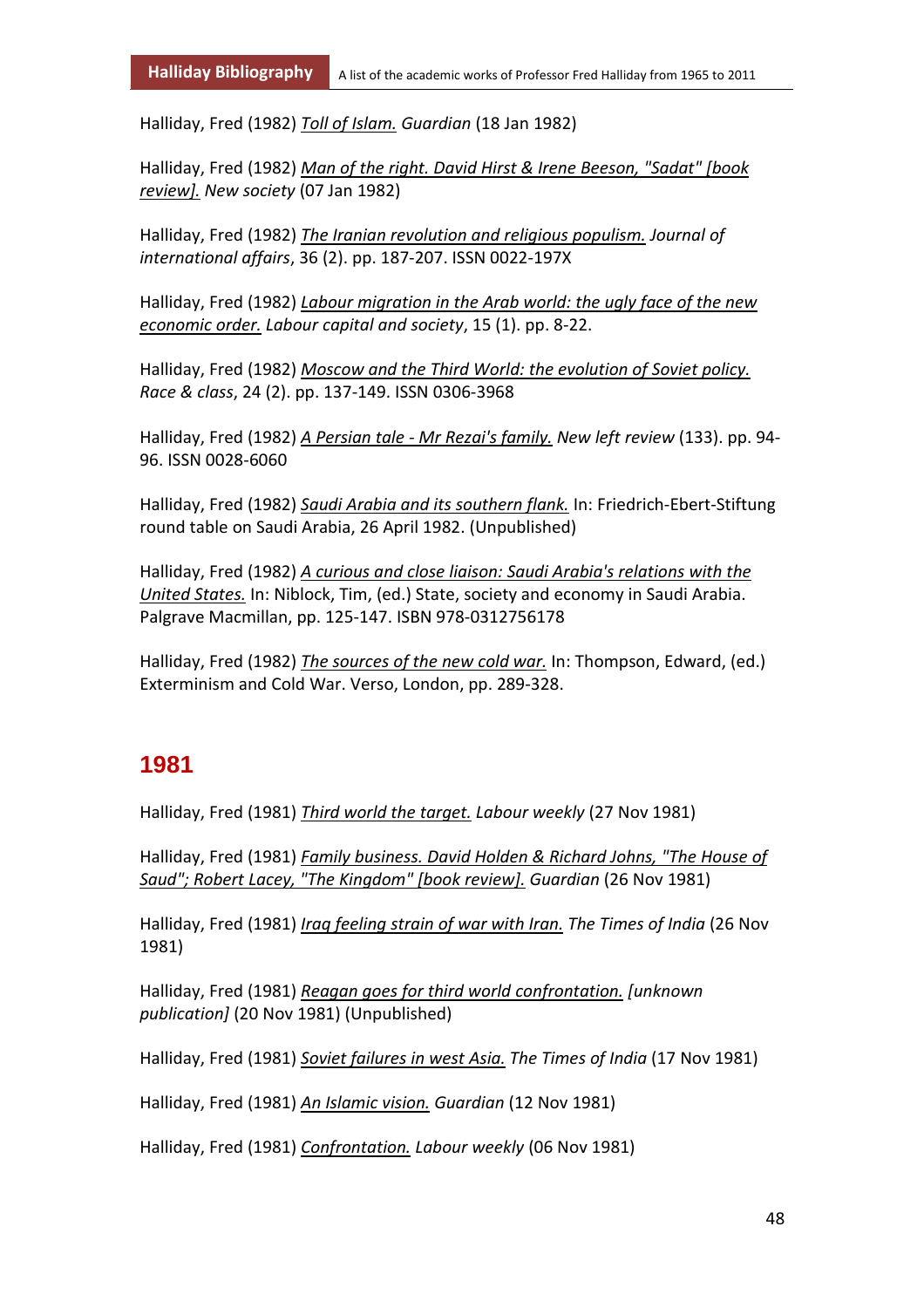Halliday, Fred (1982) *Toll of Islam.* *Guardian* (18 Jan 1982)

Halliday, Fred (1982) *Man of the right. David Hirst & Irene Beeson, "Sadat" [book review].* *New society* (07 Jan 1982)

Halliday, Fred (1982) *The Iranian revolution and religious populism.* *Journal of international affairs*, 36 (2). pp. 187-207. ISSN 0022-197X

Halliday, Fred (1982) *Labour migration in the Arab world: the ugly face of the new economic order.* *Labour capital and society*, 15 (1). pp. 8-22.

Halliday, Fred (1982) *Moscow and the Third World: the evolution of Soviet policy.* *Race & class*, 24 (2). pp. 137-149. ISSN 0306-3968

Halliday, Fred (1982) *A Persian tale - Mr Rezai's family.* *New left review* (133). pp. 94-96. ISSN 0028-6060

Halliday, Fred (1982) *Saudi Arabia and its southern flank.* In: Friedrich-Ebert-Stiftung round table on Saudi Arabia, 26 April 1982. (Unpublished)

Halliday, Fred (1982) *A curious and close liaison: Saudi Arabia's relations with the United States.* In: Niblock, Tim, (ed.) State, society and economy in Saudi Arabia. Palgrave Macmillan, pp. 125-147. ISBN 978-0312756178

Halliday, Fred (1982) *The sources of the new cold war.* In: Thompson, Edward, (ed.) Exterminism and Cold War. Verso, London, pp. 289-328.

## 1981

Halliday, Fred (1981) *Third world the target.* *Labour weekly* (27 Nov 1981)

Halliday, Fred (1981) *Family business. David Holden & Richard Johns, "The House of Saud"; Robert Lacey, "The Kingdom" [book review].* *Guardian* (26 Nov 1981)

Halliday, Fred (1981) *Iraq feeling strain of war with Iran.* *The Times of India* (26 Nov 1981)

Halliday, Fred (1981) *Reagan goes for third world confrontation.* *[unknown publication]* (20 Nov 1981) (Unpublished)

Halliday, Fred (1981) *Soviet failures in west Asia.* *The Times of India* (17 Nov 1981)

Halliday, Fred (1981) *An Islamic vision.* *Guardian* (12 Nov 1981)

Halliday, Fred (1981) *Confrontation.* *Labour weekly* (06 Nov 1981)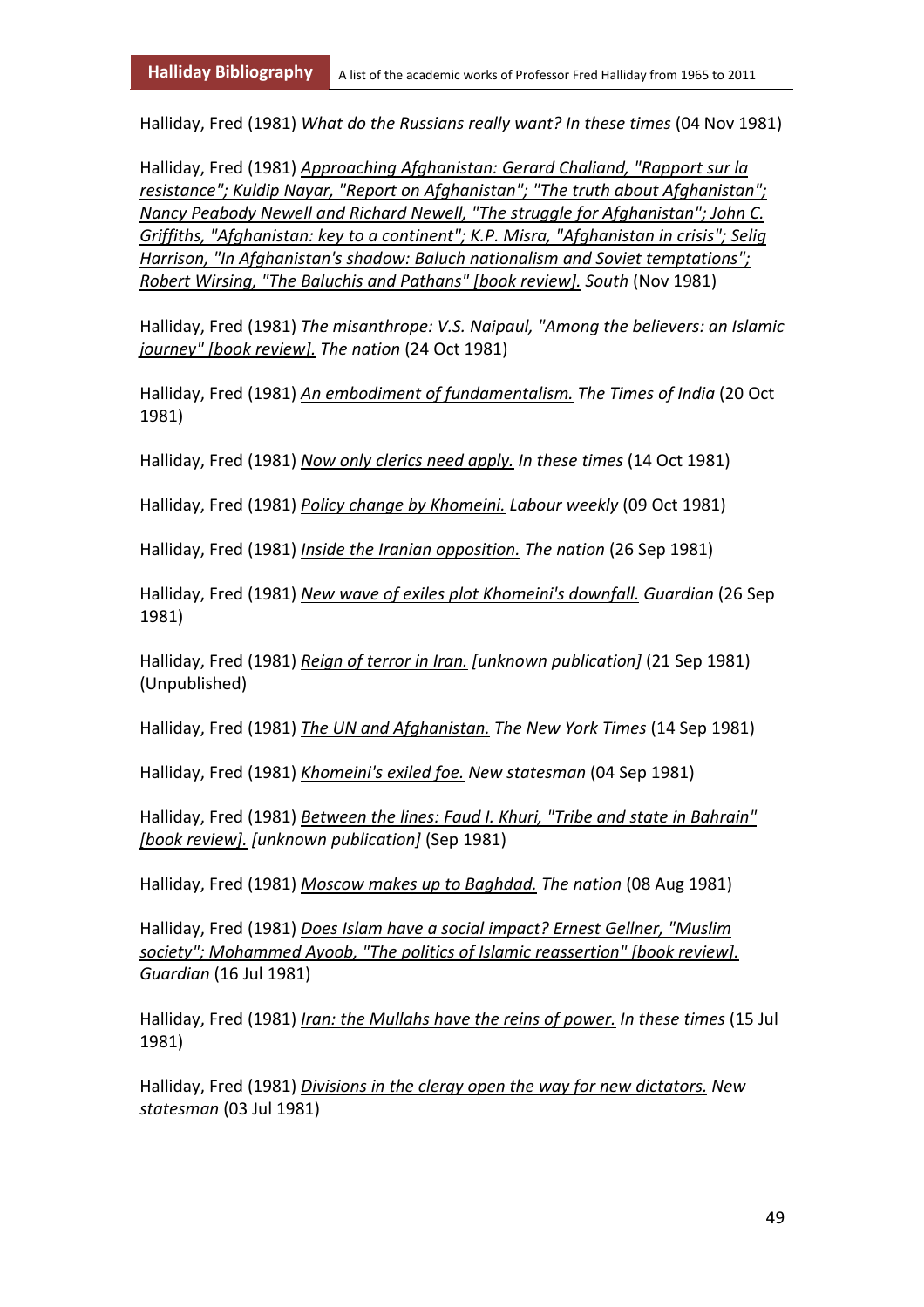Halliday, Fred (1981) _What do the Russians really want?_ *In these times* (04 Nov 1981)

Halliday, Fred (1981) _Approaching Afghanistan: Gerard Chaliand, "Rapport sur la resistance"; Kuldip Nayar, "Report on Afghanistan"; "The truth about Afghanistan"; Nancy Peabody Newell and Richard Newell, "The struggle for Afghanistan"; John C. Griffiths, "Afghanistan: key to a continent"; K.P. Misra, "Afghanistan in crisis"; Selig Harrison, "In Afghanistan's shadow: Baluch nationalism and Soviet temptations"; Robert Wirsing, "The Baluchis and Pathans" [book review]._ *South* (Nov 1981)

Halliday, Fred (1981) _The misanthrope: V.S. Naipaul, "Among the believers: an Islamic journey" [book review]._ *The nation* (24 Oct 1981)

Halliday, Fred (1981) _An embodiment of fundamentalism._ *The Times of India* (20 Oct 1981)

Halliday, Fred (1981) _Now only clerics need apply._ *In these times* (14 Oct 1981)

Halliday, Fred (1981) _Policy change by Khomeini._ *Labour weekly* (09 Oct 1981)

Halliday, Fred (1981) _Inside the Iranian opposition._ *The nation* (26 Sep 1981)

Halliday, Fred (1981) _New wave of exiles plot Khomeini's downfall._ *Guardian* (26 Sep 1981)

Halliday, Fred (1981) _Reign of terror in Iran._ *[unknown publication]* (21 Sep 1981) (Unpublished)

Halliday, Fred (1981) _The UN and Afghanistan._ *The New York Times* (14 Sep 1981)

Halliday, Fred (1981) _Khomeini's exiled foe._ *New statesman* (04 Sep 1981)

Halliday, Fred (1981) _Between the lines: Faud I. Khuri, "Tribe and state in Bahrain" [book review]._ *[unknown publication]* (Sep 1981)

Halliday, Fred (1981) _Moscow makes up to Baghdad._ *The nation* (08 Aug 1981)

Halliday, Fred (1981) _Does Islam have a social impact? Ernest Gellner, "Muslim society"; Mohammed Ayoob, "The politics of Islamic reassertion" [book review]._ *Guardian* (16 Jul 1981)

Halliday, Fred (1981) _Iran: the Mullahs have the reins of power._ *In these times* (15 Jul 1981)

Halliday, Fred (1981) _Divisions in the clergy open the way for new dictators._ *New statesman* (03 Jul 1981)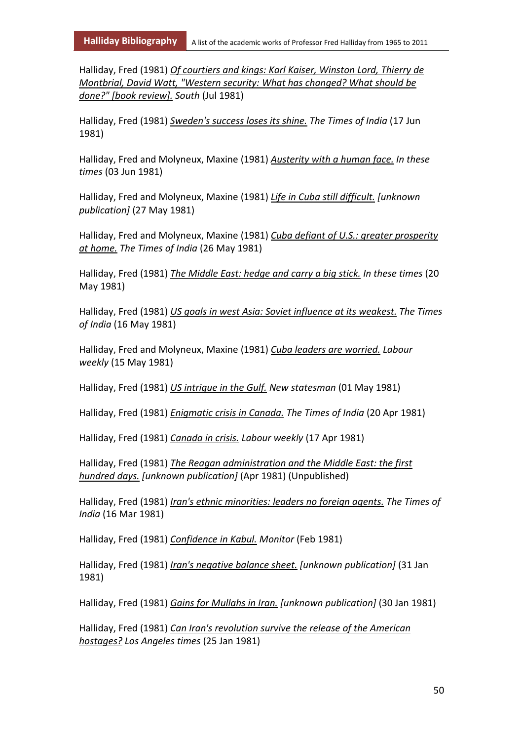Halliday, Fred (1981) *Of courtiers and kings: Karl Kaiser, Winston Lord, Thierry de Montbrial, David Watt, "Western security: What has changed? What should be done?" [book review].* *South* (Jul 1981)

Halliday, Fred (1981) *Sweden's success loses its shine.* *The Times of India* (17 Jun 1981)

Halliday, Fred and Molyneux, Maxine (1981) *Austerity with a human face.* *In these times* (03 Jun 1981)

Halliday, Fred and Molyneux, Maxine (1981) *Life in Cuba still difficult.* *[unknown publication]* (27 May 1981)

Halliday, Fred and Molyneux, Maxine (1981) *Cuba defiant of U.S.: greater prosperity at home.* *The Times of India* (26 May 1981)

Halliday, Fred (1981) *The Middle East: hedge and carry a big stick.* *In these times* (20 May 1981)

Halliday, Fred (1981) *US goals in west Asia: Soviet influence at its weakest.* *The Times of India* (16 May 1981)

Halliday, Fred and Molyneux, Maxine (1981) *Cuba leaders are worried.* *Labour weekly* (15 May 1981)

Halliday, Fred (1981) *US intrigue in the Gulf.* *New statesman* (01 May 1981)

Halliday, Fred (1981) *Enigmatic crisis in Canada.* *The Times of India* (20 Apr 1981)

Halliday, Fred (1981) *Canada in crisis.* *Labour weekly* (17 Apr 1981)

Halliday, Fred (1981) *The Reagan administration and the Middle East: the first hundred days.* *[unknown publication]* (Apr 1981) (Unpublished)

Halliday, Fred (1981) *Iran's ethnic minorities: leaders no foreign agents.* *The Times of India* (16 Mar 1981)

Halliday, Fred (1981) *Confidence in Kabul.* *Monitor* (Feb 1981)

Halliday, Fred (1981) *Iran's negative balance sheet.* *[unknown publication]* (31 Jan 1981)

Halliday, Fred (1981) *Gains for Mullahs in Iran.* *[unknown publication]* (30 Jan 1981)

Halliday, Fred (1981) *Can Iran's revolution survive the release of the American hostages?* *Los Angeles times* (25 Jan 1981)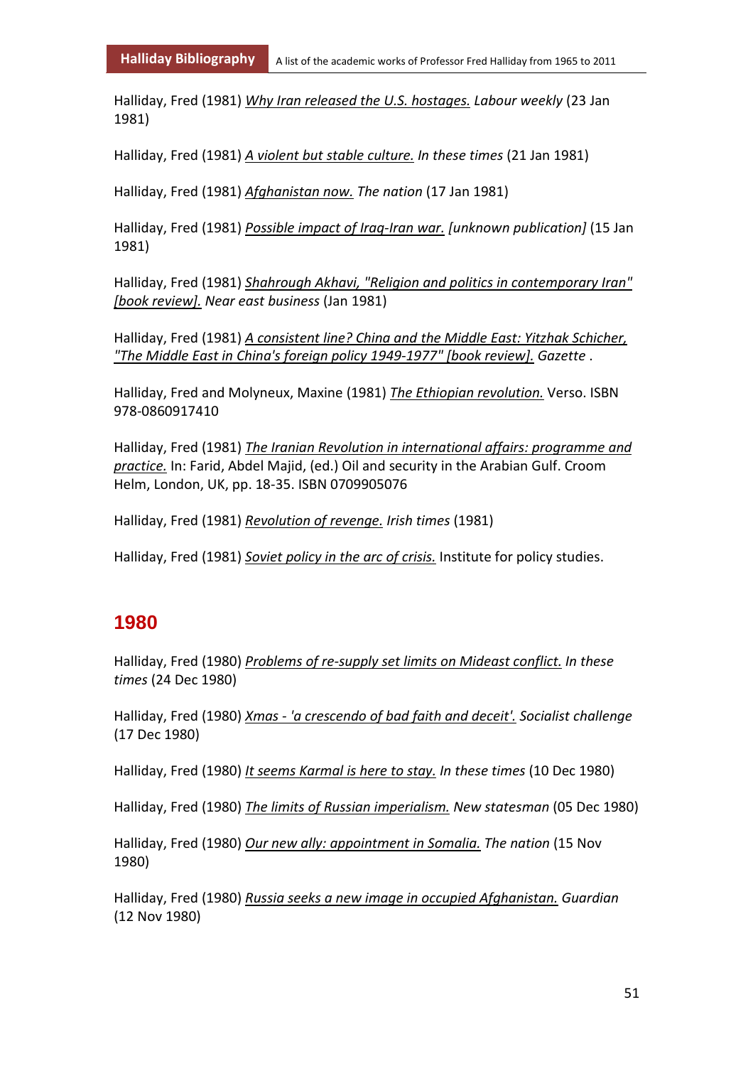Halliday, Fred (1981) *Why Iran released the U.S. hostages.* *Labour weekly* (23 Jan 1981)

Halliday, Fred (1981) *A violent but stable culture.* *In these times* (21 Jan 1981)

Halliday, Fred (1981) *Afghanistan now.* *The nation* (17 Jan 1981)

Halliday, Fred (1981) *Possible impact of Iraq-Iran war.* *[unknown publication]* (15 Jan 1981)

Halliday, Fred (1981) *Shahrough Akhavi, "Religion and politics in contemporary Iran" [book review].* *Near east business* (Jan 1981)

Halliday, Fred (1981) *A consistent line? China and the Middle East: Yitzhak Schicher, "The Middle East in China's foreign policy 1949-1977" [book review].* *Gazette* .

Halliday, Fred and Molyneux, Maxine (1981) *The Ethiopian revolution.* Verso. ISBN 978-0860917410

Halliday, Fred (1981) *The Iranian Revolution in international affairs: programme and practice.* In: Farid, Abdel Majid, (ed.) Oil and security in the Arabian Gulf. Croom Helm, London, UK, pp. 18-35. ISBN 0709905076

Halliday, Fred (1981) *Revolution of revenge.* *Irish times* (1981)

Halliday, Fred (1981) *Soviet policy in the arc of crisis.* Institute for policy studies.

## 1980

Halliday, Fred (1980) *Problems of re-supply set limits on Mideast conflict.* *In these times* (24 Dec 1980)

Halliday, Fred (1980) *Xmas - 'a crescendo of bad faith and deceit'.* *Socialist challenge* (17 Dec 1980)

Halliday, Fred (1980) *It seems Karmal is here to stay.* *In these times* (10 Dec 1980)

Halliday, Fred (1980) *The limits of Russian imperialism.* *New statesman* (05 Dec 1980)

Halliday, Fred (1980) *Our new ally: appointment in Somalia.* *The nation* (15 Nov 1980)

Halliday, Fred (1980) *Russia seeks a new image in occupied Afghanistan.* *Guardian* (12 Nov 1980)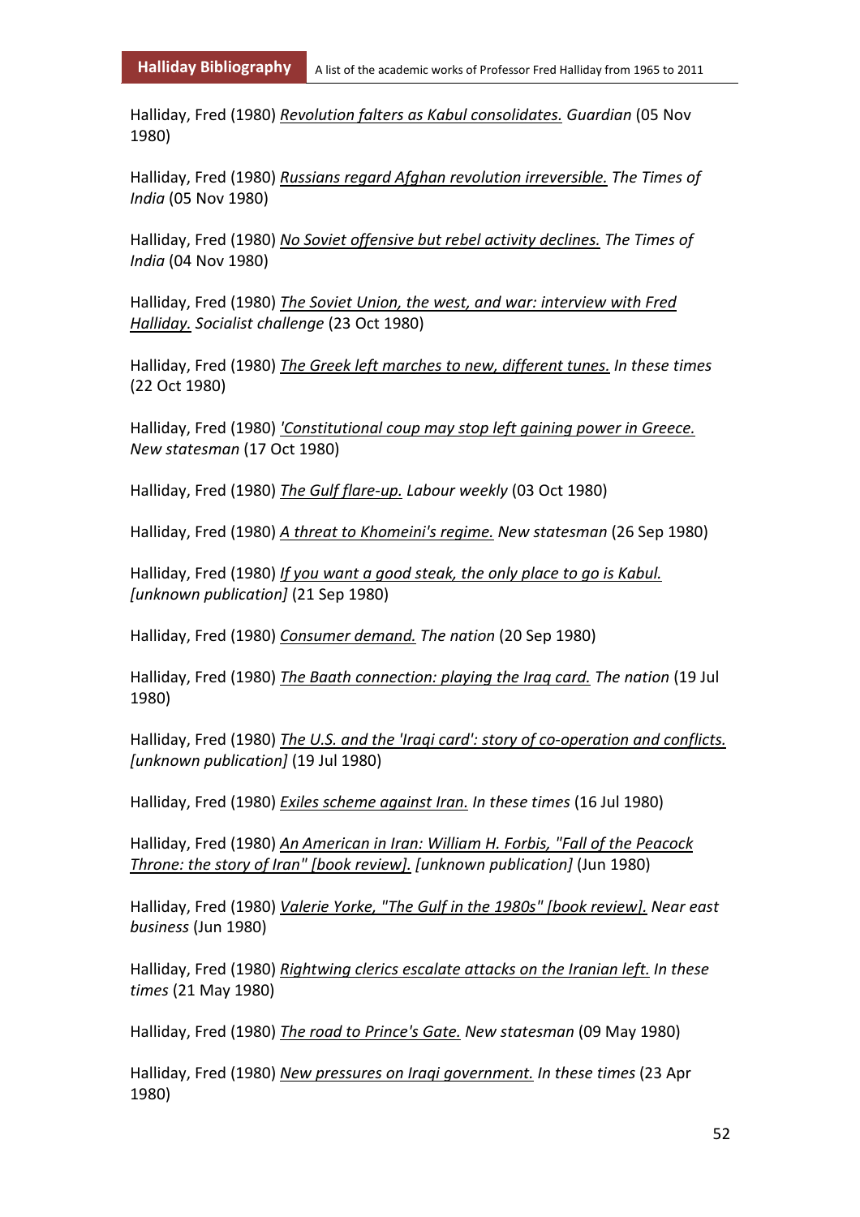Halliday, Fred (1980) _Revolution falters as Kabul consolidates._ *Guardian* (05 Nov 1980)

Halliday, Fred (1980) _Russians regard Afghan revolution irreversible._ *The Times of India* (05 Nov 1980)

Halliday, Fred (1980) _No Soviet offensive but rebel activity declines._ *The Times of India* (04 Nov 1980)

Halliday, Fred (1980) _The Soviet Union, the west, and war: interview with Fred Halliday._ *Socialist challenge* (23 Oct 1980)

Halliday, Fred (1980) _The Greek left marches to new, different tunes._ *In these times* (22 Oct 1980)

Halliday, Fred (1980) _'Constitutional coup may stop left gaining power in Greece._ *New statesman* (17 Oct 1980)

Halliday, Fred (1980) _The Gulf flare-up._ *Labour weekly* (03 Oct 1980)

Halliday, Fred (1980) _A threat to Khomeini's regime._ *New statesman* (26 Sep 1980)

Halliday, Fred (1980) _If you want a good steak, the only place to go is Kabul._ *[unknown publication]* (21 Sep 1980)

Halliday, Fred (1980) _Consumer demand._ *The nation* (20 Sep 1980)

Halliday, Fred (1980) _The Baath connection: playing the Iraq card._ *The nation* (19 Jul 1980)

Halliday, Fred (1980) _The U.S. and the 'Iraqi card': story of co-operation and conflicts._ *[unknown publication]* (19 Jul 1980)

Halliday, Fred (1980) _Exiles scheme against Iran._ *In these times* (16 Jul 1980)

Halliday, Fred (1980) _An American in Iran: William H. Forbis, "Fall of the Peacock Throne: the story of Iran" [book review]._ *[unknown publication]* (Jun 1980)

Halliday, Fred (1980) _Valerie Yorke, "The Gulf in the 1980s" [book review]._ *Near east business* (Jun 1980)

Halliday, Fred (1980) _Rightwing clerics escalate attacks on the Iranian left._ *In these times* (21 May 1980)

Halliday, Fred (1980) _The road to Prince's Gate._ *New statesman* (09 May 1980)

Halliday, Fred (1980) _New pressures on Iraqi government._ *In these times* (23 Apr 1980)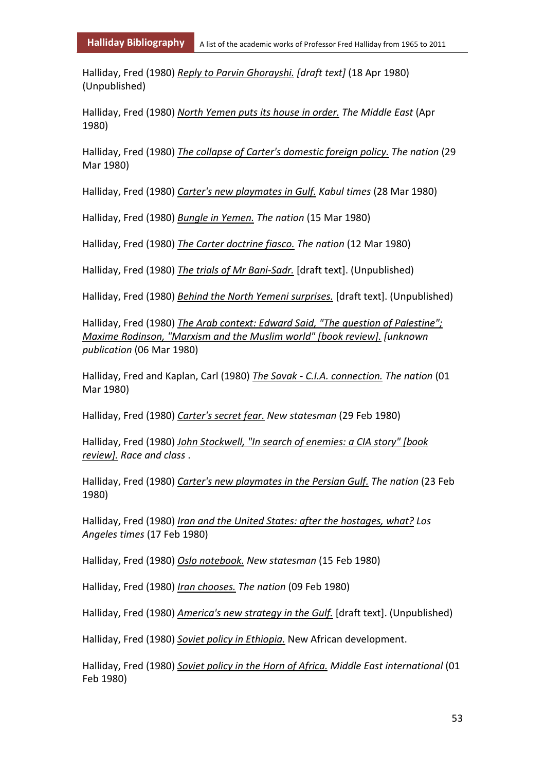Halliday, Fred (1980) *Reply to Parvin Ghorayshi. [draft text]* (18 Apr 1980) (Unpublished)

Halliday, Fred (1980) *North Yemen puts its house in order. The Middle East* (Apr 1980)

Halliday, Fred (1980) *The collapse of Carter's domestic foreign policy. The nation* (29 Mar 1980)

Halliday, Fred (1980) *Carter's new playmates in Gulf. Kabul times* (28 Mar 1980)

Halliday, Fred (1980) *Bungle in Yemen. The nation* (15 Mar 1980)

Halliday, Fred (1980) *The Carter doctrine fiasco. The nation* (12 Mar 1980)

Halliday, Fred (1980) *The trials of Mr Bani-Sadr.* [draft text]. (Unpublished)

Halliday, Fred (1980) *Behind the North Yemeni surprises.* [draft text]. (Unpublished)

Halliday, Fred (1980) *The Arab context: Edward Said, "The question of Palestine"; Maxime Rodinson, "Marxism and the Muslim world" [book review]. [unknown publication* (06 Mar 1980)

Halliday, Fred and Kaplan, Carl (1980) *The Savak - C.I.A. connection. The nation* (01 Mar 1980)

Halliday, Fred (1980) *Carter's secret fear. New statesman* (29 Feb 1980)

Halliday, Fred (1980) *John Stockwell, "In search of enemies: a CIA story" [book review]. Race and class* .

Halliday, Fred (1980) *Carter's new playmates in the Persian Gulf. The nation* (23 Feb 1980)

Halliday, Fred (1980) *Iran and the United States: after the hostages, what? Los Angeles times* (17 Feb 1980)

Halliday, Fred (1980) *Oslo notebook. New statesman* (15 Feb 1980)

Halliday, Fred (1980) *Iran chooses. The nation* (09 Feb 1980)

Halliday, Fred (1980) *America's new strategy in the Gulf.* [draft text]. (Unpublished)

Halliday, Fred (1980) *Soviet policy in Ethiopia.* New African development.

Halliday, Fred (1980) *Soviet policy in the Horn of Africa. Middle East international* (01 Feb 1980)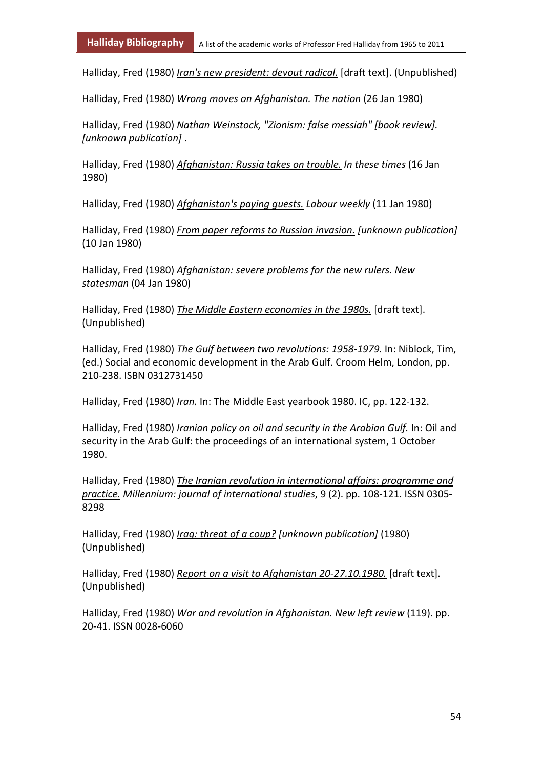Halliday, Fred (1980) *Iran's new president: devout radical.* [draft text]. (Unpublished)

Halliday, Fred (1980) *Wrong moves on Afghanistan.* *The nation* (26 Jan 1980)

Halliday, Fred (1980) *Nathan Weinstock, "Zionism: false messiah" [book review].* *[unknown publication]* .

Halliday, Fred (1980) *Afghanistan: Russia takes on trouble.* *In these times* (16 Jan 1980)

Halliday, Fred (1980) *Afghanistan's paying guests.* *Labour weekly* (11 Jan 1980)

Halliday, Fred (1980) *From paper reforms to Russian invasion.* *[unknown publication]* (10 Jan 1980)

Halliday, Fred (1980) *Afghanistan: severe problems for the new rulers.* *New statesman* (04 Jan 1980)

Halliday, Fred (1980) *The Middle Eastern economies in the 1980s.* [draft text]. (Unpublished)

Halliday, Fred (1980) *The Gulf between two revolutions: 1958-1979.* In: Niblock, Tim, (ed.) Social and economic development in the Arab Gulf. Croom Helm, London, pp. 210-238. ISBN 0312731450

Halliday, Fred (1980) *Iran.* In: The Middle East yearbook 1980. IC, pp. 122-132.

Halliday, Fred (1980) *Iranian policy on oil and security in the Arabian Gulf.* In: Oil and security in the Arab Gulf: the proceedings of an international system, 1 October 1980.

Halliday, Fred (1980) *The Iranian revolution in international affairs: programme and practice.* *Millennium: journal of international studies*, 9 (2). pp. 108-121. ISSN 0305-8298

Halliday, Fred (1980) *Iraq: threat of a coup?* *[unknown publication]* (1980) (Unpublished)

Halliday, Fred (1980) *Report on a visit to Afghanistan 20-27.10.1980.* [draft text]. (Unpublished)

Halliday, Fred (1980) *War and revolution in Afghanistan.* *New left review* (119). pp. 20-41. ISSN 0028-6060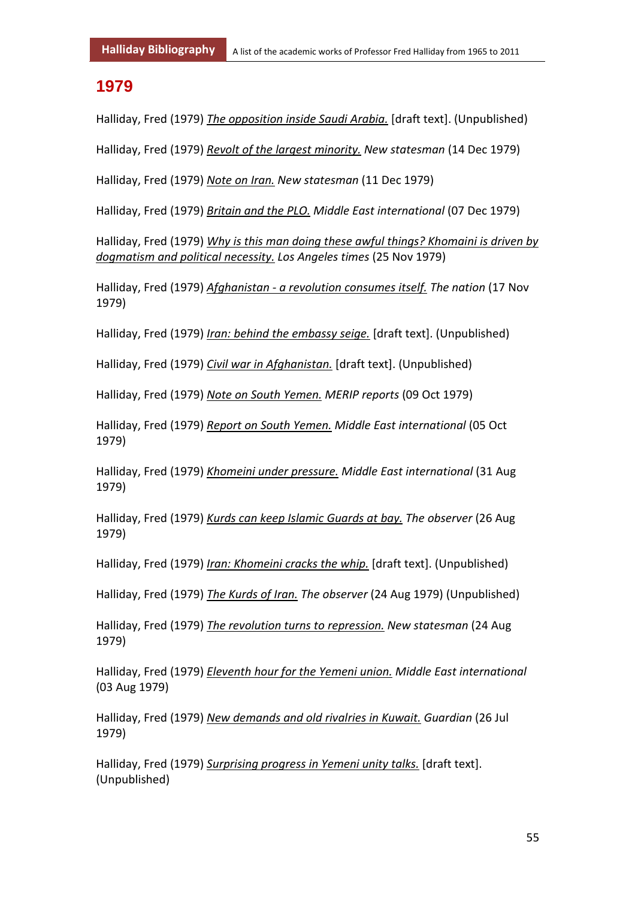# 1979

Halliday, Fred (1979) *The opposition inside Saudi Arabia.* [draft text]. (Unpublished)

Halliday, Fred (1979) *Revolt of the largest minority.* *New statesman* (14 Dec 1979)

Halliday, Fred (1979) *Note on Iran.* *New statesman* (11 Dec 1979)

Halliday, Fred (1979) *Britain and the PLO.* *Middle East international* (07 Dec 1979)

Halliday, Fred (1979) *Why is this man doing these awful things? Khomaini is driven by dogmatism and political necessity.* *Los Angeles times* (25 Nov 1979)

Halliday, Fred (1979) *Afghanistan - a revolution consumes itself.* *The nation* (17 Nov 1979)

Halliday, Fred (1979) *Iran: behind the embassy seige.* [draft text]. (Unpublished)

Halliday, Fred (1979) *Civil war in Afghanistan.* [draft text]. (Unpublished)

Halliday, Fred (1979) *Note on South Yemen.* *MERIP reports* (09 Oct 1979)

Halliday, Fred (1979) *Report on South Yemen.* *Middle East international* (05 Oct 1979)

Halliday, Fred (1979) *Khomeini under pressure.* *Middle East international* (31 Aug 1979)

Halliday, Fred (1979) *Kurds can keep Islamic Guards at bay.* *The observer* (26 Aug 1979)

Halliday, Fred (1979) *Iran: Khomeini cracks the whip.* [draft text]. (Unpublished)

Halliday, Fred (1979) *The Kurds of Iran.* *The observer* (24 Aug 1979) (Unpublished)

Halliday, Fred (1979) *The revolution turns to repression.* *New statesman* (24 Aug 1979)

Halliday, Fred (1979) *Eleventh hour for the Yemeni union.* *Middle East international* (03 Aug 1979)

Halliday, Fred (1979) *New demands and old rivalries in Kuwait.* *Guardian* (26 Jul 1979)

Halliday, Fred (1979) *Surprising progress in Yemeni unity talks.* [draft text]. (Unpublished)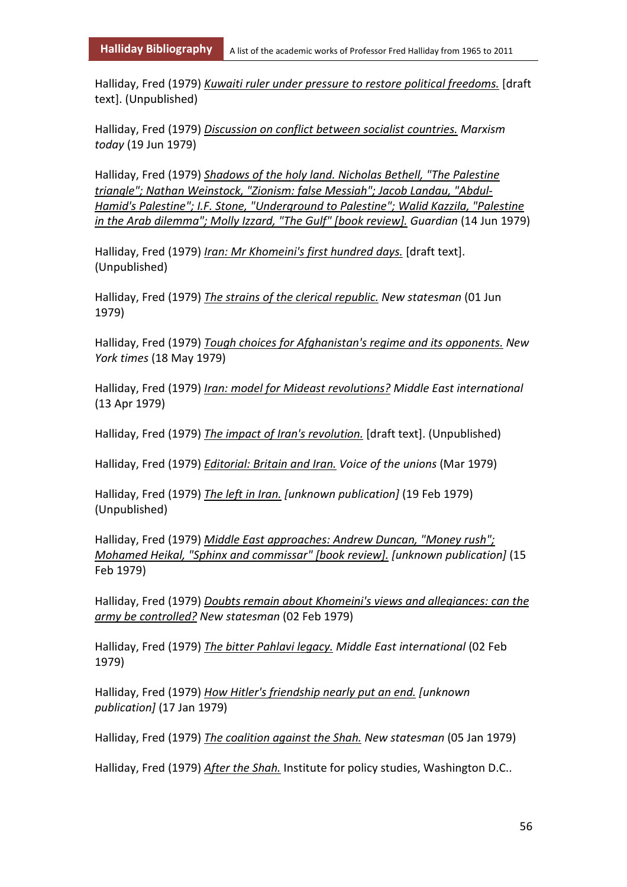Halliday, Fred (1979) *Kuwaiti ruler under pressure to restore political freedoms.* [draft text]. (Unpublished)

Halliday, Fred (1979) *Discussion on conflict between socialist countries.* *Marxism today* (19 Jun 1979)

Halliday, Fred (1979) *Shadows of the holy land. Nicholas Bethell, "The Palestine triangle"; Nathan Weinstock, "Zionism: false Messiah"; Jacob Landau, "Abdul-Hamid's Palestine"; I.F. Stone, "Underground to Palestine"; Walid Kazzila, "Palestine in the Arab dilemma"; Molly Izzard, "The Gulf" [book review].* *Guardian* (14 Jun 1979)

Halliday, Fred (1979) *Iran: Mr Khomeini's first hundred days.* [draft text]. (Unpublished)

Halliday, Fred (1979) *The strains of the clerical republic.* *New statesman* (01 Jun 1979)

Halliday, Fred (1979) *Tough choices for Afghanistan's regime and its opponents.* *New York times* (18 May 1979)

Halliday, Fred (1979) *Iran: model for Mideast revolutions?* *Middle East international* (13 Apr 1979)

Halliday, Fred (1979) *The impact of Iran's revolution.* [draft text]. (Unpublished)

Halliday, Fred (1979) *Editorial: Britain and Iran.* *Voice of the unions* (Mar 1979)

Halliday, Fred (1979) *The left in Iran.* *[unknown publication]* (19 Feb 1979) (Unpublished)

Halliday, Fred (1979) *Middle East approaches: Andrew Duncan, "Money rush"; Mohamed Heikal, "Sphinx and commissar" [book review].* *[unknown publication]* (15 Feb 1979)

Halliday, Fred (1979) *Doubts remain about Khomeini's views and allegiances: can the army be controlled?* *New statesman* (02 Feb 1979)

Halliday, Fred (1979) *The bitter Pahlavi legacy.* *Middle East international* (02 Feb 1979)

Halliday, Fred (1979) *How Hitler's friendship nearly put an end.* *[unknown publication]* (17 Jan 1979)

Halliday, Fred (1979) *The coalition against the Shah.* *New statesman* (05 Jan 1979)

Halliday, Fred (1979) *After the Shah.* Institute for policy studies, Washington D.C..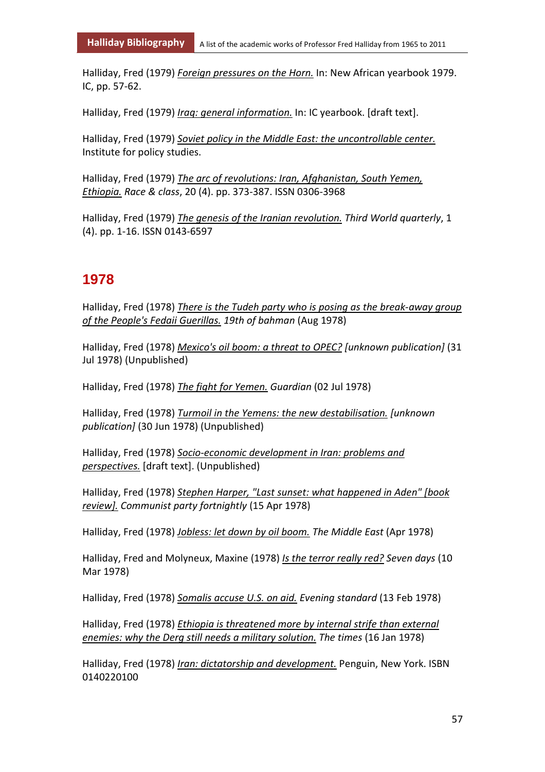Halliday, Fred (1979) *Foreign pressures on the Horn.* In: New African yearbook 1979. IC, pp. 57-62.

Halliday, Fred (1979) *Iraq: general information.* In: IC yearbook. [draft text].

Halliday, Fred (1979) *Soviet policy in the Middle East: the uncontrollable center.* Institute for policy studies.

Halliday, Fred (1979) *The arc of revolutions: Iran, Afghanistan, South Yemen, Ethiopia.* *Race & class*, 20 (4). pp. 373-387. ISSN 0306-3968

Halliday, Fred (1979) *The genesis of the Iranian revolution.* *Third World quarterly*, 1 (4). pp. 1-16. ISSN 0143-6597

## 1978

Halliday, Fred (1978) *There is the Tudeh party who is posing as the break-away group of the People's Fedaii Guerillas.* *19th of bahman* (Aug 1978)

Halliday, Fred (1978) *Mexico's oil boom: a threat to OPEC?* *[unknown publication]* (31 Jul 1978) (Unpublished)

Halliday, Fred (1978) *The fight for Yemen.* *Guardian* (02 Jul 1978)

Halliday, Fred (1978) *Turmoil in the Yemens: the new destabilisation.* *[unknown publication]* (30 Jun 1978) (Unpublished)

Halliday, Fred (1978) *Socio-economic development in Iran: problems and perspectives.* [draft text]. (Unpublished)

Halliday, Fred (1978) *Stephen Harper, "Last sunset: what happened in Aden" [book review].* *Communist party fortnightly* (15 Apr 1978)

Halliday, Fred (1978) *Jobless: let down by oil boom.* *The Middle East* (Apr 1978)

Halliday, Fred and Molyneux, Maxine (1978) *Is the terror really red?* *Seven days* (10 Mar 1978)

Halliday, Fred (1978) *Somalis accuse U.S. on aid.* *Evening standard* (13 Feb 1978)

Halliday, Fred (1978) *Ethiopia is threatened more by internal strife than external enemies: why the Derg still needs a military solution.* *The times* (16 Jan 1978)

Halliday, Fred (1978) *Iran: dictatorship and development.* Penguin, New York. ISBN 0140220100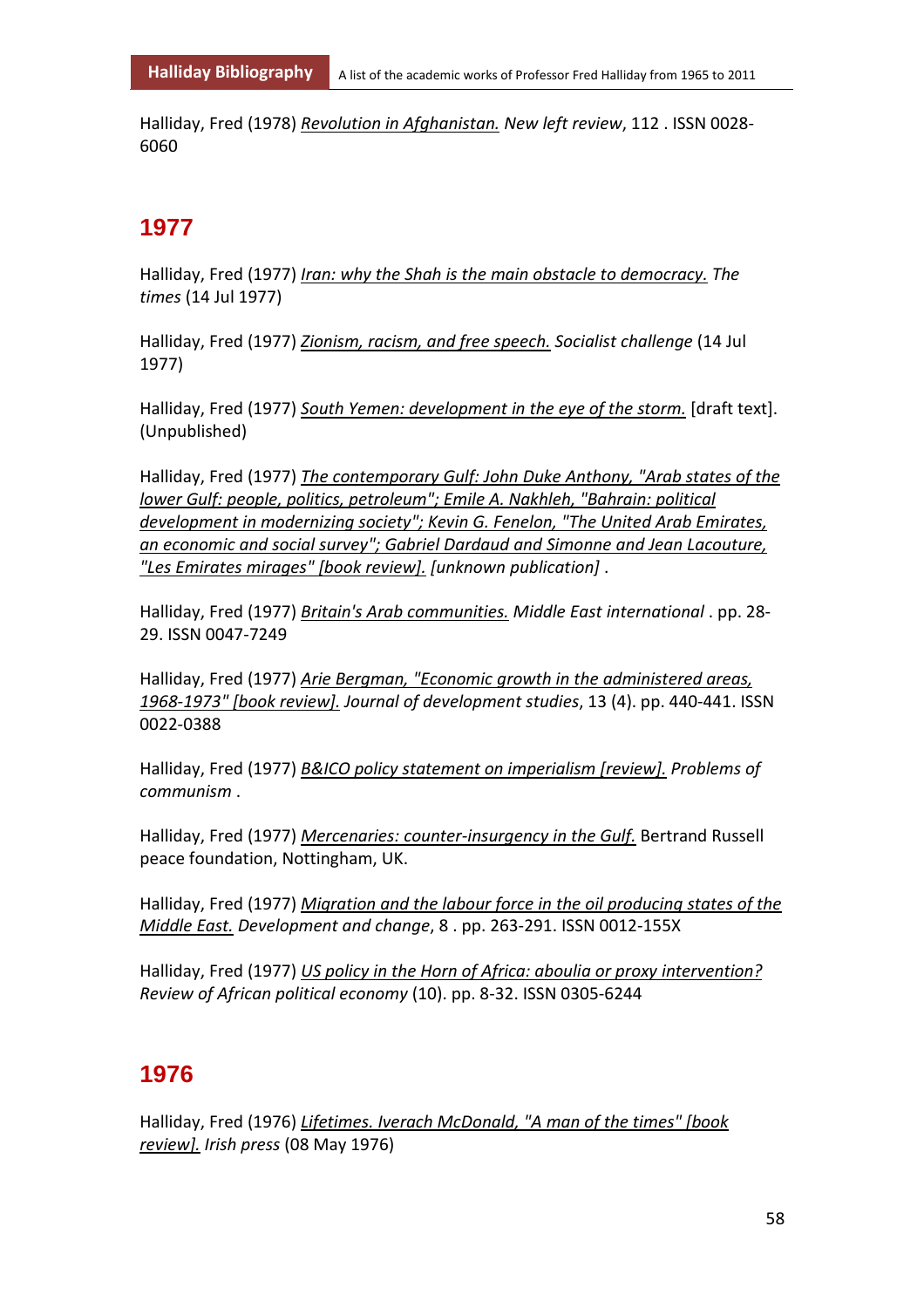Halliday, Fred (1978) *Revolution in Afghanistan.* *New left review*, 112 . ISSN 0028-6060

## 1977

Halliday, Fred (1977) *Iran: why the Shah is the main obstacle to democracy.* *The times* (14 Jul 1977)

Halliday, Fred (1977) *Zionism, racism, and free speech.* *Socialist challenge* (14 Jul 1977)

Halliday, Fred (1977) *South Yemen: development in the eye of the storm.* [draft text]. (Unpublished)

Halliday, Fred (1977) *The contemporary Gulf: John Duke Anthony, "Arab states of the lower Gulf: people, politics, petroleum"; Emile A. Nakhleh, "Bahrain: political development in modernizing society"; Kevin G. Fenelon, "The United Arab Emirates, an economic and social survey"; Gabriel Dardaud and Simonne and Jean Lacouture, "Les Emirates mirages" [book review].* *[unknown publication]* .

Halliday, Fred (1977) *Britain's Arab communities.* *Middle East international* . pp. 28-29. ISSN 0047-7249

Halliday, Fred (1977) *Arie Bergman, "Economic growth in the administered areas, 1968-1973" [book review].* *Journal of development studies*, 13 (4). pp. 440-441. ISSN 0022-0388

Halliday, Fred (1977) *B&ICO policy statement on imperialism [review].* *Problems of communism* .

Halliday, Fred (1977) *Mercenaries: counter-insurgency in the Gulf.* Bertrand Russell peace foundation, Nottingham, UK.

Halliday, Fred (1977) *Migration and the labour force in the oil producing states of the Middle East.* *Development and change*, 8 . pp. 263-291. ISSN 0012-155X

Halliday, Fred (1977) *US policy in the Horn of Africa: aboulia or proxy intervention?* *Review of African political economy* (10). pp. 8-32. ISSN 0305-6244

## 1976

Halliday, Fred (1976) *Lifetimes. Iverach McDonald, "A man of the times" [book review].* *Irish press* (08 May 1976)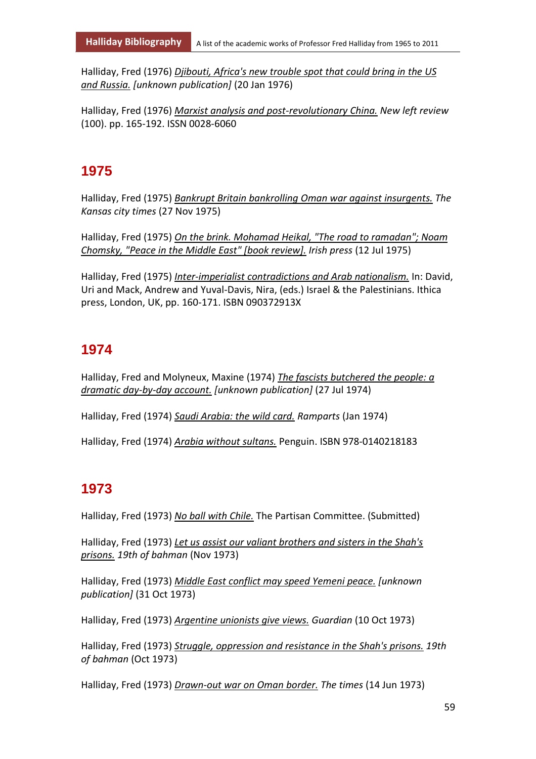Halliday, Fred (1976) *Djibouti, Africa's new trouble spot that could bring in the US and Russia. [unknown publication]* (20 Jan 1976)

Halliday, Fred (1976) *Marxist analysis and post-revolutionary China. New left review* (100). pp. 165-192. ISSN 0028-6060

## 1975

Halliday, Fred (1975) *Bankrupt Britain bankrolling Oman war against insurgents. The Kansas city times* (27 Nov 1975)

Halliday, Fred (1975) *On the brink. Mohamad Heikal, "The road to ramadan"; Noam Chomsky, "Peace in the Middle East" [book review]. Irish press* (12 Jul 1975)

Halliday, Fred (1975) *Inter-imperialist contradictions and Arab nationalism.* In: David, Uri and Mack, Andrew and Yuval-Davis, Nira, (eds.) Israel & the Palestinians. Ithica press, London, UK, pp. 160-171. ISBN 090372913X

## 1974

Halliday, Fred and Molyneux, Maxine (1974) *The fascists butchered the people: a dramatic day-by-day account. [unknown publication]* (27 Jul 1974)

Halliday, Fred (1974) *Saudi Arabia: the wild card. Ramparts* (Jan 1974)

Halliday, Fred (1974) *Arabia without sultans.* Penguin. ISBN 978-0140218183

## 1973

Halliday, Fred (1973) *No ball with Chile.* The Partisan Committee. (Submitted)

Halliday, Fred (1973) *Let us assist our valiant brothers and sisters in the Shah's prisons. 19th of bahman* (Nov 1973)

Halliday, Fred (1973) *Middle East conflict may speed Yemeni peace. [unknown publication]* (31 Oct 1973)

Halliday, Fred (1973) *Argentine unionists give views. Guardian* (10 Oct 1973)

Halliday, Fred (1973) *Struggle, oppression and resistance in the Shah's prisons. 19th of bahman* (Oct 1973)

Halliday, Fred (1973) *Drawn-out war on Oman border. The times* (14 Jun 1973)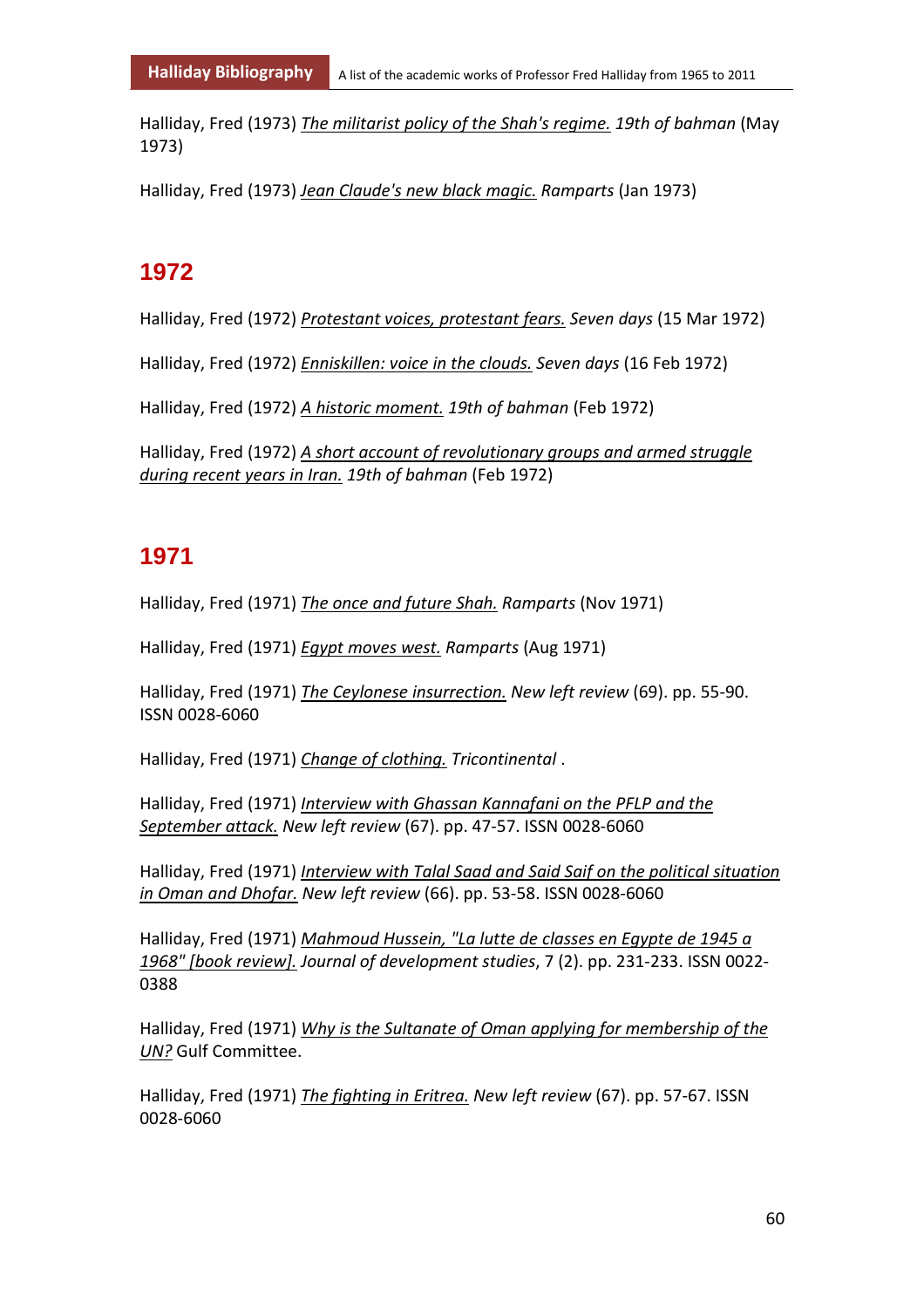Halliday, Fred (1973) _The militarist policy of the Shah's regime._ *19th of bahman* (May 1973)

Halliday, Fred (1973) _Jean Claude's new black magic._ *Ramparts* (Jan 1973)

## 1972

Halliday, Fred (1972) _Protestant voices, protestant fears._ *Seven days* (15 Mar 1972)

Halliday, Fred (1972) _Enniskillen: voice in the clouds._ *Seven days* (16 Feb 1972)

Halliday, Fred (1972) _A historic moment._ *19th of bahman* (Feb 1972)

Halliday, Fred (1972) _A short account of revolutionary groups and armed struggle during recent years in Iran._ *19th of bahman* (Feb 1972)

## 1971

Halliday, Fred (1971) _The once and future Shah._ *Ramparts* (Nov 1971)

Halliday, Fred (1971) _Egypt moves west._ *Ramparts* (Aug 1971)

Halliday, Fred (1971) _The Ceylonese insurrection._ *New left review* (69). pp. 55-90. ISSN 0028-6060

Halliday, Fred (1971) _Change of clothing._ *Tricontinental* .

Halliday, Fred (1971) _Interview with Ghassan Kannafani on the PFLP and the September attack._ *New left review* (67). pp. 47-57. ISSN 0028-6060

Halliday, Fred (1971) _Interview with Talal Saad and Said Saif on the political situation in Oman and Dhofar._ *New left review* (66). pp. 53-58. ISSN 0028-6060

Halliday, Fred (1971) _Mahmoud Hussein, "La lutte de classes en Egypte de 1945 a 1968" [book review]._ *Journal of development studies*, 7 (2). pp. 231-233. ISSN 0022-0388

Halliday, Fred (1971) _Why is the Sultanate of Oman applying for membership of the UN?_ Gulf Committee.

Halliday, Fred (1971) _The fighting in Eritrea._ *New left review* (67). pp. 57-67. ISSN 0028-6060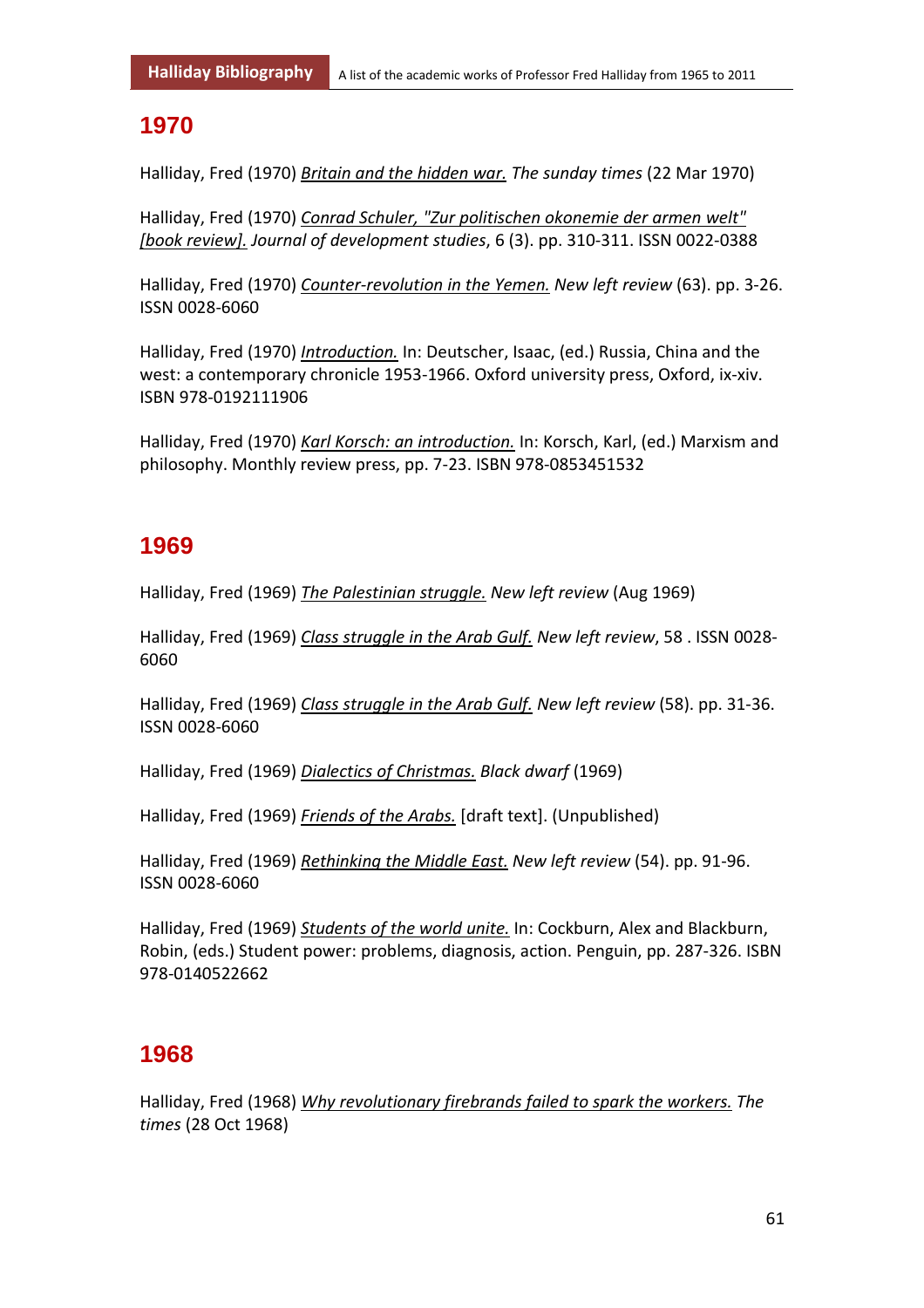## 1970

Halliday, Fred (1970) *Britain and the hidden war.* *The sunday times* (22 Mar 1970)

Halliday, Fred (1970) *Conrad Schuler, "Zur politischen okonemie der armen welt" [book review].* *Journal of development studies*, 6 (3). pp. 310-311. ISSN 0022-0388

Halliday, Fred (1970) *Counter-revolution in the Yemen.* *New left review* (63). pp. 3-26. ISSN 0028-6060

Halliday, Fred (1970) *Introduction.* In: Deutscher, Isaac, (ed.) Russia, China and the west: a contemporary chronicle 1953-1966. Oxford university press, Oxford, ix-xiv. ISBN 978-0192111906

Halliday, Fred (1970) *Karl Korsch: an introduction.* In: Korsch, Karl, (ed.) Marxism and philosophy. Monthly review press, pp. 7-23. ISBN 978-0853451532

## 1969

Halliday, Fred (1969) *The Palestinian struggle.* *New left review* (Aug 1969)

Halliday, Fred (1969) *Class struggle in the Arab Gulf.* *New left review*, 58 . ISSN 0028-6060

Halliday, Fred (1969) *Class struggle in the Arab Gulf.* *New left review* (58). pp. 31-36. ISSN 0028-6060

Halliday, Fred (1969) *Dialectics of Christmas.* *Black dwarf* (1969)

Halliday, Fred (1969) *Friends of the Arabs.* [draft text]. (Unpublished)

Halliday, Fred (1969) *Rethinking the Middle East.* *New left review* (54). pp. 91-96. ISSN 0028-6060

Halliday, Fred (1969) *Students of the world unite.* In: Cockburn, Alex and Blackburn, Robin, (eds.) Student power: problems, diagnosis, action. Penguin, pp. 287-326. ISBN 978-0140522662

## 1968

Halliday, Fred (1968) *Why revolutionary firebrands failed to spark the workers.* *The times* (28 Oct 1968)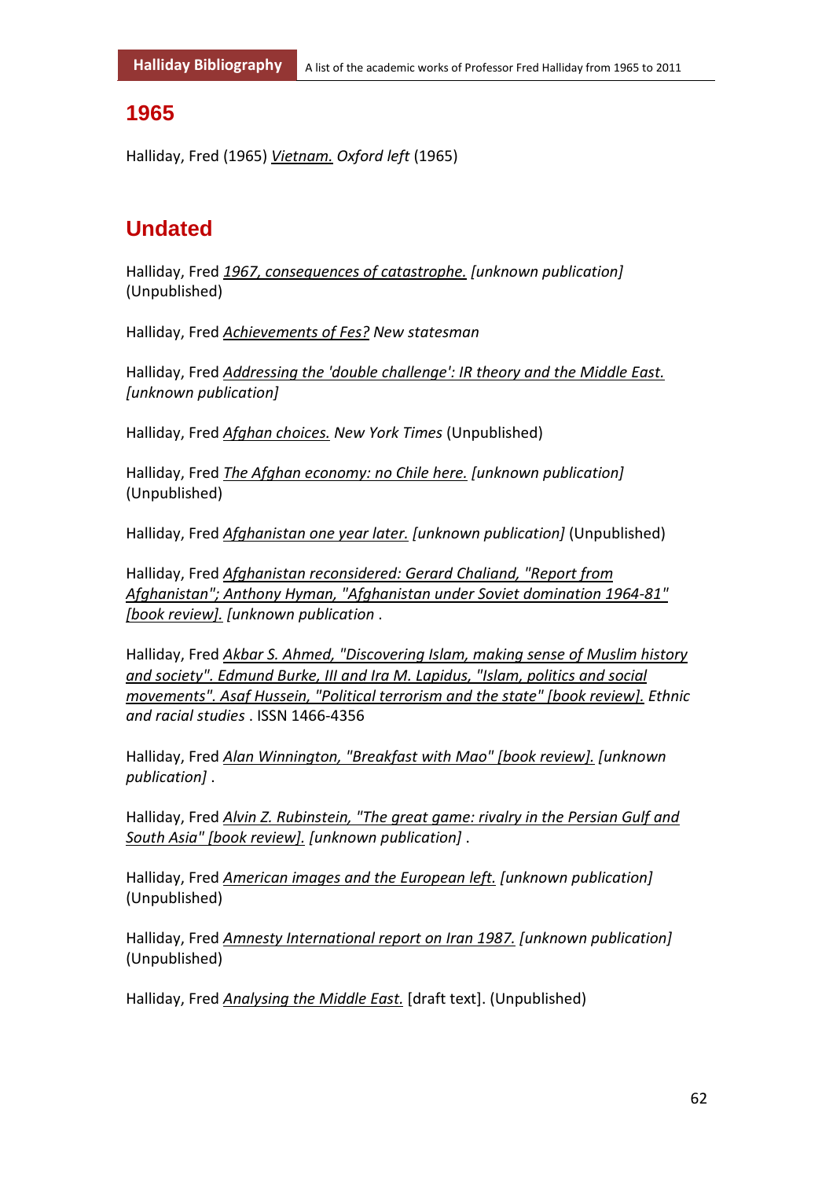## 1965

Halliday, Fred (1965) *Vietnam.* *Oxford left* (1965)

## Undated

Halliday, Fred *1967, consequences of catastrophe.* *[unknown publication]* (Unpublished)

Halliday, Fred *Achievements of Fes?* *New statesman*

Halliday, Fred *Addressing the 'double challenge': IR theory and the Middle East.* *[unknown publication]*

Halliday, Fred *Afghan choices.* *New York Times* (Unpublished)

Halliday, Fred *The Afghan economy: no Chile here.* *[unknown publication]* (Unpublished)

Halliday, Fred *Afghanistan one year later.* *[unknown publication]* (Unpublished)

Halliday, Fred *Afghanistan reconsidered: Gerard Chaliand, "Report from Afghanistan"; Anthony Hyman, "Afghanistan under Soviet domination 1964-81" [book review].* *[unknown publication* .

Halliday, Fred *Akbar S. Ahmed, "Discovering Islam, making sense of Muslim history and society". Edmund Burke, III and Ira M. Lapidus, "Islam, politics and social movements". Asaf Hussein, "Political terrorism and the state" [book review].* *Ethnic and racial studies* . ISSN 1466-4356

Halliday, Fred *Alan Winnington, "Breakfast with Mao" [book review].* *[unknown publication]* .

Halliday, Fred *Alvin Z. Rubinstein, "The great game: rivalry in the Persian Gulf and South Asia" [book review].* *[unknown publication]* .

Halliday, Fred *American images and the European left.* *[unknown publication]* (Unpublished)

Halliday, Fred *Amnesty International report on Iran 1987.* *[unknown publication]* (Unpublished)

Halliday, Fred *Analysing the Middle East.* [draft text]. (Unpublished)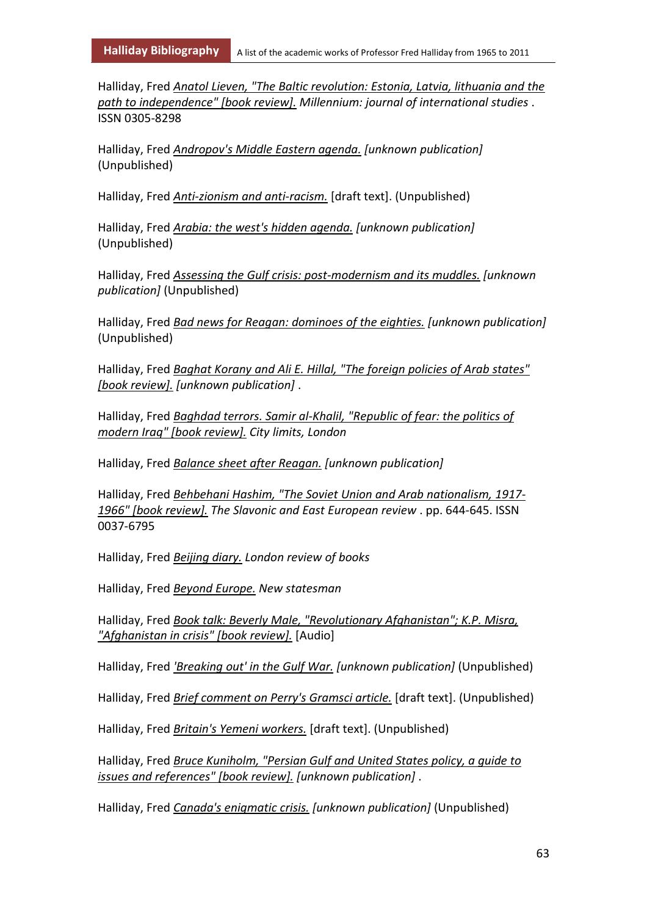Halliday, Fred *Anatol Lieven, "The Baltic revolution: Estonia, Latvia, lithuania and the path to independence" [book review].* *Millennium: journal of international studies* . ISSN 0305-8298

Halliday, Fred *Andropov's Middle Eastern agenda.* *[unknown publication]* (Unpublished)

Halliday, Fred *Anti-zionism and anti-racism.* [draft text]. (Unpublished)

Halliday, Fred *Arabia: the west's hidden agenda.* *[unknown publication]* (Unpublished)

Halliday, Fred *Assessing the Gulf crisis: post-modernism and its muddles.* *[unknown publication]* (Unpublished)

Halliday, Fred *Bad news for Reagan: dominoes of the eighties.* *[unknown publication]* (Unpublished)

Halliday, Fred *Baghat Korany and Ali E. Hillal, "The foreign policies of Arab states" [book review].* *[unknown publication]* .

Halliday, Fred *Baghdad terrors. Samir al-Khalil, "Republic of fear: the politics of modern Iraq" [book review].* *City limits, London*

Halliday, Fred *Balance sheet after Reagan.* *[unknown publication]*

Halliday, Fred *Behbehani Hashim, "The Soviet Union and Arab nationalism, 1917-1966" [book review].* *The Slavonic and East European review* . pp. 644-645. ISSN 0037-6795

Halliday, Fred *Beijing diary.* *London review of books*

Halliday, Fred *Beyond Europe.* *New statesman*

Halliday, Fred *Book talk: Beverly Male, "Revolutionary Afghanistan"; K.P. Misra, "Afghanistan in crisis" [book review].* [Audio]

Halliday, Fred *'Breaking out' in the Gulf War.* *[unknown publication]* (Unpublished)

Halliday, Fred *Brief comment on Perry's Gramsci article.* [draft text]. (Unpublished)

Halliday, Fred *Britain's Yemeni workers.* [draft text]. (Unpublished)

Halliday, Fred *Bruce Kuniholm, "Persian Gulf and United States policy, a guide to issues and references" [book review].* *[unknown publication]* .

Halliday, Fred *Canada's enigmatic crisis.* *[unknown publication]* (Unpublished)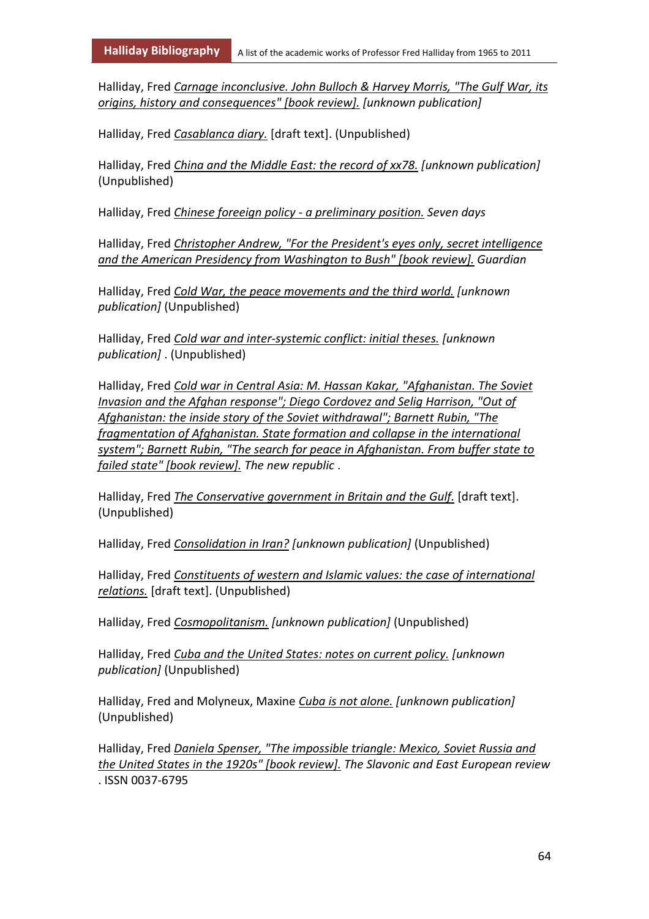Halliday, Fred *Carnage inconclusive. John Bulloch & Harvey Morris, "The Gulf War, its origins, history and consequences" [book review]. [unknown publication]*

Halliday, Fred *Casablanca diary.* [draft text]. (Unpublished)

Halliday, Fred *China and the Middle East: the record of xx78. [unknown publication]* (Unpublished)

Halliday, Fred *Chinese foreeign policy - a preliminary position. Seven days*

Halliday, Fred *Christopher Andrew, "For the President's eyes only, secret intelligence and the American Presidency from Washington to Bush" [book review]. Guardian*

Halliday, Fred *Cold War, the peace movements and the third world. [unknown publication]* (Unpublished)

Halliday, Fred *Cold war and inter-systemic conflict: initial theses. [unknown publication]* . (Unpublished)

Halliday, Fred *Cold war in Central Asia: M. Hassan Kakar, "Afghanistan. The Soviet Invasion and the Afghan response"; Diego Cordovez and Selig Harrison, "Out of Afghanistan: the inside story of the Soviet withdrawal"; Barnett Rubin, "The fragmentation of Afghanistan. State formation and collapse in the international system"; Barnett Rubin, "The search for peace in Afghanistan. From buffer state to failed state" [book review]. The new republic* .

Halliday, Fred *The Conservative government in Britain and the Gulf.* [draft text]. (Unpublished)

Halliday, Fred *Consolidation in Iran? [unknown publication]* (Unpublished)

Halliday, Fred *Constituents of western and Islamic values: the case of international relations.* [draft text]. (Unpublished)

Halliday, Fred *Cosmopolitanism. [unknown publication]* (Unpublished)

Halliday, Fred *Cuba and the United States: notes on current policy. [unknown publication]* (Unpublished)

Halliday, Fred and Molyneux, Maxine *Cuba is not alone. [unknown publication]* (Unpublished)

Halliday, Fred *Daniela Spenser, "The impossible triangle: Mexico, Soviet Russia and the United States in the 1920s" [book review]. The Slavonic and East European review* . ISSN 0037-6795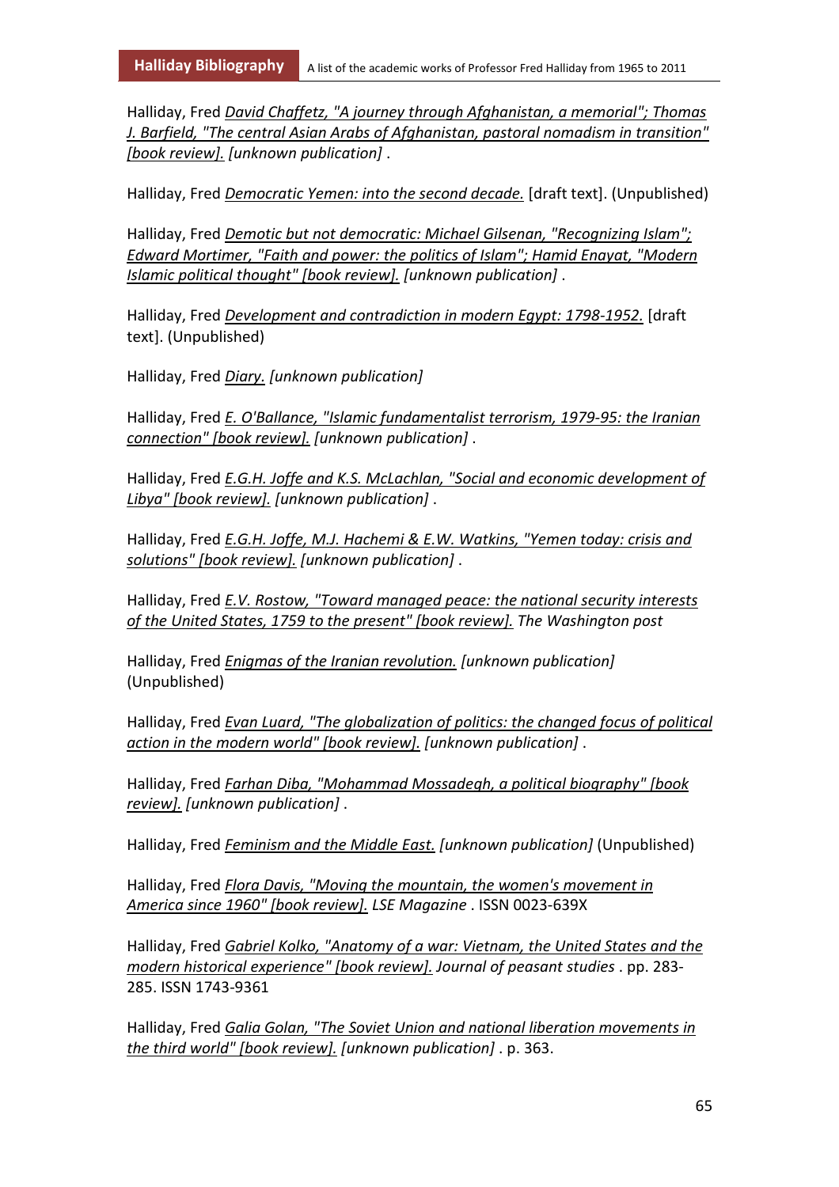Halliday, Fred *David Chaffetz, "A journey through Afghanistan, a memorial"; Thomas J. Barfield, "The central Asian Arabs of Afghanistan, pastoral nomadism in transition" [book review].* *[unknown publication]* .

Halliday, Fred *Democratic Yemen: into the second decade.* [draft text]. (Unpublished)

Halliday, Fred *Demotic but not democratic: Michael Gilsenan, "Recognizing Islam"; Edward Mortimer, "Faith and power: the politics of Islam"; Hamid Enayat, "Modern Islamic political thought" [book review].* *[unknown publication]* .

Halliday, Fred *Development and contradiction in modern Egypt: 1798-1952.* [draft text]. (Unpublished)

Halliday, Fred *Diary.* *[unknown publication]*

Halliday, Fred *E. O'Ballance, "Islamic fundamentalist terrorism, 1979-95: the Iranian connection" [book review].* *[unknown publication]* .

Halliday, Fred *E.G.H. Joffe and K.S. McLachlan, "Social and economic development of Libya" [book review].* *[unknown publication]* .

Halliday, Fred *E.G.H. Joffe, M.J. Hachemi & E.W. Watkins, "Yemen today: crisis and solutions" [book review].* *[unknown publication]* .

Halliday, Fred *E.V. Rostow, "Toward managed peace: the national security interests of the United States, 1759 to the present" [book review].* *The Washington post*

Halliday, Fred *Enigmas of the Iranian revolution.* *[unknown publication]* (Unpublished)

Halliday, Fred *Evan Luard, "The globalization of politics: the changed focus of political action in the modern world" [book review].* *[unknown publication]* .

Halliday, Fred *Farhan Diba, "Mohammad Mossadegh, a political biography" [book review].* *[unknown publication]* .

Halliday, Fred *Feminism and the Middle East.* *[unknown publication]* (Unpublished)

Halliday, Fred *Flora Davis, "Moving the mountain, the women's movement in America since 1960" [book review].* *LSE Magazine* . ISSN 0023-639X

Halliday, Fred *Gabriel Kolko, "Anatomy of a war: Vietnam, the United States and the modern historical experience" [book review].* *Journal of peasant studies* . pp. 283-285. ISSN 1743-9361

Halliday, Fred *Galia Golan, "The Soviet Union and national liberation movements in the third world" [book review].* *[unknown publication]* . p. 363.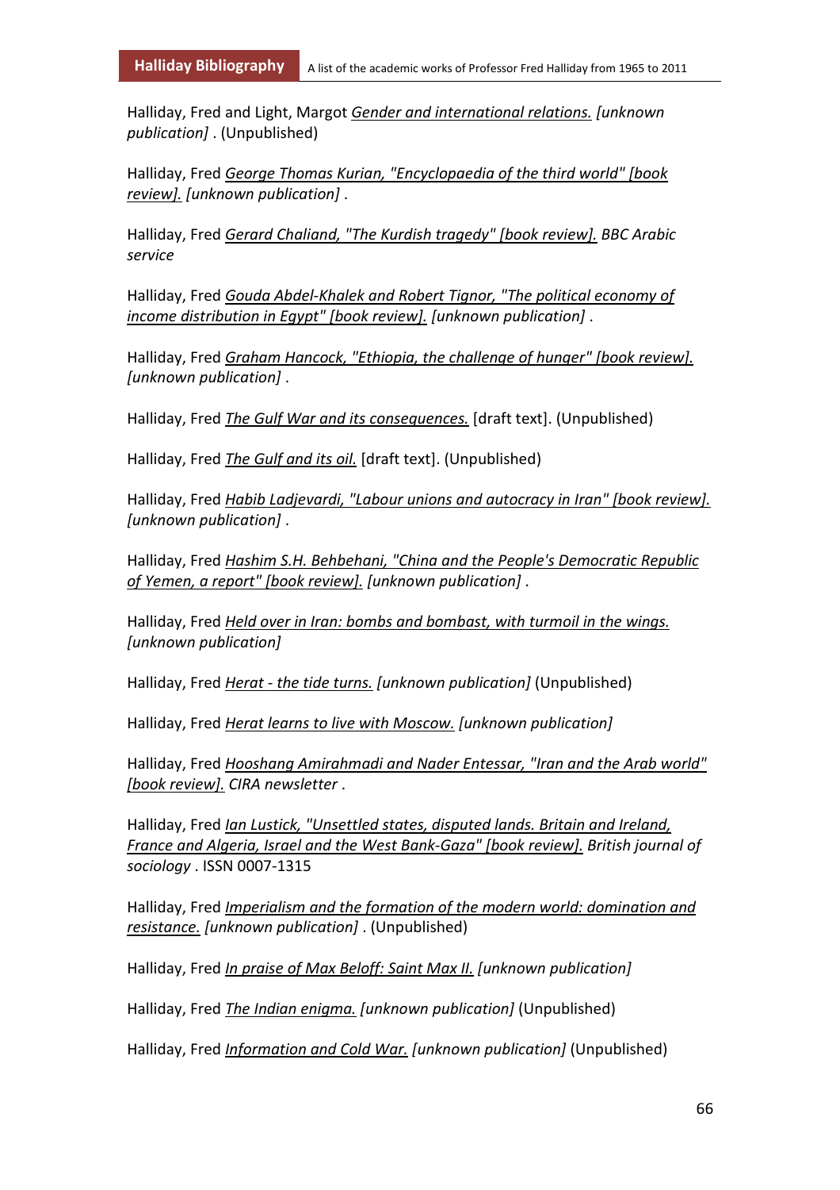Halliday, Fred and Light, Margot *Gender and international relations. [unknown publication]* . (Unpublished)

Halliday, Fred *George Thomas Kurian, "Encyclopaedia of the third world" [book review]. [unknown publication]* .

Halliday, Fred *Gerard Chaliand, "The Kurdish tragedy" [book review]. BBC Arabic service*

Halliday, Fred *Gouda Abdel-Khalek and Robert Tignor, "The political economy of income distribution in Egypt" [book review]. [unknown publication]* .

Halliday, Fred *Graham Hancock, "Ethiopia, the challenge of hunger" [book review]. [unknown publication]* .

Halliday, Fred *The Gulf War and its consequences.* [draft text]. (Unpublished)

Halliday, Fred *The Gulf and its oil.* [draft text]. (Unpublished)

Halliday, Fred *Habib Ladjevardi, "Labour unions and autocracy in Iran" [book review]. [unknown publication]* .

Halliday, Fred *Hashim S.H. Behbehani, "China and the People's Democratic Republic of Yemen, a report" [book review]. [unknown publication]* .

Halliday, Fred *Held over in Iran: bombs and bombast, with turmoil in the wings. [unknown publication]*

Halliday, Fred *Herat - the tide turns. [unknown publication]* (Unpublished)

Halliday, Fred *Herat learns to live with Moscow. [unknown publication]*

Halliday, Fred *Hooshang Amirahmadi and Nader Entessar, "Iran and the Arab world" [book review]. CIRA newsletter* .

Halliday, Fred *Ian Lustick, "Unsettled states, disputed lands. Britain and Ireland, France and Algeria, Israel and the West Bank-Gaza" [book review]. British journal of sociology* . ISSN 0007-1315

Halliday, Fred *Imperialism and the formation of the modern world: domination and resistance. [unknown publication]* . (Unpublished)

Halliday, Fred *In praise of Max Beloff: Saint Max II. [unknown publication]*

Halliday, Fred *The Indian enigma. [unknown publication]* (Unpublished)

Halliday, Fred *Information and Cold War. [unknown publication]* (Unpublished)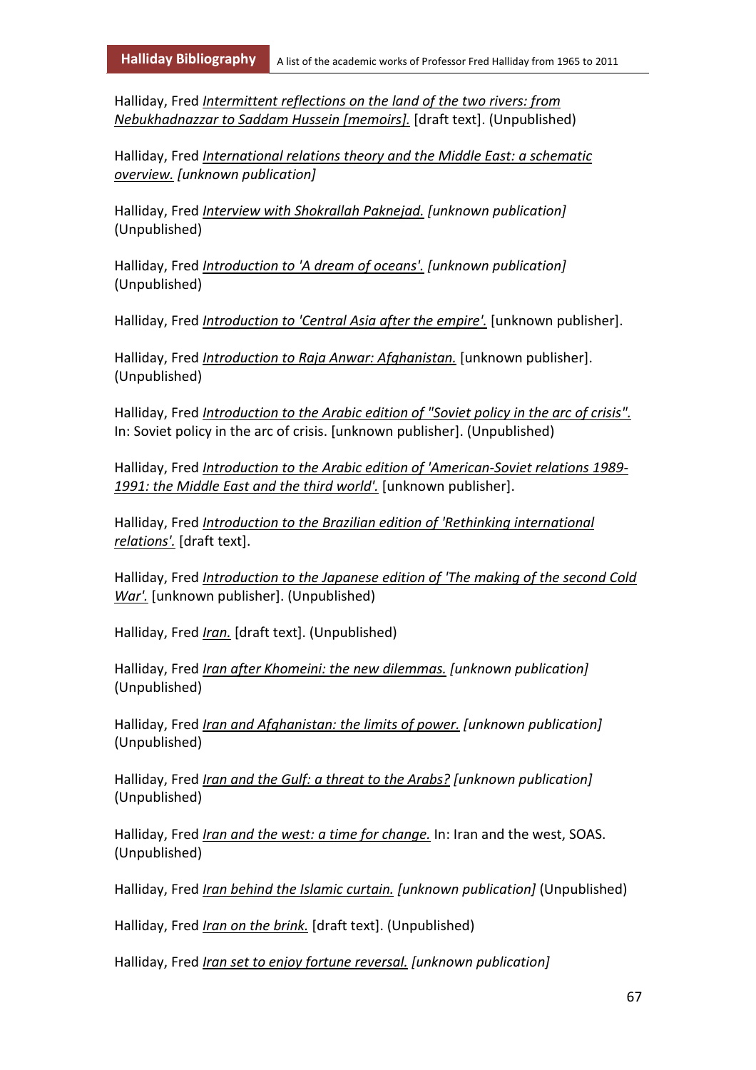Halliday, Fred *Intermittent reflections on the land of the two rivers: from Nebukhadnazzar to Saddam Hussein [memoirs].* [draft text]. (Unpublished)

Halliday, Fred *International relations theory and the Middle East: a schematic overview.* *[unknown publication]*

Halliday, Fred *Interview with Shokrallah Paknejad.* *[unknown publication]* (Unpublished)

Halliday, Fred *Introduction to 'A dream of oceans'.* *[unknown publication]* (Unpublished)

Halliday, Fred *Introduction to 'Central Asia after the empire'.* [unknown publisher].

Halliday, Fred *Introduction to Raja Anwar: Afghanistan.* [unknown publisher]. (Unpublished)

Halliday, Fred *Introduction to the Arabic edition of "Soviet policy in the arc of crisis".* In: Soviet policy in the arc of crisis. [unknown publisher]. (Unpublished)

Halliday, Fred *Introduction to the Arabic edition of 'American-Soviet relations 1989-1991: the Middle East and the third world'.* [unknown publisher].

Halliday, Fred *Introduction to the Brazilian edition of 'Rethinking international relations'.* [draft text].

Halliday, Fred *Introduction to the Japanese edition of 'The making of the second Cold War'.* [unknown publisher]. (Unpublished)

Halliday, Fred *Iran.* [draft text]. (Unpublished)

Halliday, Fred *Iran after Khomeini: the new dilemmas.* *[unknown publication]* (Unpublished)

Halliday, Fred *Iran and Afghanistan: the limits of power.* *[unknown publication]* (Unpublished)

Halliday, Fred *Iran and the Gulf: a threat to the Arabs?* *[unknown publication]* (Unpublished)

Halliday, Fred *Iran and the west: a time for change.* In: Iran and the west, SOAS. (Unpublished)

Halliday, Fred *Iran behind the Islamic curtain.* *[unknown publication]* (Unpublished)

Halliday, Fred *Iran on the brink.* [draft text]. (Unpublished)

Halliday, Fred *Iran set to enjoy fortune reversal.* *[unknown publication]*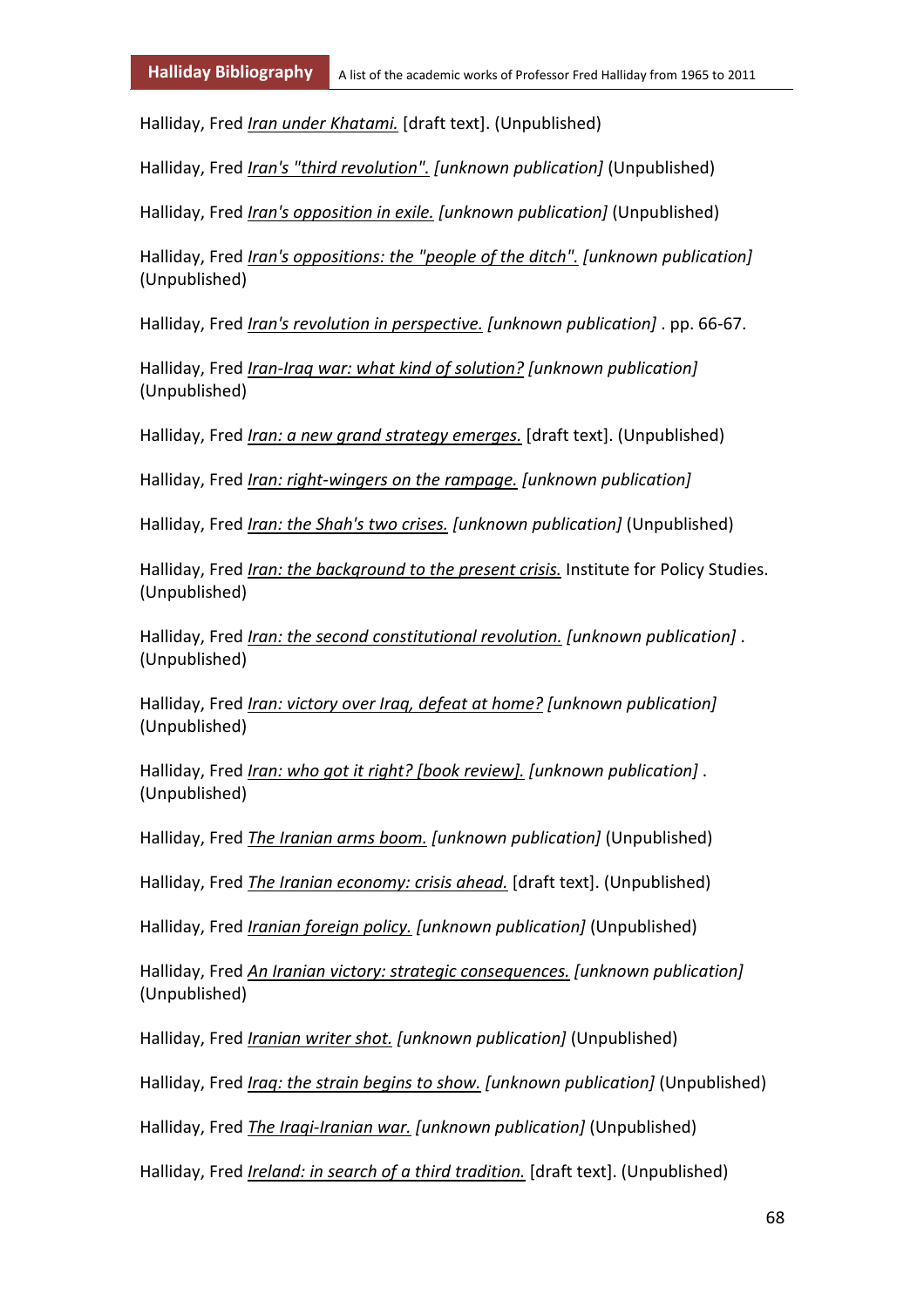Halliday, Fred *Iran under Khatami.* [draft text]. (Unpublished)

Halliday, Fred *Iran's "third revolution". [unknown publication]* (Unpublished)

Halliday, Fred *Iran's opposition in exile. [unknown publication]* (Unpublished)

Halliday, Fred *Iran's oppositions: the "people of the ditch". [unknown publication]* (Unpublished)

Halliday, Fred *Iran's revolution in perspective. [unknown publication]* . pp. 66-67.

Halliday, Fred *Iran-Iraq war: what kind of solution? [unknown publication]* (Unpublished)

Halliday, Fred *Iran: a new grand strategy emerges.* [draft text]. (Unpublished)

Halliday, Fred *Iran: right-wingers on the rampage. [unknown publication]*

Halliday, Fred *Iran: the Shah's two crises. [unknown publication]* (Unpublished)

Halliday, Fred *Iran: the background to the present crisis.* Institute for Policy Studies. (Unpublished)

Halliday, Fred *Iran: the second constitutional revolution. [unknown publication]* . (Unpublished)

Halliday, Fred *Iran: victory over Iraq, defeat at home? [unknown publication]* (Unpublished)

Halliday, Fred *Iran: who got it right? [book review]. [unknown publication]* . (Unpublished)

Halliday, Fred *The Iranian arms boom. [unknown publication]* (Unpublished)

Halliday, Fred *The Iranian economy: crisis ahead.* [draft text]. (Unpublished)

Halliday, Fred *Iranian foreign policy. [unknown publication]* (Unpublished)

Halliday, Fred *An Iranian victory: strategic consequences. [unknown publication]* (Unpublished)

Halliday, Fred *Iranian writer shot. [unknown publication]* (Unpublished)

Halliday, Fred *Iraq: the strain begins to show. [unknown publication]* (Unpublished)

Halliday, Fred *The Iraqi-Iranian war. [unknown publication]* (Unpublished)

Halliday, Fred *Ireland: in search of a third tradition.* [draft text]. (Unpublished)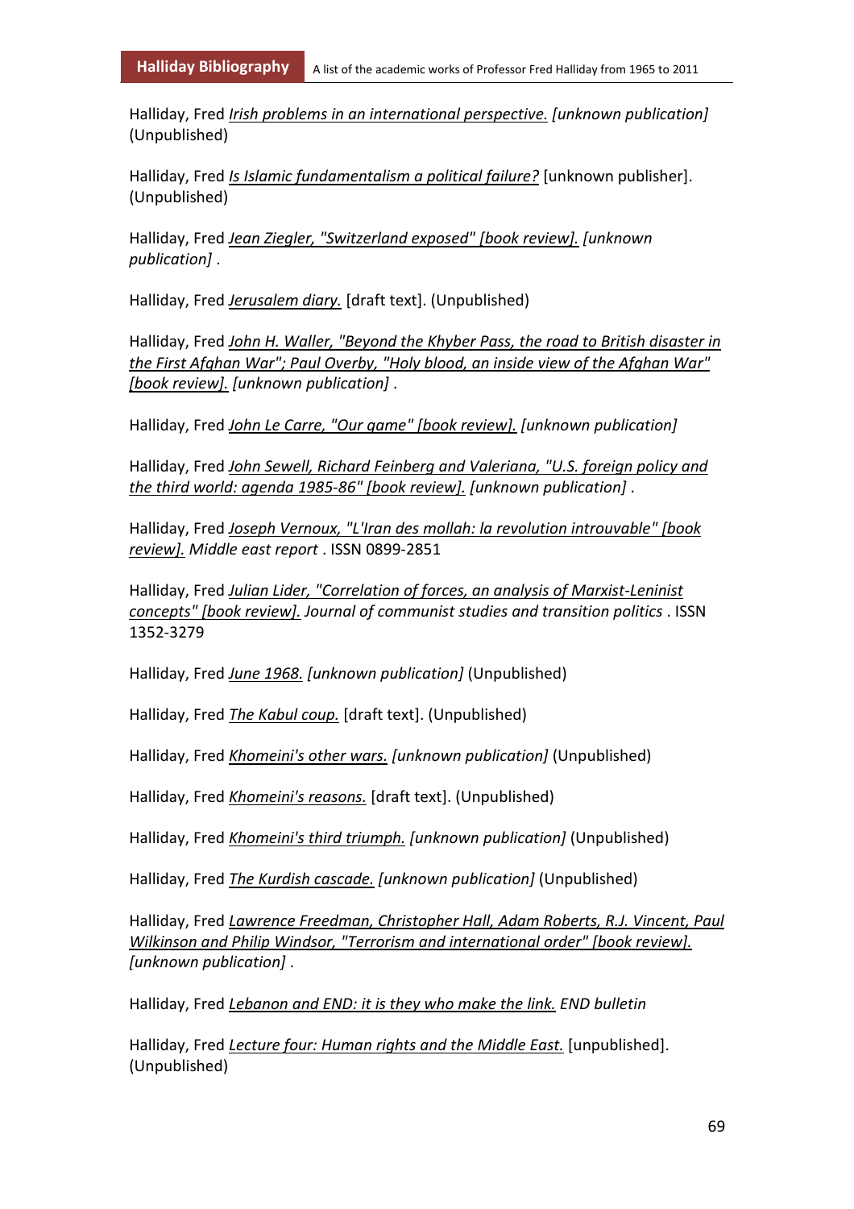Halliday, Fred *Irish problems in an international perspective. [unknown publication]* (Unpublished)

Halliday, Fred *Is Islamic fundamentalism a political failure?* [unknown publisher]. (Unpublished)

Halliday, Fred *Jean Ziegler, "Switzerland exposed" [book review]. [unknown publication]* .

Halliday, Fred *Jerusalem diary.* [draft text]. (Unpublished)

Halliday, Fred *John H. Waller, "Beyond the Khyber Pass, the road to British disaster in the First Afghan War"; Paul Overby, "Holy blood, an inside view of the Afghan War" [book review]. [unknown publication]* .

Halliday, Fred *John Le Carre, "Our game" [book review]. [unknown publication]*

Halliday, Fred *John Sewell, Richard Feinberg and Valeriana, "U.S. foreign policy and the third world: agenda 1985-86" [book review]. [unknown publication]* .

Halliday, Fred *Joseph Vernoux, "L'Iran des mollah: la revolution introuvable" [book review]. Middle east report* . ISSN 0899-2851

Halliday, Fred *Julian Lider, "Correlation of forces, an analysis of Marxist-Leninist concepts" [book review]. Journal of communist studies and transition politics* . ISSN 1352-3279

Halliday, Fred *June 1968. [unknown publication]* (Unpublished)

Halliday, Fred *The Kabul coup.* [draft text]. (Unpublished)

Halliday, Fred *Khomeini's other wars. [unknown publication]* (Unpublished)

Halliday, Fred *Khomeini's reasons.* [draft text]. (Unpublished)

Halliday, Fred *Khomeini's third triumph. [unknown publication]* (Unpublished)

Halliday, Fred *The Kurdish cascade. [unknown publication]* (Unpublished)

Halliday, Fred *Lawrence Freedman, Christopher Hall, Adam Roberts, R.J. Vincent, Paul Wilkinson and Philip Windsor, "Terrorism and international order" [book review]. [unknown publication]* .

Halliday, Fred *Lebanon and END: it is they who make the link. END bulletin*

Halliday, Fred *Lecture four: Human rights and the Middle East.* [unpublished]. (Unpublished)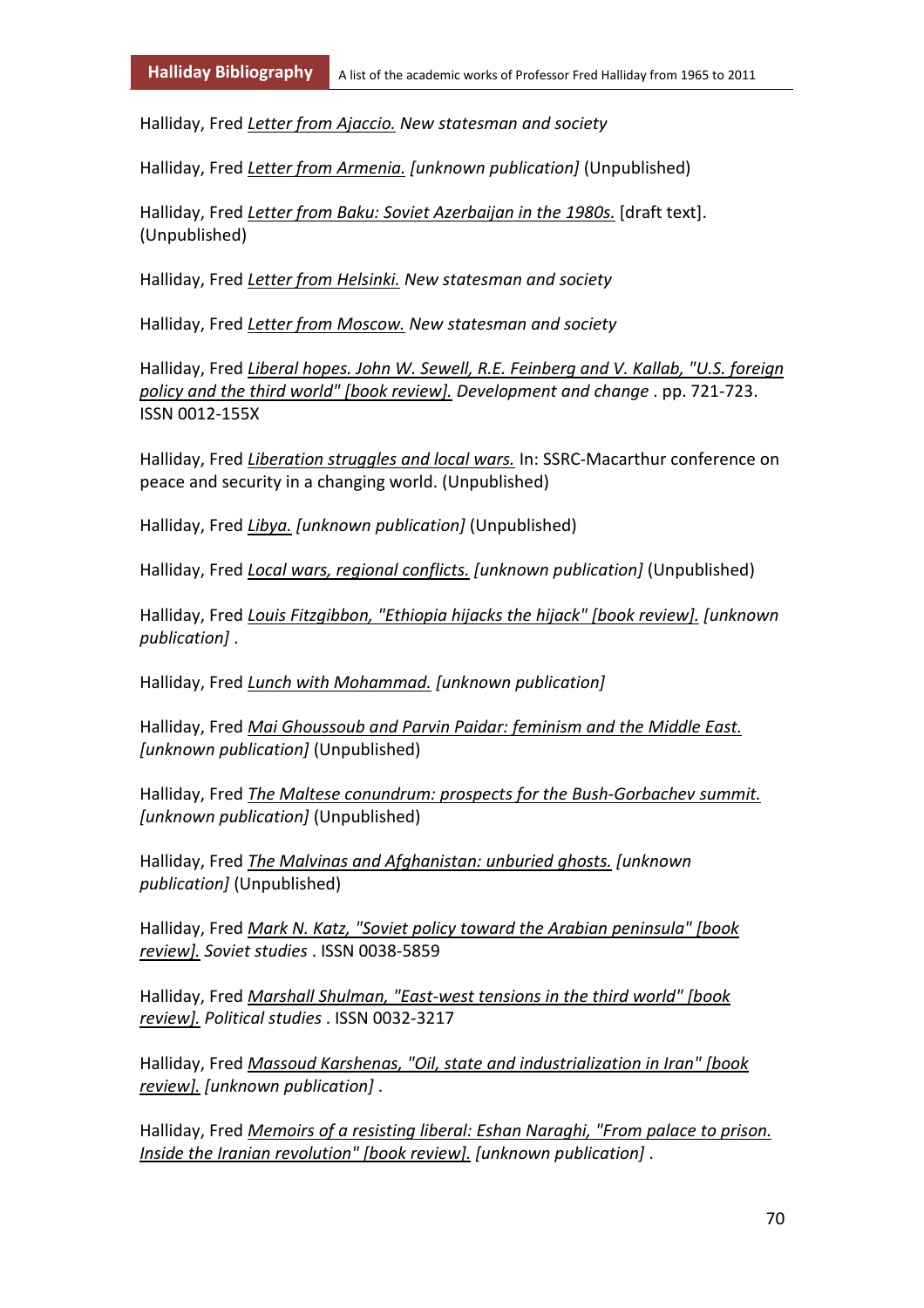Halliday, Fred *Letter from Ajaccio.* *New statesman and society*

Halliday, Fred *Letter from Armenia.* *[unknown publication]* (Unpublished)

Halliday, Fred *Letter from Baku: Soviet Azerbaijan in the 1980s.* [draft text]. (Unpublished)

Halliday, Fred *Letter from Helsinki.* *New statesman and society*

Halliday, Fred *Letter from Moscow.* *New statesman and society*

Halliday, Fred *Liberal hopes. John W. Sewell, R.E. Feinberg and V. Kallab, "U.S. foreign policy and the third world" [book review].* *Development and change* . pp. 721-723. ISSN 0012-155X

Halliday, Fred *Liberation struggles and local wars.* In: SSRC-Macarthur conference on peace and security in a changing world. (Unpublished)

Halliday, Fred *Libya.* *[unknown publication]* (Unpublished)

Halliday, Fred *Local wars, regional conflicts.* *[unknown publication]* (Unpublished)

Halliday, Fred *Louis Fitzgibbon, "Ethiopia hijacks the hijack" [book review].* *[unknown publication]* .

Halliday, Fred *Lunch with Mohammad.* *[unknown publication]*

Halliday, Fred *Mai Ghoussoub and Parvin Paidar: feminism and the Middle East.* *[unknown publication]* (Unpublished)

Halliday, Fred *The Maltese conundrum: prospects for the Bush-Gorbachev summit.* *[unknown publication]* (Unpublished)

Halliday, Fred *The Malvinas and Afghanistan: unburied ghosts.* *[unknown publication]* (Unpublished)

Halliday, Fred *Mark N. Katz, "Soviet policy toward the Arabian peninsula" [book review].* *Soviet studies* . ISSN 0038-5859

Halliday, Fred *Marshall Shulman, "East-west tensions in the third world" [book review].* *Political studies* . ISSN 0032-3217

Halliday, Fred *Massoud Karshenas, "Oil, state and industrialization in Iran" [book review].* *[unknown publication]* .

Halliday, Fred *Memoirs of a resisting liberal: Eshan Naraghi, "From palace to prison. Inside the Iranian revolution" [book review].* *[unknown publication]* .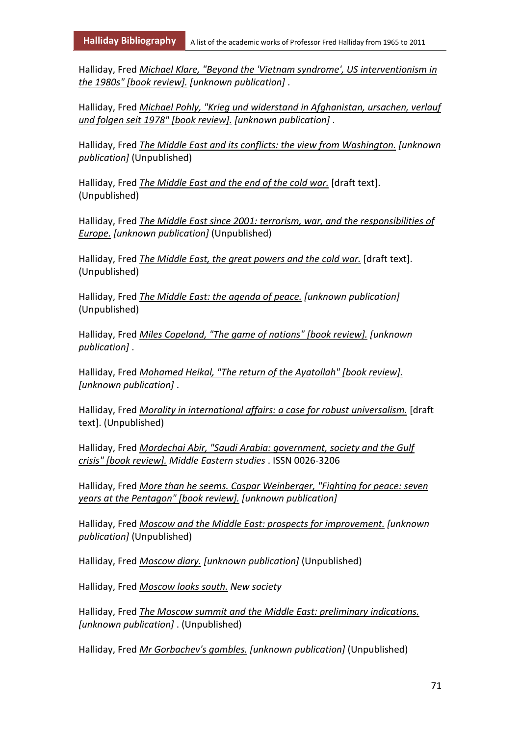Halliday, Fred *Michael Klare, "Beyond the 'Vietnam syndrome', US interventionism in the 1980s" [book review]. [unknown publication]* .

Halliday, Fred *Michael Pohly, "Krieg und widerstand in Afghanistan, ursachen, verlauf und folgen seit 1978" [book review]. [unknown publication]* .

Halliday, Fred *The Middle East and its conflicts: the view from Washington. [unknown publication]* (Unpublished)

Halliday, Fred *The Middle East and the end of the cold war.* [draft text]. (Unpublished)

Halliday, Fred *The Middle East since 2001: terrorism, war, and the responsibilities of Europe. [unknown publication]* (Unpublished)

Halliday, Fred *The Middle East, the great powers and the cold war.* [draft text]. (Unpublished)

Halliday, Fred *The Middle East: the agenda of peace. [unknown publication]* (Unpublished)

Halliday, Fred *Miles Copeland, "The game of nations" [book review]. [unknown publication]* .

Halliday, Fred *Mohamed Heikal, "The return of the Ayatollah" [book review]. [unknown publication]* .

Halliday, Fred *Morality in international affairs: a case for robust universalism.* [draft text]. (Unpublished)

Halliday, Fred *Mordechai Abir, "Saudi Arabia: government, society and the Gulf crisis" [book review]. Middle Eastern studies* . ISSN 0026-3206

Halliday, Fred *More than he seems. Caspar Weinberger, "Fighting for peace: seven years at the Pentagon" [book review]. [unknown publication]*

Halliday, Fred *Moscow and the Middle East: prospects for improvement. [unknown publication]* (Unpublished)

Halliday, Fred *Moscow diary. [unknown publication]* (Unpublished)

Halliday, Fred *Moscow looks south. New society*

Halliday, Fred *The Moscow summit and the Middle East: preliminary indications. [unknown publication]* . (Unpublished)

Halliday, Fred *Mr Gorbachev's gambles. [unknown publication]* (Unpublished)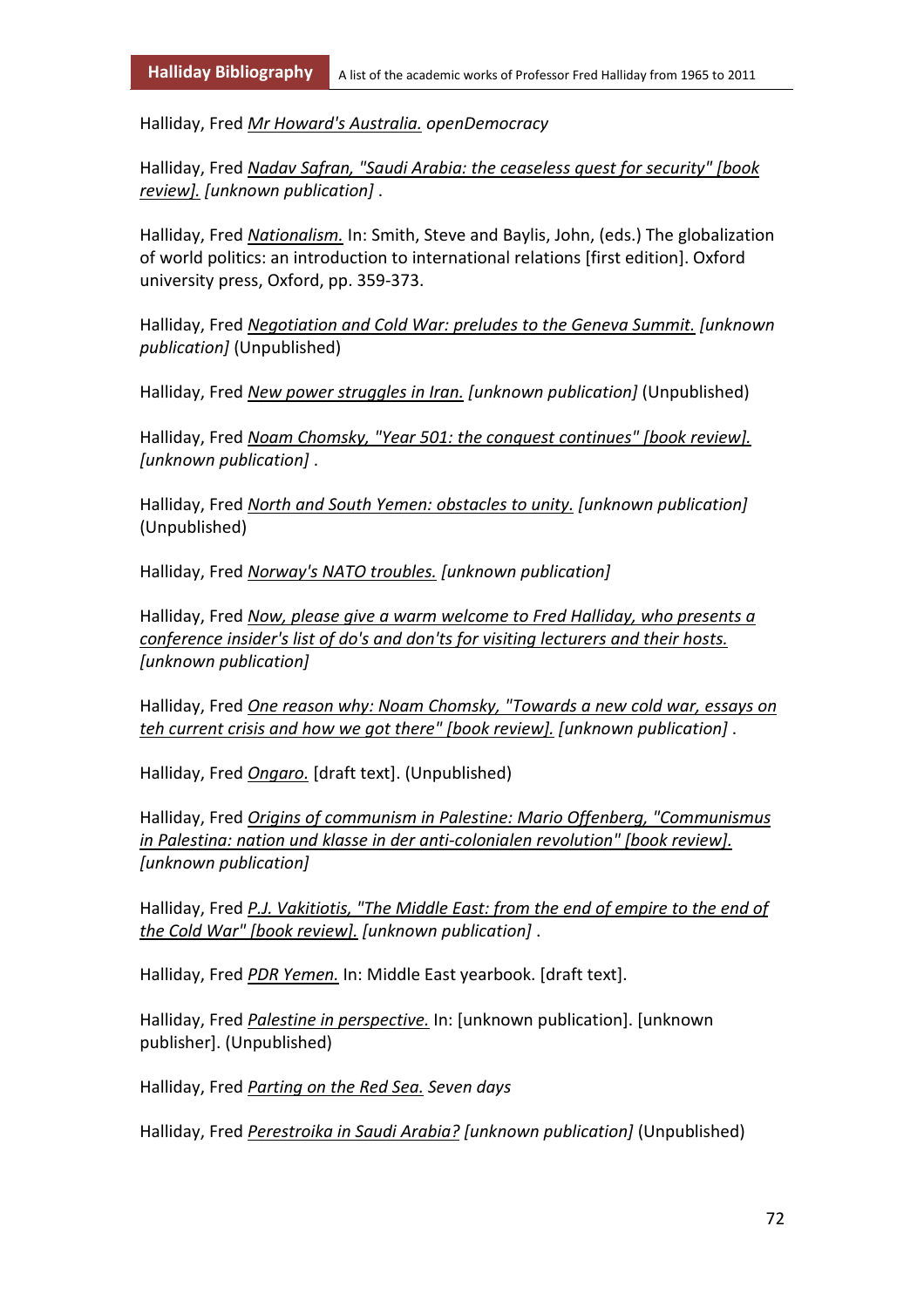Halliday, Fred *Mr Howard's Australia.* *openDemocracy*

Halliday, Fred *Nadav Safran, "Saudi Arabia: the ceaseless quest for security" [book review].* *[unknown publication]* .

Halliday, Fred *Nationalism.* In: Smith, Steve and Baylis, John, (eds.) The globalization of world politics: an introduction to international relations [first edition]. Oxford university press, Oxford, pp. 359-373.

Halliday, Fred *Negotiation and Cold War: preludes to the Geneva Summit.* *[unknown publication]* (Unpublished)

Halliday, Fred *New power struggles in Iran.* *[unknown publication]* (Unpublished)

Halliday, Fred *Noam Chomsky, "Year 501: the conquest continues" [book review].* *[unknown publication]* .

Halliday, Fred *North and South Yemen: obstacles to unity.* *[unknown publication]* (Unpublished)

Halliday, Fred *Norway's NATO troubles.* *[unknown publication]*

Halliday, Fred *Now, please give a warm welcome to Fred Halliday, who presents a conference insider's list of do's and don'ts for visiting lecturers and their hosts.* *[unknown publication]*

Halliday, Fred *One reason why: Noam Chomsky, "Towards a new cold war, essays on teh current crisis and how we got there" [book review].* *[unknown publication]* .

Halliday, Fred *Ongaro.* [draft text]. (Unpublished)

Halliday, Fred *Origins of communism in Palestine: Mario Offenberg, "Communismus in Palestina: nation und klasse in der anti-colonialen revolution" [book review].* *[unknown publication]*

Halliday, Fred *P.J. Vakitiotis, "The Middle East: from the end of empire to the end of the Cold War" [book review].* *[unknown publication]* .

Halliday, Fred *PDR Yemen.* In: Middle East yearbook. [draft text].

Halliday, Fred *Palestine in perspective.* In: [unknown publication]. [unknown publisher]. (Unpublished)

Halliday, Fred *Parting on the Red Sea.* *Seven days*

Halliday, Fred *Perestroika in Saudi Arabia?* *[unknown publication]* (Unpublished)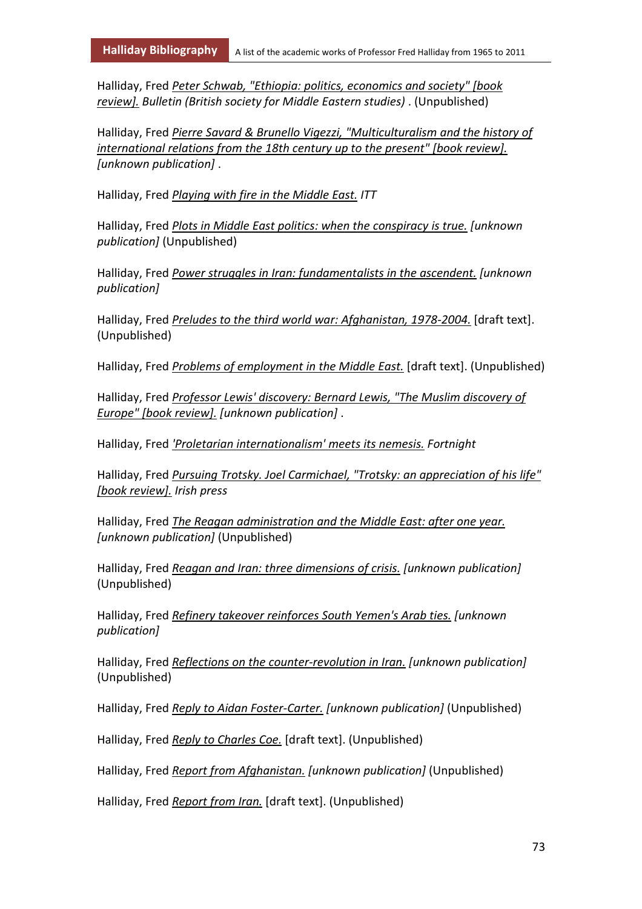Halliday, Fred *Peter Schwab, "Ethiopia: politics, economics and society" [book review]. Bulletin (British society for Middle Eastern studies)* . (Unpublished)

Halliday, Fred *Pierre Savard & Brunello Vigezzi, "Multiculturalism and the history of international relations from the 18th century up to the present" [book review]. [unknown publication]* .

Halliday, Fred *Playing with fire in the Middle East. ITT*

Halliday, Fred *Plots in Middle East politics: when the conspiracy is true. [unknown publication]* (Unpublished)

Halliday, Fred *Power struggles in Iran: fundamentalists in the ascendent. [unknown publication]*

Halliday, Fred *Preludes to the third world war: Afghanistan, 1978-2004.* [draft text]. (Unpublished)

Halliday, Fred *Problems of employment in the Middle East.* [draft text]. (Unpublished)

Halliday, Fred *Professor Lewis' discovery: Bernard Lewis, "The Muslim discovery of Europe" [book review]. [unknown publication]* .

Halliday, Fred *'Proletarian internationalism' meets its nemesis. Fortnight*

Halliday, Fred *Pursuing Trotsky. Joel Carmichael, "Trotsky: an appreciation of his life" [book review]. Irish press*

Halliday, Fred *The Reagan administration and the Middle East: after one year. [unknown publication]* (Unpublished)

Halliday, Fred *Reagan and Iran: three dimensions of crisis. [unknown publication]* (Unpublished)

Halliday, Fred *Refinery takeover reinforces South Yemen's Arab ties. [unknown publication]*

Halliday, Fred *Reflections on the counter-revolution in Iran. [unknown publication]* (Unpublished)

Halliday, Fred *Reply to Aidan Foster-Carter. [unknown publication]* (Unpublished)

Halliday, Fred *Reply to Charles Coe.* [draft text]. (Unpublished)

Halliday, Fred *Report from Afghanistan. [unknown publication]* (Unpublished)

Halliday, Fred *Report from Iran.* [draft text]. (Unpublished)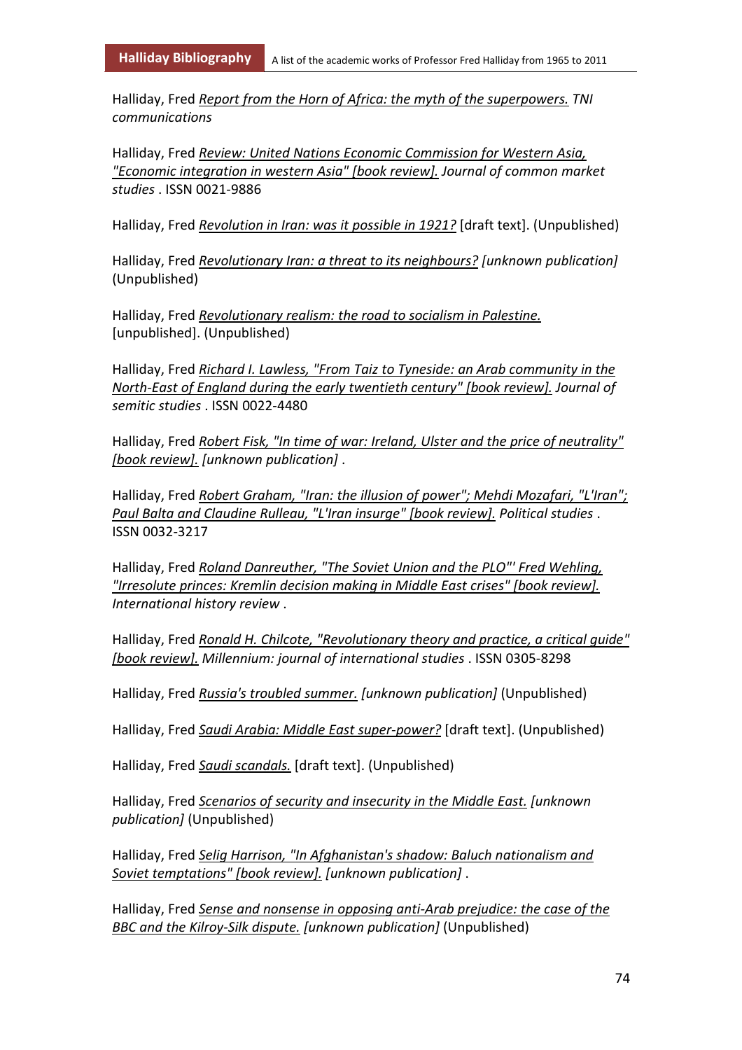Halliday, Fred *Report from the Horn of Africa: the myth of the superpowers.* *TNI communications*

Halliday, Fred *Review: United Nations Economic Commission for Western Asia, "Economic integration in western Asia" [book review].* *Journal of common market studies* . ISSN 0021-9886

Halliday, Fred *Revolution in Iran: was it possible in 1921?* [draft text]. (Unpublished)

Halliday, Fred *Revolutionary Iran: a threat to its neighbours?* *[unknown publication]* (Unpublished)

Halliday, Fred *Revolutionary realism: the road to socialism in Palestine.* [unpublished]. (Unpublished)

Halliday, Fred *Richard I. Lawless, "From Taiz to Tyneside: an Arab community in the North-East of England during the early twentieth century" [book review].* *Journal of semitic studies* . ISSN 0022-4480

Halliday, Fred *Robert Fisk, "In time of war: Ireland, Ulster and the price of neutrality" [book review].* *[unknown publication]* .

Halliday, Fred *Robert Graham, "Iran: the illusion of power"; Mehdi Mozafari, "L'Iran"; Paul Balta and Claudine Rulleau, "L'Iran insurge" [book review].* *Political studies* . ISSN 0032-3217

Halliday, Fred *Roland Danreuther, "The Soviet Union and the PLO"' Fred Wehling, "Irresolute princes: Kremlin decision making in Middle East crises" [book review].* *International history review* .

Halliday, Fred *Ronald H. Chilcote, "Revolutionary theory and practice, a critical guide" [book review].* *Millennium: journal of international studies* . ISSN 0305-8298

Halliday, Fred *Russia's troubled summer.* *[unknown publication]* (Unpublished)

Halliday, Fred *Saudi Arabia: Middle East super-power?* [draft text]. (Unpublished)

Halliday, Fred *Saudi scandals.* [draft text]. (Unpublished)

Halliday, Fred *Scenarios of security and insecurity in the Middle East.* *[unknown publication]* (Unpublished)

Halliday, Fred *Selig Harrison, "In Afghanistan's shadow: Baluch nationalism and Soviet temptations" [book review].* *[unknown publication]* .

Halliday, Fred *Sense and nonsense in opposing anti-Arab prejudice: the case of the BBC and the Kilroy-Silk dispute.* *[unknown publication]* (Unpublished)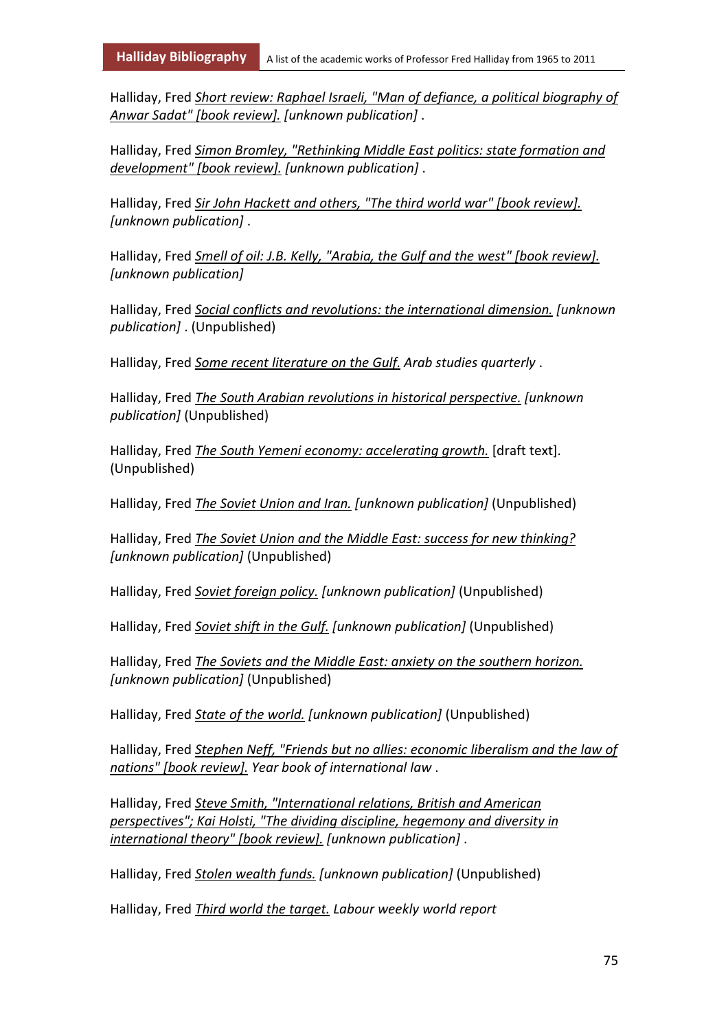Halliday, Fred *Short review: Raphael Israeli, "Man of defiance, a political biography of Anwar Sadat" [book review].* *[unknown publication]* .

Halliday, Fred *Simon Bromley, "Rethinking Middle East politics: state formation and development" [book review].* *[unknown publication]* .

Halliday, Fred *Sir John Hackett and others, "The third world war" [book review].* *[unknown publication]* .

Halliday, Fred *Smell of oil: J.B. Kelly, "Arabia, the Gulf and the west" [book review].* *[unknown publication]*

Halliday, Fred *Social conflicts and revolutions: the international dimension.* *[unknown publication]* . (Unpublished)

Halliday, Fred *Some recent literature on the Gulf.* *Arab studies quarterly* .

Halliday, Fred *The South Arabian revolutions in historical perspective.* *[unknown publication]* (Unpublished)

Halliday, Fred *The South Yemeni economy: accelerating growth.* [draft text]. (Unpublished)

Halliday, Fred *The Soviet Union and Iran.* *[unknown publication]* (Unpublished)

Halliday, Fred *The Soviet Union and the Middle East: success for new thinking?* *[unknown publication]* (Unpublished)

Halliday, Fred *Soviet foreign policy.* *[unknown publication]* (Unpublished)

Halliday, Fred *Soviet shift in the Gulf.* *[unknown publication]* (Unpublished)

Halliday, Fred *The Soviets and the Middle East: anxiety on the southern horizon.* *[unknown publication]* (Unpublished)

Halliday, Fred *State of the world.* *[unknown publication]* (Unpublished)

Halliday, Fred *Stephen Neff, "Friends but no allies: economic liberalism and the law of nations" [book review].* *Year book of international law* .

Halliday, Fred *Steve Smith, "International relations, British and American perspectives"; Kai Holsti, "The dividing discipline, hegemony and diversity in international theory" [book review].* *[unknown publication]* .

Halliday, Fred *Stolen wealth funds.* *[unknown publication]* (Unpublished)

Halliday, Fred *Third world the target.* *Labour weekly world report*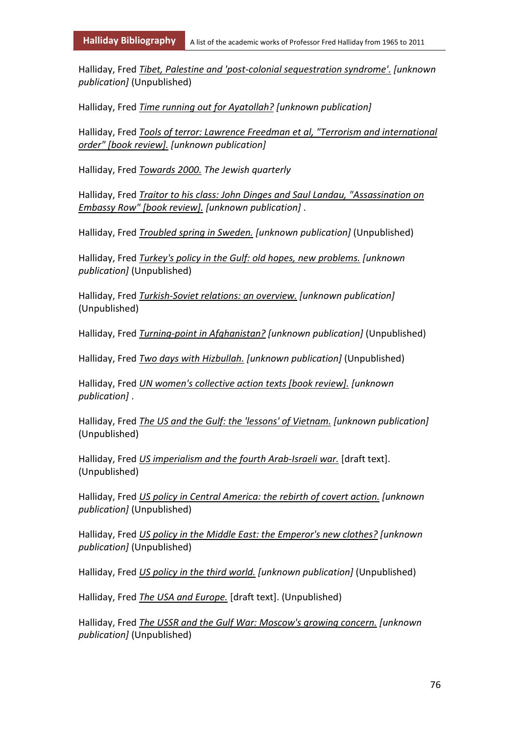Halliday, Fred *Tibet, Palestine and 'post-colonial sequestration syndrome'. [unknown publication]* (Unpublished)

Halliday, Fred *Time running out for Ayatollah? [unknown publication]*

Halliday, Fred *Tools of terror: Lawrence Freedman et al, "Terrorism and international order" [book review]. [unknown publication]*

Halliday, Fred *Towards 2000. The Jewish quarterly*

Halliday, Fred *Traitor to his class: John Dinges and Saul Landau, "Assassination on Embassy Row" [book review]. [unknown publication]* .

Halliday, Fred *Troubled spring in Sweden. [unknown publication]* (Unpublished)

Halliday, Fred *Turkey's policy in the Gulf: old hopes, new problems. [unknown publication]* (Unpublished)

Halliday, Fred *Turkish-Soviet relations: an overview. [unknown publication]* (Unpublished)

Halliday, Fred *Turning-point in Afghanistan? [unknown publication]* (Unpublished)

Halliday, Fred *Two days with Hizbullah. [unknown publication]* (Unpublished)

Halliday, Fred *UN women's collective action texts [book review]. [unknown publication]* .

Halliday, Fred *The US and the Gulf: the 'lessons' of Vietnam. [unknown publication]* (Unpublished)

Halliday, Fred *US imperialism and the fourth Arab-Israeli war.* [draft text]. (Unpublished)

Halliday, Fred *US policy in Central America: the rebirth of covert action. [unknown publication]* (Unpublished)

Halliday, Fred *US policy in the Middle East: the Emperor's new clothes? [unknown publication]* (Unpublished)

Halliday, Fred *US policy in the third world. [unknown publication]* (Unpublished)

Halliday, Fred *The USA and Europe.* [draft text]. (Unpublished)

Halliday, Fred *The USSR and the Gulf War: Moscow's growing concern. [unknown publication]* (Unpublished)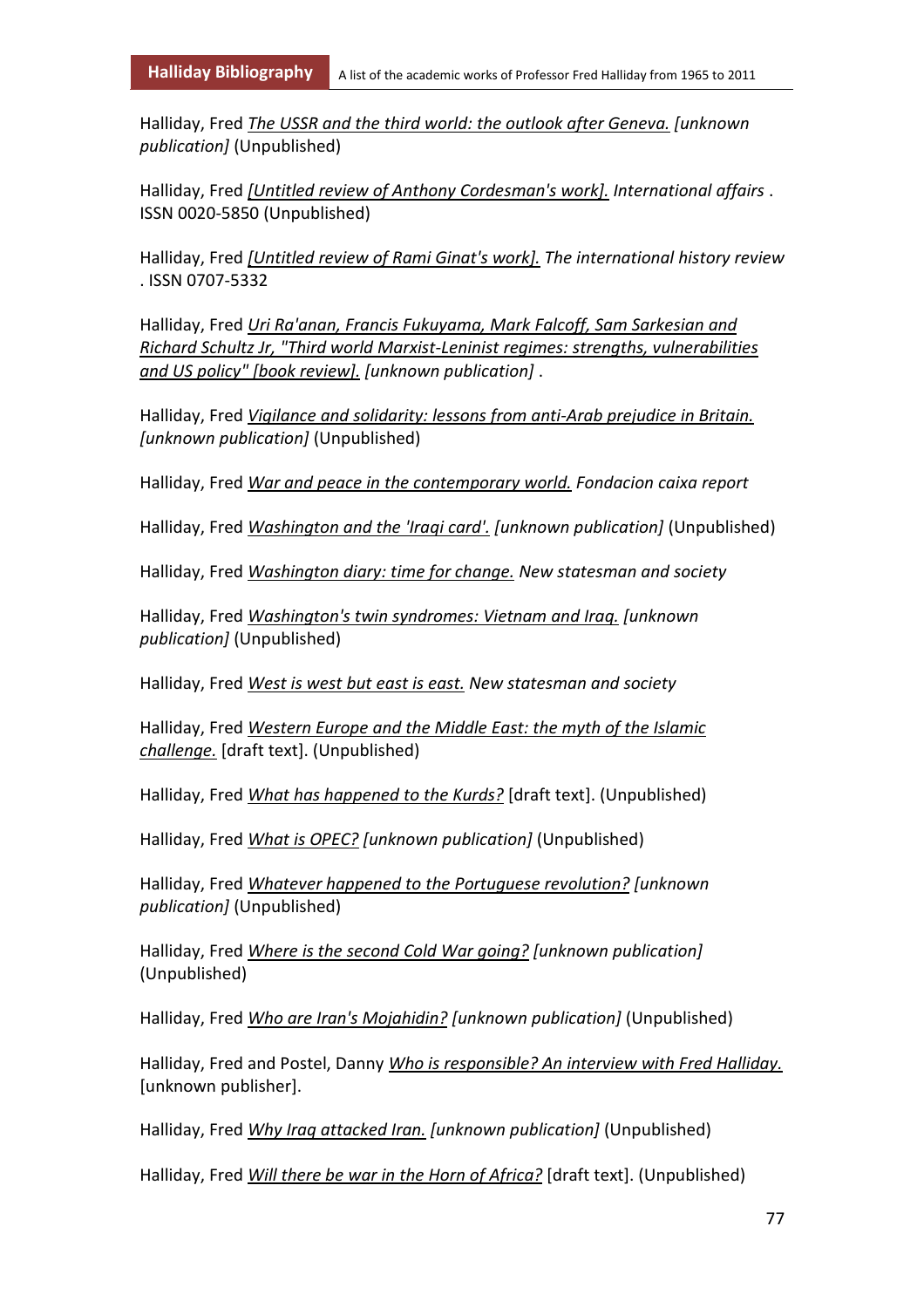Halliday, Fred *The USSR and the third world: the outlook after Geneva. [unknown publication]* (Unpublished)

Halliday, Fred *[Untitled review of Anthony Cordesman's work]. International affairs* . ISSN 0020-5850 (Unpublished)

Halliday, Fred *[Untitled review of Rami Ginat's work]. The international history review* . ISSN 0707-5332

Halliday, Fred *Uri Ra'anan, Francis Fukuyama, Mark Falcoff, Sam Sarkesian and Richard Schultz Jr, "Third world Marxist-Leninist regimes: strengths, vulnerabilities and US policy" [book review]. [unknown publication]* .

Halliday, Fred *Vigilance and solidarity: lessons from anti-Arab prejudice in Britain. [unknown publication]* (Unpublished)

Halliday, Fred *War and peace in the contemporary world. Fondacion caixa report*

Halliday, Fred *Washington and the 'Iraqi card'. [unknown publication]* (Unpublished)

Halliday, Fred *Washington diary: time for change. New statesman and society*

Halliday, Fred *Washington's twin syndromes: Vietnam and Iraq. [unknown publication]* (Unpublished)

Halliday, Fred *West is west but east is east. New statesman and society*

Halliday, Fred *Western Europe and the Middle East: the myth of the Islamic challenge.* [draft text]. (Unpublished)

Halliday, Fred *What has happened to the Kurds?* [draft text]. (Unpublished)

Halliday, Fred *What is OPEC? [unknown publication]* (Unpublished)

Halliday, Fred *Whatever happened to the Portuguese revolution? [unknown publication]* (Unpublished)

Halliday, Fred *Where is the second Cold War going? [unknown publication]* (Unpublished)

Halliday, Fred *Who are Iran's Mojahidin? [unknown publication]* (Unpublished)

Halliday, Fred and Postel, Danny *Who is responsible? An interview with Fred Halliday.* [unknown publisher].

Halliday, Fred *Why Iraq attacked Iran. [unknown publication]* (Unpublished)

Halliday, Fred *Will there be war in the Horn of Africa?* [draft text]. (Unpublished)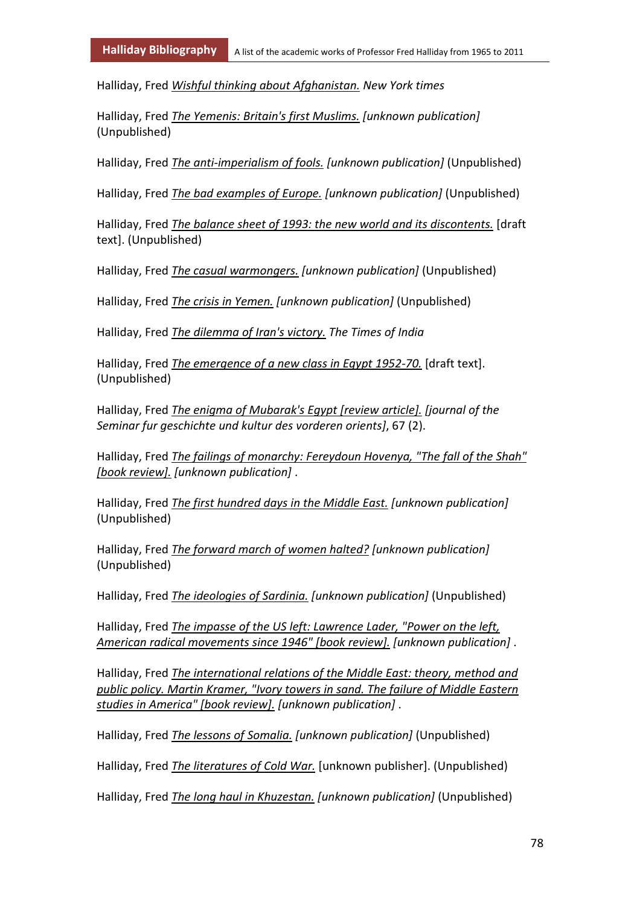Halliday, Fred _Wishful thinking about Afghanistan._ *New York times*

Halliday, Fred _The Yemenis: Britain's first Muslims._ *[unknown publication]* (Unpublished)

Halliday, Fred _The anti-imperialism of fools._ *[unknown publication]* (Unpublished)

Halliday, Fred _The bad examples of Europe._ *[unknown publication]* (Unpublished)

Halliday, Fred _The balance sheet of 1993: the new world and its discontents._ [draft text]. (Unpublished)

Halliday, Fred _The casual warmongers._ *[unknown publication]* (Unpublished)

Halliday, Fred _The crisis in Yemen._ *[unknown publication]* (Unpublished)

Halliday, Fred _The dilemma of Iran's victory._ *The Times of India*

Halliday, Fred _The emergence of a new class in Egypt 1952-70._ [draft text]. (Unpublished)

Halliday, Fred _The enigma of Mubarak's Egypt [review article]._ *[journal of the Seminar fur geschichte und kultur des vorderen orients]*, 67 (2).

Halliday, Fred _The failings of monarchy: Fereydoun Hovenya, "The fall of the Shah" [book review]._ *[unknown publication]* .

Halliday, Fred _The first hundred days in the Middle East._ *[unknown publication]* (Unpublished)

Halliday, Fred _The forward march of women halted?_ *[unknown publication]* (Unpublished)

Halliday, Fred _The ideologies of Sardinia._ *[unknown publication]* (Unpublished)

Halliday, Fred _The impasse of the US left: Lawrence Lader, "Power on the left, American radical movements since 1946" [book review]._ *[unknown publication]* .

Halliday, Fred _The international relations of the Middle East: theory, method and public policy. Martin Kramer, "Ivory towers in sand. The failure of Middle Eastern studies in America" [book review]._ *[unknown publication]* .

Halliday, Fred _The lessons of Somalia._ *[unknown publication]* (Unpublished)

Halliday, Fred _The literatures of Cold War._ [unknown publisher]. (Unpublished)

Halliday, Fred _The long haul in Khuzestan._ *[unknown publication]* (Unpublished)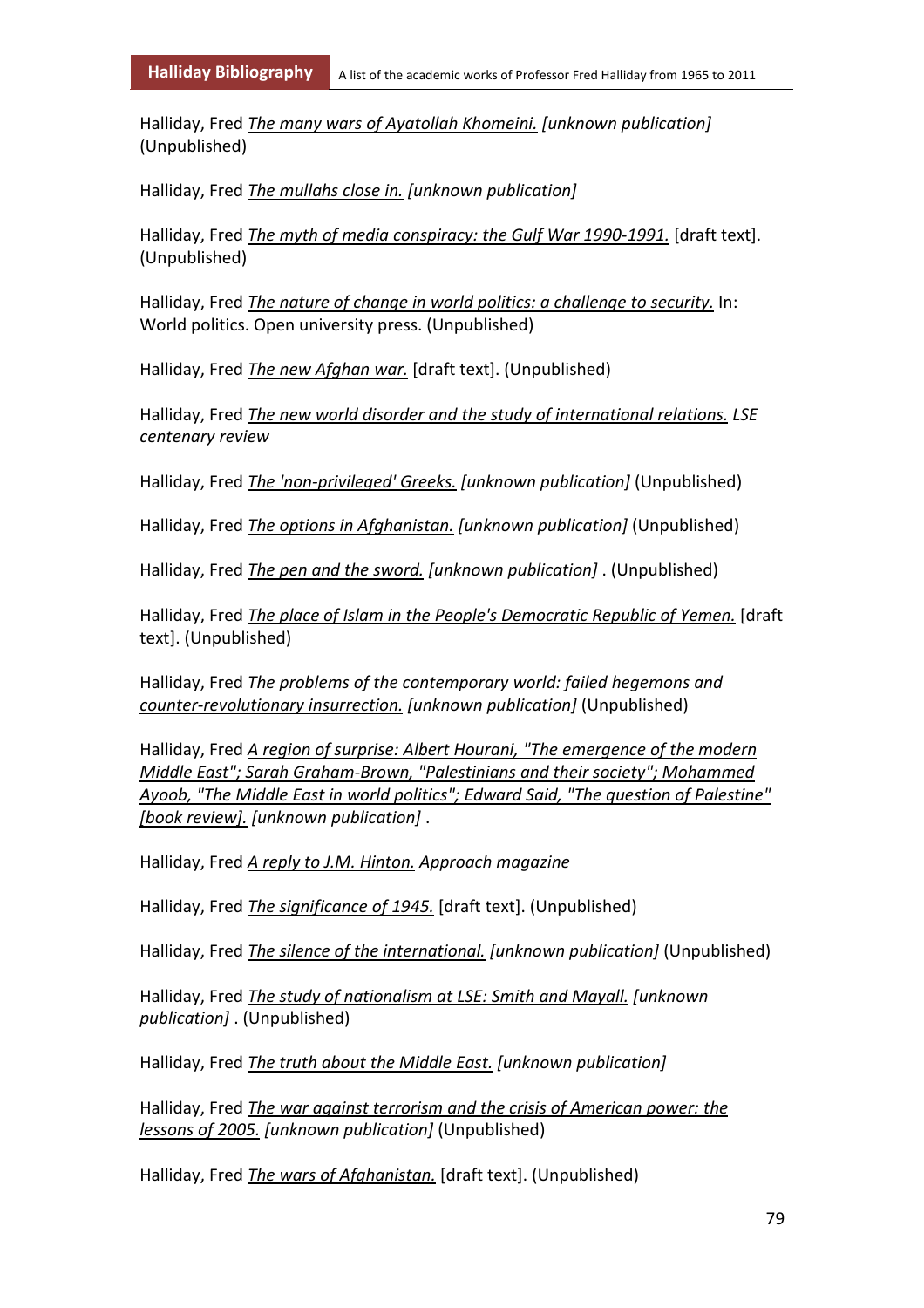Halliday, Fred *The many wars of Ayatollah Khomeini.* *[unknown publication]* (Unpublished)

Halliday, Fred *The mullahs close in.* *[unknown publication]*

Halliday, Fred *The myth of media conspiracy: the Gulf War 1990-1991.* [draft text]. (Unpublished)

Halliday, Fred *The nature of change in world politics: a challenge to security.* In: World politics. Open university press. (Unpublished)

Halliday, Fred *The new Afghan war.* [draft text]. (Unpublished)

Halliday, Fred *The new world disorder and the study of international relations.* *LSE centenary review*

Halliday, Fred *The 'non-privileged' Greeks.* *[unknown publication]* (Unpublished)

Halliday, Fred *The options in Afghanistan.* *[unknown publication]* (Unpublished)

Halliday, Fred *The pen and the sword.* *[unknown publication]* . (Unpublished)

Halliday, Fred *The place of Islam in the People's Democratic Republic of Yemen.* [draft text]. (Unpublished)

Halliday, Fred *The problems of the contemporary world: failed hegemons and counter-revolutionary insurrection.* *[unknown publication]* (Unpublished)

Halliday, Fred *A region of surprise: Albert Hourani, "The emergence of the modern Middle East"; Sarah Graham-Brown, "Palestinians and their society"; Mohammed Ayoob, "The Middle East in world politics"; Edward Said, "The question of Palestine" [book review].* *[unknown publication]* .

Halliday, Fred *A reply to J.M. Hinton.* *Approach magazine*

Halliday, Fred *The significance of 1945.* [draft text]. (Unpublished)

Halliday, Fred *The silence of the international.* *[unknown publication]* (Unpublished)

Halliday, Fred *The study of nationalism at LSE: Smith and Mayall.* *[unknown publication]* . (Unpublished)

Halliday, Fred *The truth about the Middle East.* *[unknown publication]*

Halliday, Fred *The war against terrorism and the crisis of American power: the lessons of 2005.* *[unknown publication]* (Unpublished)

Halliday, Fred *The wars of Afghanistan.* [draft text]. (Unpublished)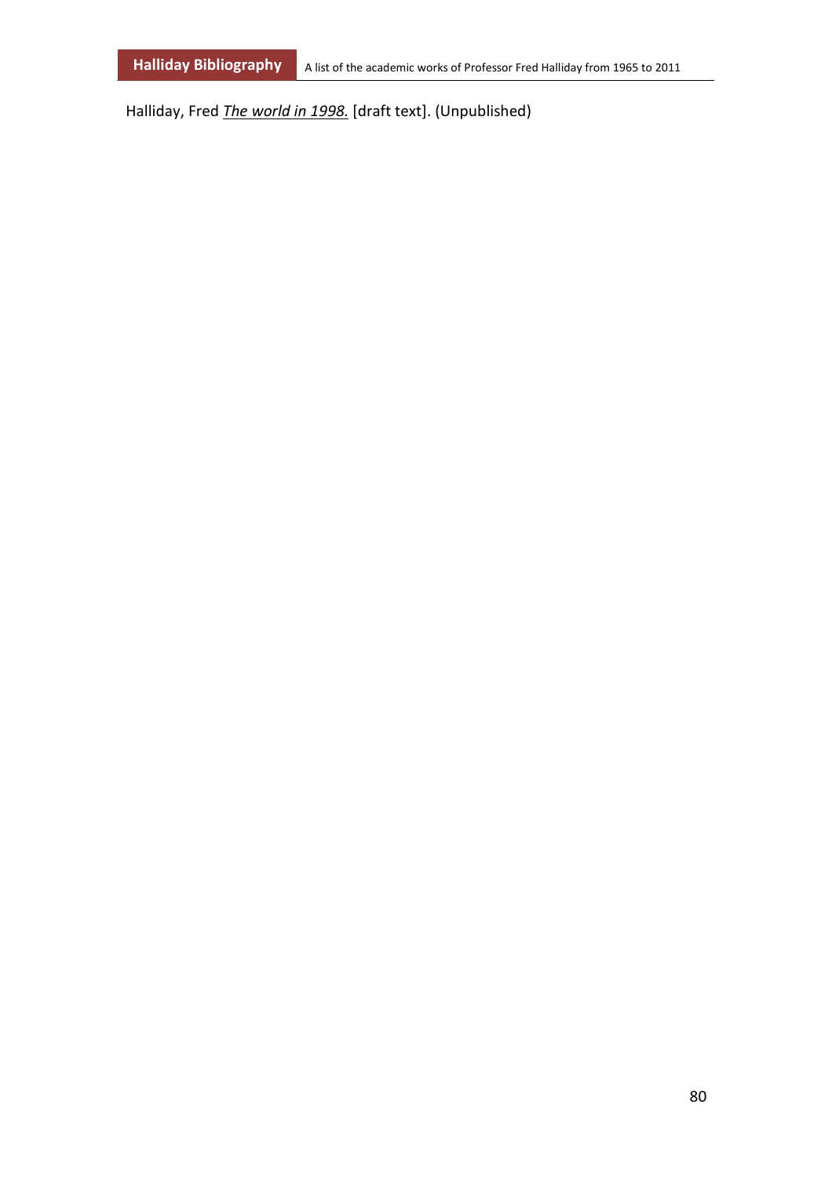Halliday, Fred *The world in 1998.* [draft text]. (Unpublished)